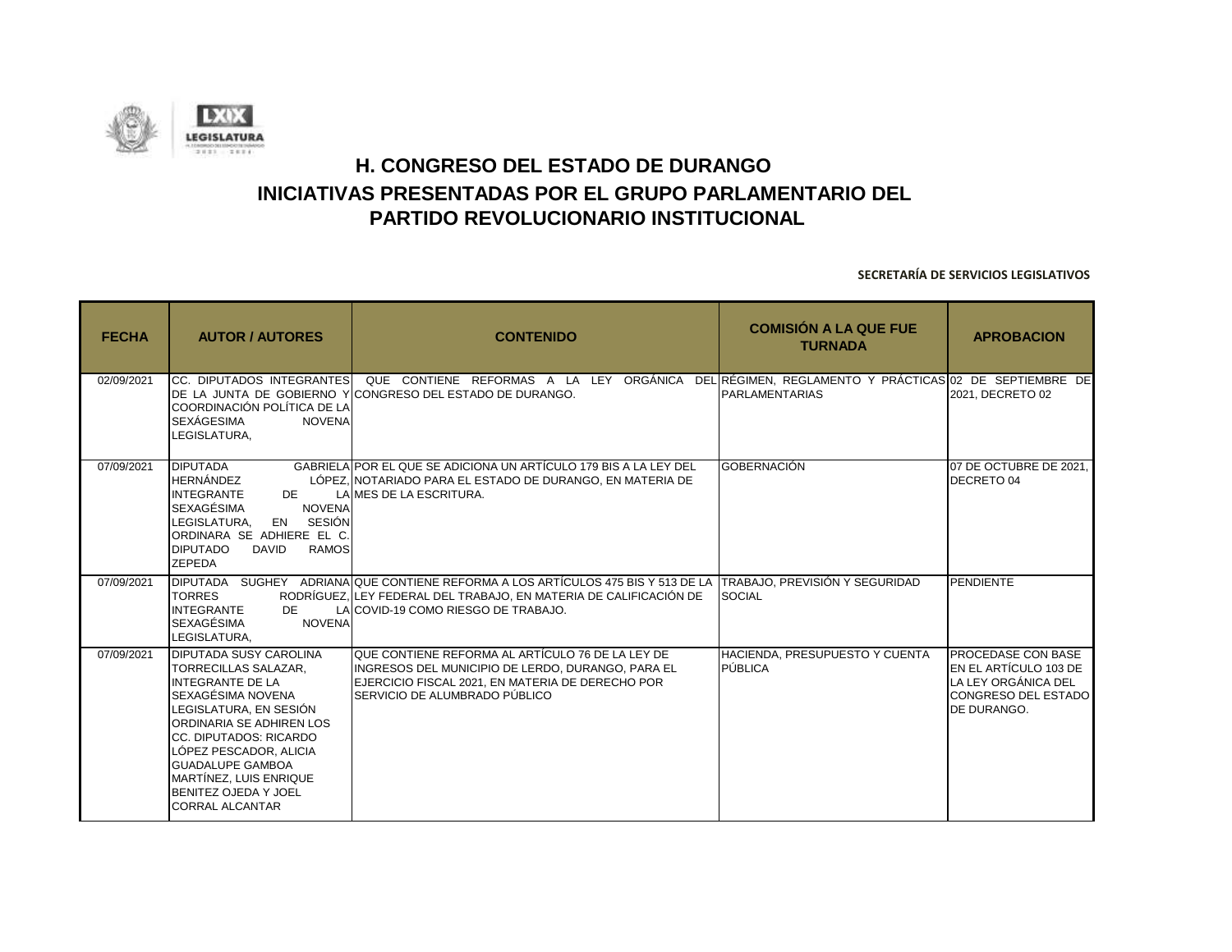# H. CONGRESO DEL ESTADO DE DURANGO
# INICIATIVAS PRESENTADAS POR EL GRUPO PARLAMENTARIO DEL PARTIDO REVOLUCIONARIO INSTITUCIONAL

**SECRETARÍA DE SERVICIOS LEGISLATIVOS**

| FECHA | AUTOR / AUTORES | CONTENIDO | COMISIÓN A LA QUE FUE TURNADA | APROBACION |
|---|---|---|---|---|
| 02/09/2021 | CC. DIPUTADOS INTEGRANTES DE LA JUNTA DE GOBIERNO Y COORDINACIÓN POLÍTICA DE LA SEXÁGESIMA NOVENA LEGISLATURA, | QUE CONTIENE REFORMAS A LA LEY ORGÁNICA DEL CONGRESO DEL ESTADO DE DURANGO. | RÉGIMEN, REGLAMENTO Y PRÁCTICAS PARLAMENTARIAS | 02 DE SEPTIEMBRE DE 2021, DECRETO 02 |
| 07/09/2021 | DIPUTADA GABRIELA HERNÁNDEZ LÓPEZ, INTEGRANTE DE LA SEXAGÉSIMA NOVENA LEGISLATURA, EN SESIÓN ORDINARA SE ADHIERE EL C. DIPUTADO DAVID RAMOS ZEPEDA | POR EL QUE SE ADICIONA UN ARTÍCULO 179 BIS A LA LEY DEL NOTARIADO PARA EL ESTADO DE DURANGO, EN MATERIA DE MES DE LA ESCRITURA. | GOBERNACIÓN | 07 DE OCTUBRE DE 2021, DECRETO 04 |
| 07/09/2021 | DIPUTADA SUGHEY ADRIANA TORRES RODRÍGUEZ, INTEGRANTE DE LA SEXAGÉSIMA NOVENA LEGISLATURA, | QUE CONTIENE REFORMA A LOS ARTÍCULOS 475 BIS Y 513 DE LA LEY FEDERAL DEL TRABAJO, EN MATERIA DE CALIFICACIÓN DE COVID-19 COMO RIESGO DE TRABAJO. | TRABAJO, PREVISIÓN Y SEGURIDAD SOCIAL | PENDIENTE |
| 07/09/2021 | DIPUTADA SUSY CAROLINA TORRECILLAS SALAZAR, INTEGRANTE DE LA SEXAGÉSIMA NOVENA LEGISLATURA, EN SESIÓN ORDINARIA SE ADHIREN LOS CC. DIPUTADOS: RICARDO LÓPEZ PESCADOR, ALICIA GUADALUPE GAMBOA MARTÍNEZ, LUIS ENRIQUE BENITEZ OJEDA Y JOEL CORRAL ALCANTAR | QUE CONTIENE REFORMA AL ARTÍCULO 76 DE LA LEY DE INGRESOS DEL MUNICIPIO DE LERDO, DURANGO, PARA EL EJERCICIO FISCAL 2021, EN MATERIA DE DERECHO POR SERVICIO DE ALUMBRADO PÚBLICO | HACIENDA, PRESUPUESTO Y CUENTA PÚBLICA | PROCEDASE CON BASE EN EL ARTÍCULO 103 DE LA LEY ORGÁNICA DEL CONGRESO DEL ESTADO DE DURANGO. |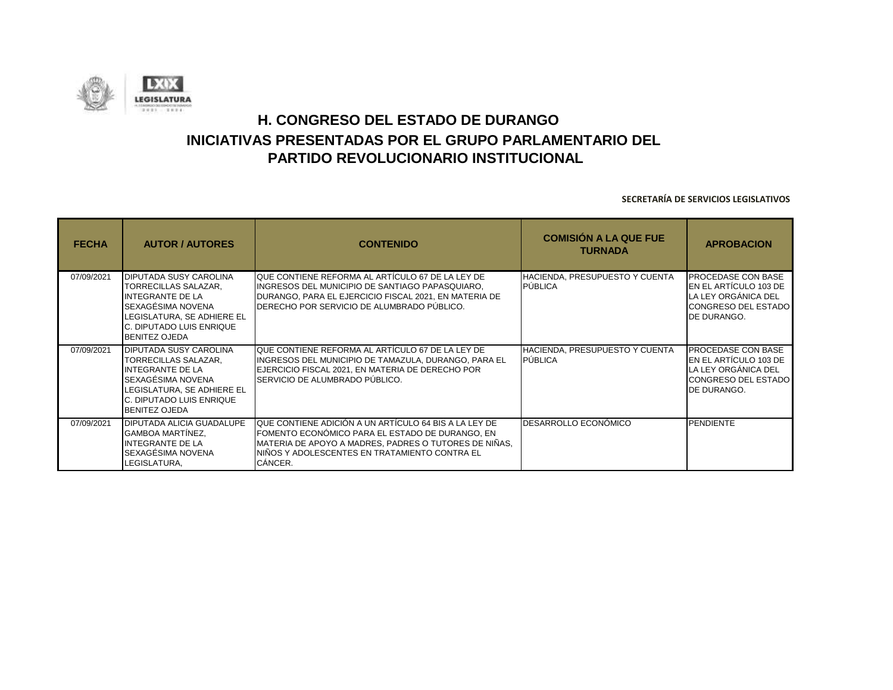# H. CONGRESO DEL ESTADO DE DURANGO

# INICIATIVAS PRESENTADAS POR EL GRUPO PARLAMENTARIO DEL PARTIDO REVOLUCIONARIO INSTITUCIONAL

**SECRETARÍA DE SERVICIOS LEGISLATIVOS**

| FECHA | AUTOR / AUTORES | CONTENIDO | COMISIÓN A LA QUE FUE TURNADA | APROBACION |
|---|---|---|---|---|
| 07/09/2021 | DIPUTADA SUSY CAROLINA TORRECILLAS SALAZAR, INTEGRANTE DE LA SEXAGÉSIMA NOVENA LEGISLATURA, SE ADHIERE EL C. DIPUTADO LUIS ENRIQUE BENITEZ OJEDA | QUE CONTIENE REFORMA AL ARTÍCULO 67 DE LA LEY DE INGRESOS DEL MUNICIPIO DE SANTIAGO PAPASQUIARO, DURANGO, PARA EL EJERCICIO FISCAL 2021, EN MATERIA DE DERECHO POR SERVICIO DE ALUMBRADO PÚBLICO. | HACIENDA, PRESUPUESTO Y CUENTA PÚBLICA | PROCEDASE CON BASE EN EL ARTÍCULO 103 DE LA LEY ORGÁNICA DEL CONGRESO DEL ESTADO DE DURANGO. |
| 07/09/2021 | DIPUTADA SUSY CAROLINA TORRECILLAS SALAZAR, INTEGRANTE DE LA SEXAGÉSIMA NOVENA LEGISLATURA, SE ADHIERE EL C. DIPUTADO LUIS ENRIQUE BENITEZ OJEDA | QUE CONTIENE REFORMA AL ARTÍCULO 67 DE LA LEY DE INGRESOS DEL MUNICIPIO DE TAMAZULA, DURANGO, PARA EL EJERCICIO FISCAL 2021, EN MATERIA DE DERECHO POR SERVICIO DE ALUMBRADO PÚBLICO. | HACIENDA, PRESUPUESTO Y CUENTA PÚBLICA | PROCEDASE CON BASE EN EL ARTÍCULO 103 DE LA LEY ORGÁNICA DEL CONGRESO DEL ESTADO DE DURANGO. |
| 07/09/2021 | DIPUTADA ALICIA GUADALUPE GAMBOA MARTÍNEZ, INTEGRANTE DE LA SEXAGÉSIMA NOVENA LEGISLATURA, | QUE CONTIENE ADICIÓN A UN ARTÍCULO 64 BIS A LA LEY DE FOMENTO ECONÓMICO PARA EL ESTADO DE DURANGO, EN MATERIA DE APOYO A MADRES, PADRES O TUTORES DE NIÑAS, NIÑOS Y ADOLESCENTES EN TRATAMIENTO CONTRA EL CÁNCER. | DESARROLLO ECONÓMICO | PENDIENTE |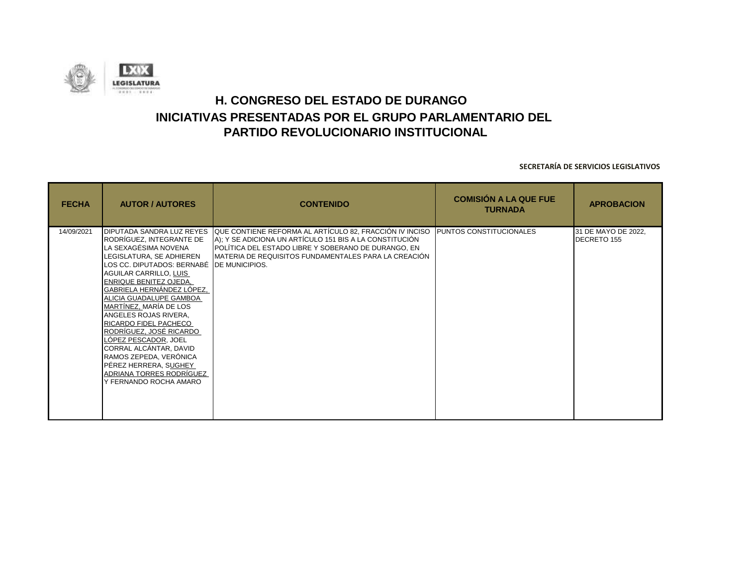# H. CONGRESO DEL ESTADO DE DURANGO

## INICIATIVAS PRESENTADAS POR EL GRUPO PARLAMENTARIO DEL PARTIDO REVOLUCIONARIO INSTITUCIONAL

**SECRETARÍA DE SERVICIOS LEGISLATIVOS**

| FECHA | AUTOR / AUTORES | CONTENIDO | COMISIÓN A LA QUE FUE TURNADA | APROBACION |
|---|---|---|---|---|
| 14/09/2021 | DIPUTADA SANDRA LUZ REYES RODRÍGUEZ, INTEGRANTE DE LA SEXAGÉSIMA NOVENA LEGISLATURA, SE ADHIEREN LOS CC. DIPUTADOS: BERNABÉ AGUILAR CARRILLO, LUIS ENRIQUE BENITEZ OJEDA, GABRIELA HERNÁNDEZ LÓPEZ, ALICIA GUADALUPE GAMBOA MARTÍNEZ, MARÍA DE LOS ANGELES ROJAS RIVERA, RICARDO FIDEL PACHECO RODRÍGUEZ, JOSÉ RICARDO LÓPEZ PESCADOR, JOEL CORRAL ALCÁNTAR, DAVID RAMOS ZEPEDA, VERÓNICA PÉREZ HERRERA, SUGHEY ADRIANA TORRES RODRÍGUEZ Y FERNANDO ROCHA AMARO | QUE CONTIENE REFORMA AL ARTÍCULO 82, FRACCIÓN IV INCISO A); Y SE ADICIONA UN ARTÍCULO 151 BIS A LA CONSTITUCIÓN POLÍTICA DEL ESTADO LIBRE Y SOBERANO DE DURANGO, EN MATERIA DE REQUISITOS FUNDAMENTALES PARA LA CREACIÓN DE MUNICIPIOS. | PUNTOS CONSTITUCIONALES | 31 DE MAYO DE 2022, DECRETO 155 |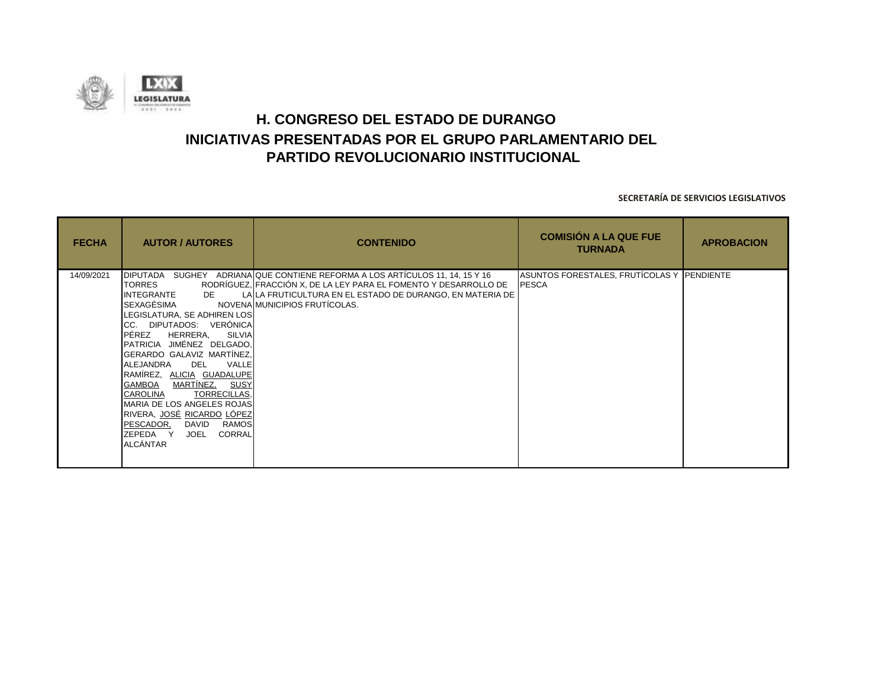# H. CONGRESO DEL ESTADO DE DURANGO

## INICIATIVAS PRESENTADAS POR EL GRUPO PARLAMENTARIO DEL PARTIDO REVOLUCIONARIO INSTITUCIONAL

**SECRETARÍA DE SERVICIOS LEGISLATIVOS**

| FECHA | AUTOR / AUTORES | CONTENIDO | COMISIÓN A LA QUE FUE TURNADA | APROBACION |
|---|---|---|---|---|
| 14/09/2021 | DIPUTADA SUGHEY ADRIANA TORRES RODRÍGUEZ, INTEGRANTE DE LA SEXAGÉSIMA NOVENA LEGISLATURA, SE ADHIREN LOS CC. DIPUTADOS: VERÓNICA PÉREZ HERRERA, SILVIA PATRICIA JIMÉNEZ DELGADO, GERARDO GALAVIZ MARTÍNEZ, ALEJANDRA DEL VALLE RAMÍREZ, ALICIA GUADALUPE GAMBOA MARTÍNEZ, SUSY CAROLINA TORRECILLAS, MARIA DE LOS ANGELES ROJAS RIVERA, JOSÉ RICARDO LÓPEZ PESCADOR, DAVID RAMOS ZEPEDA Y JOEL CORRAL ALCÁNTAR | QUE CONTIENE REFORMA A LOS ARTÍCULOS 11, 14, 15 Y 16 FRACCIÓN X, DE LA LEY PARA EL FOMENTO Y DESARROLLO DE LA FRUTICULTURA EN EL ESTADO DE DURANGO, EN MATERIA DE MUNICIPIOS FRUTÍCOLAS. | ASUNTOS FORESTALES, FRUTÍCOLAS Y PESCA | PENDIENTE |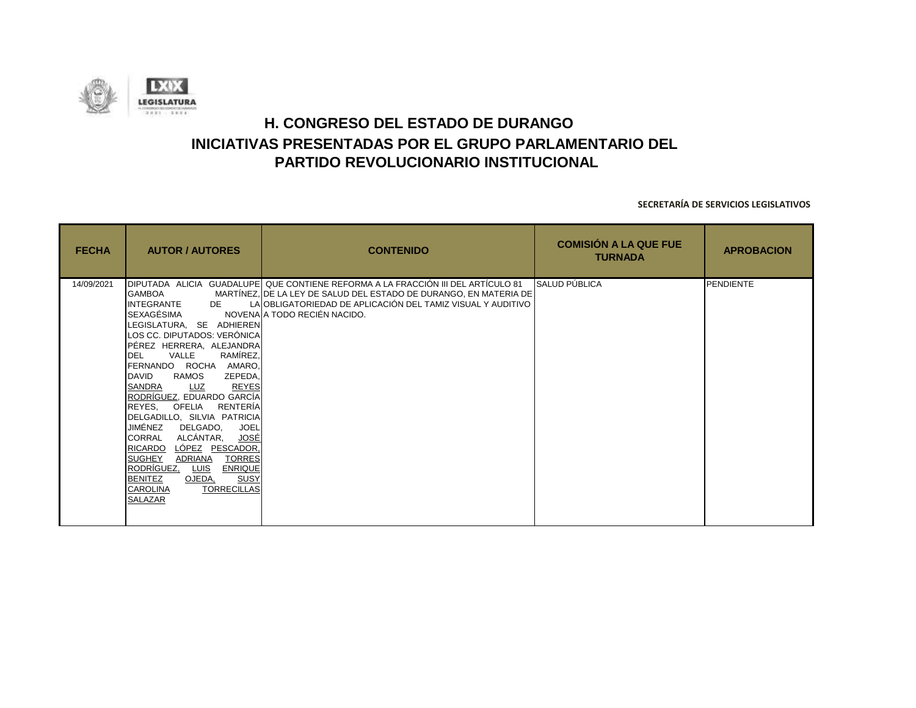# H. CONGRESO DEL ESTADO DE DURANGO

## INICIATIVAS PRESENTADAS POR EL GRUPO PARLAMENTARIO DEL PARTIDO REVOLUCIONARIO INSTITUCIONAL

**SECRETARÍA DE SERVICIOS LEGISLATIVOS**

| FECHA | AUTOR / AUTORES | CONTENIDO | COMISIÓN A LA QUE FUE TURNADA | APROBACION |
|---|---|---|---|---|
| 14/09/2021 | DIPUTADA ALICIA GUADALUPE GAMBOA MARTÍNEZ, INTEGRANTE DE LA SEXAGÉSIMA NOVENA LEGISLATURA, SE ADHIEREN LOS CC. DIPUTADOS: VERÓNICA PÉREZ HERRERA, ALEJANDRA DEL VALLE RAMÍREZ, FERNANDO ROCHA AMARO, DAVID RAMOS ZEPEDA, SANDRA LUZ REYES RODRÍGUEZ, EDUARDO GARCÍA REYES, OFELIA RENTERÍA DELGADILLO, SILVIA PATRICIA JIMÉNEZ DELGADO, JOEL CORRAL ALCÁNTAR, JOSÉ RICARDO LÓPEZ PESCADOR, SUGHEY ADRIANA TORRES RODRÍGUEZ, LUIS ENRIQUE BENITEZ OJEDA, SUSY CAROLINA TORRECILLAS SALAZAR | QUE CONTIENE REFORMA A LA FRACCIÓN III DEL ARTÍCULO 81 DE LA LEY DE SALUD DEL ESTADO DE DURANGO, EN MATERIA DE OBLIGATORIEDAD DE APLICACIÓN DEL TAMIZ VISUAL Y AUDITIVO A TODO RECIÉN NACIDO. | SALUD PÚBLICA | PENDIENTE |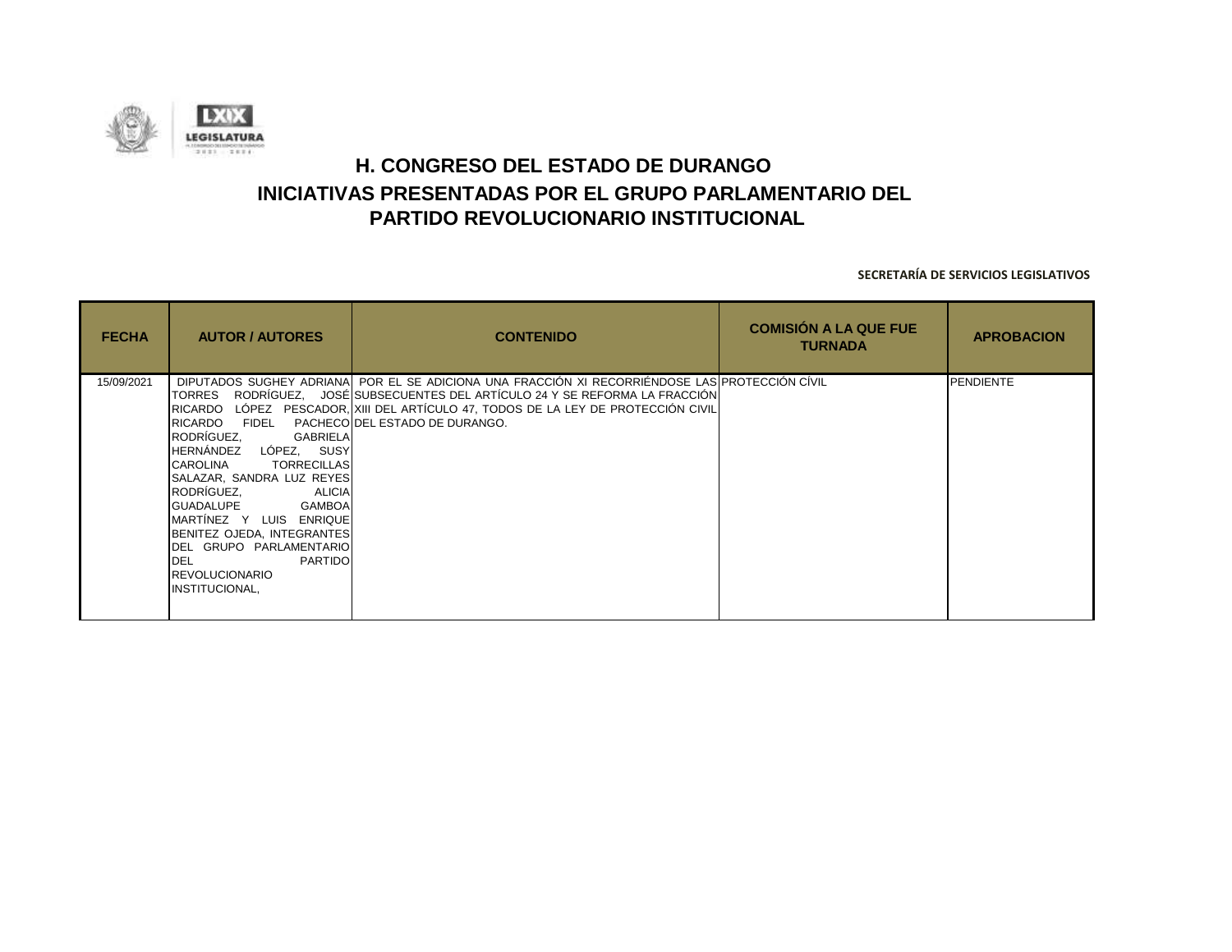# H. CONGRESO DEL ESTADO DE DURANGO

## INICIATIVAS PRESENTADAS POR EL GRUPO PARLAMENTARIO DEL PARTIDO REVOLUCIONARIO INSTITUCIONAL

**SECRETARÍA DE SERVICIOS LEGISLATIVOS**

| FECHA | AUTOR / AUTORES | CONTENIDO | COMISIÓN A LA QUE FUE TURNADA | APROBACION |
|---|---|---|---|---|
| 15/09/2021 | DIPUTADOS SUGHEY ADRIANA TORRES RODRÍGUEZ, JOSÉ RICARDO LÓPEZ PESCADOR, RICARDO FIDEL PACHECO RODRÍGUEZ, GABRIELA HERNÁNDEZ LÓPEZ, SUSY CAROLINA TORRECILLAS SALAZAR, SANDRA LUZ REYES RODRÍGUEZ, ALICIA GUADALUPE GAMBOA MARTÍNEZ Y LUIS ENRIQUE BENITEZ OJEDA, INTEGRANTES DEL GRUPO PARLAMENTARIO DEL PARTIDO REVOLUCIONARIO INSTITUCIONAL, | POR EL SE ADICIONA UNA FRACCIÓN XI RECORRIÉNDOSE LAS SUBSECUENTES DEL ARTÍCULO 24 Y SE REFORMA LA FRACCIÓN XIII DEL ARTÍCULO 47, TODOS DE LA LEY DE PROTECCIÓN CIVIL DEL ESTADO DE DURANGO. | PROTECCIÓN CÍVIL | PENDIENTE |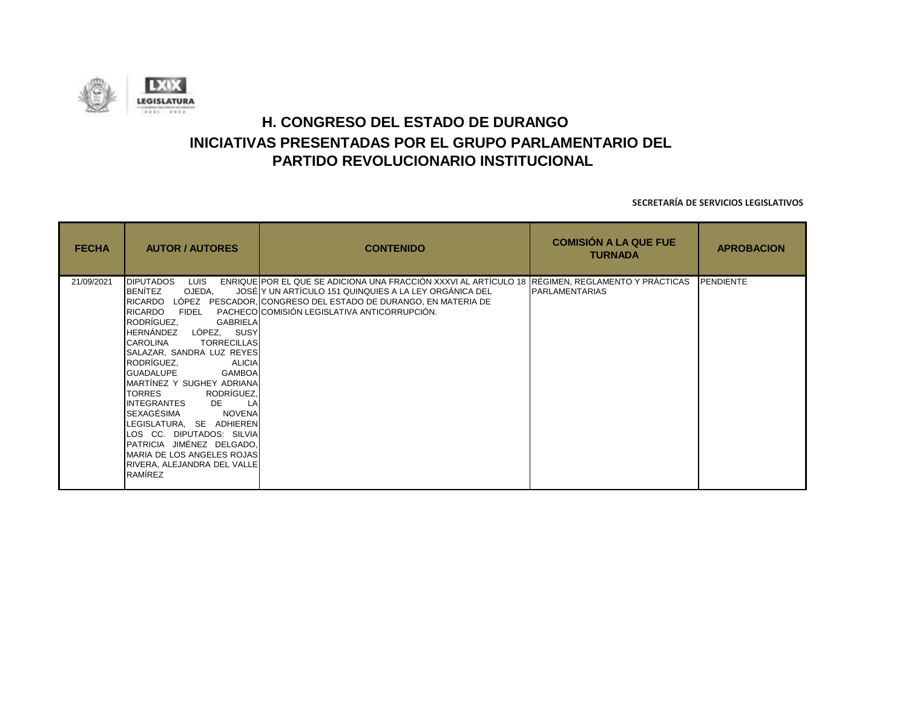# H. CONGRESO DEL ESTADO DE DURANGO

## INICIATIVAS PRESENTADAS POR EL GRUPO PARLAMENTARIO DEL PARTIDO REVOLUCIONARIO INSTITUCIONAL

**SECRETARÍA DE SERVICIOS LEGISLATIVOS**

| FECHA | AUTOR / AUTORES | CONTENIDO | COMISIÓN A LA QUE FUE TURNADA | APROBACION |
|---|---|---|---|---|
| 21/09/2021 | DIPUTADOS LUIS ENRIQUE BENÍTEZ OJEDA, JOSÉ RICARDO LÓPEZ PESCADOR, RICARDO FIDEL PACHECO RODRÍGUEZ, GABRIELA HERNÁNDEZ LÓPEZ, SUSY CAROLINA TORRECILLAS SALAZAR, SANDRA LUZ REYES RODRÍGUEZ, ALICIA GUADALUPE GAMBOA MARTÍNEZ Y SUGHEY ADRIANA TORRES RODRÍGUEZ, INTEGRANTES DE LA SEXAGÉSIMA NOVENA LEGISLATURA, SE ADHIEREN LOS CC. DIPUTADOS: SILVIA PATRICIA JIMÉNEZ DELGADO, MARIA DE LOS ANGELES ROJAS RIVERA, ALEJANDRA DEL VALLE RAMÍREZ | POR EL QUE SE ADICIONA UNA FRACCIÓN XXXVI AL ARTÍCULO 18 Y UN ARTÍCULO 151 QUINQUIES A LA LEY ORGÁNICA DEL CONGRESO DEL ESTADO DE DURANGO, EN MATERIA DE COMISIÓN LEGISLATIVA ANTICORRUPCIÓN. | RÉGIMEN, REGLAMENTO Y PRÁCTICAS PARLAMENTARIAS | PENDIENTE |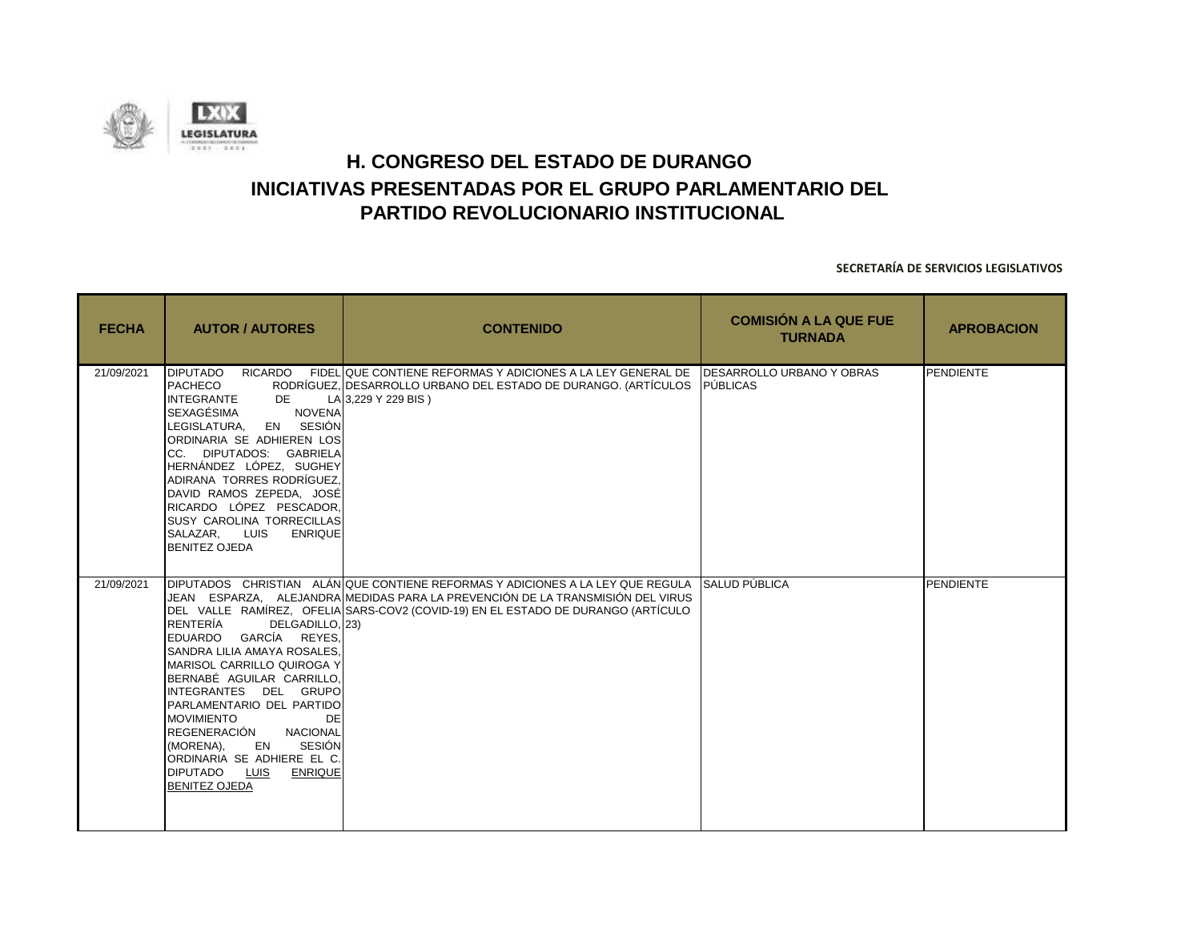# H. CONGRESO DEL ESTADO DE DURANGO

## INICIATIVAS PRESENTADAS POR EL GRUPO PARLAMENTARIO DEL PARTIDO REVOLUCIONARIO INSTITUCIONAL

**SECRETARÍA DE SERVICIOS LEGISLATIVOS**

| FECHA | AUTOR / AUTORES | CONTENIDO | COMISIÓN A LA QUE FUE TURNADA | APROBACION |
|---|---|---|---|---|
| 21/09/2021 | DIPUTADO RICARDO FIDEL PACHECO RODRÍGUEZ, INTEGRANTE DE LA SEXAGÉSIMA NOVENA LEGISLATURA, EN SESIÓN ORDINARIA SE ADHIEREN LOS CC. DIPUTADOS: GABRIELA HERNÁNDEZ LÓPEZ, SUGHEY ADIRANA TORRES RODRÍGUEZ, DAVID RAMOS ZEPEDA, JOSÉ RICARDO LÓPEZ PESCADOR, SUSY CAROLINA TORRECILLAS SALAZAR, LUIS ENRIQUE BENITEZ OJEDA | QUE CONTIENE REFORMAS Y ADICIONES A LA LEY GENERAL DE DESARROLLO URBANO DEL ESTADO DE DURANGO. (ARTÍCULOS 3,229 Y 229 BIS ) | DESARROLLO URBANO Y OBRAS PÚBLICAS | PENDIENTE |
| 21/09/2021 | DIPUTADOS CHRISTIAN ALÁN JEAN ESPARZA, ALEJANDRA DEL VALLE RAMÍREZ, OFELIA RENTERÍA DELGADILLO, EDUARDO GARCÍA REYES, SANDRA LILIA AMAYA ROSALES, MARISOL CARRILLO QUIROGA Y BERNABÉ AGUILAR CARRILLO, INTEGRANTES DEL GRUPO PARLAMENTARIO DEL PARTIDO MOVIMIENTO DE REGENERACIÓN NACIONAL (MORENA), EN SESIÓN ORDINARIA SE ADHIERE EL C. DIPUTADO LUIS ENRIQUE BENITEZ OJEDA | QUE CONTIENE REFORMAS Y ADICIONES A LA LEY QUE REGULA MEDIDAS PARA LA PREVENCIÓN DE LA TRANSMISIÓN DEL VIRUS SARS-COV2 (COVID-19) EN EL ESTADO DE DURANGO (ARTÍCULO 23) | SALUD PÚBLICA | PENDIENTE |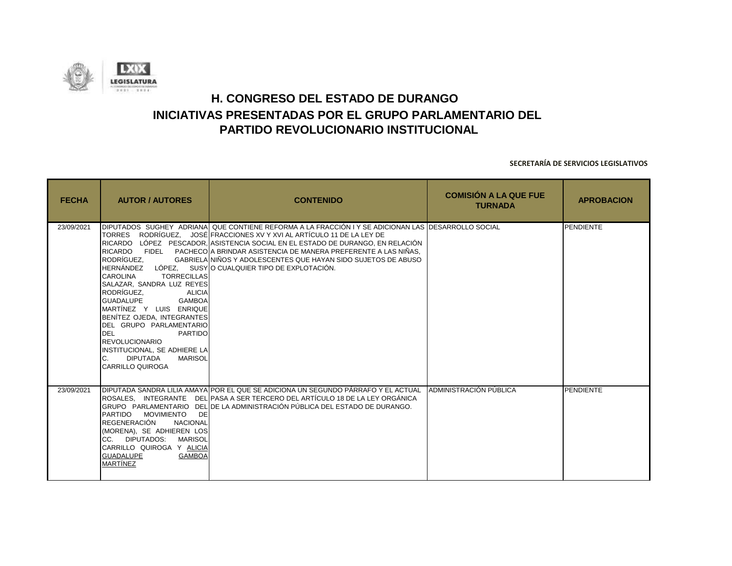# H. CONGRESO DEL ESTADO DE DURANGO

## INICIATIVAS PRESENTADAS POR EL GRUPO PARLAMENTARIO DEL PARTIDO REVOLUCIONARIO INSTITUCIONAL

**SECRETARÍA DE SERVICIOS LEGISLATIVOS**

| FECHA | AUTOR / AUTORES | CONTENIDO | COMISIÓN A LA QUE FUE TURNADA | APROBACION |
|---|---|---|---|---|
| 23/09/2021 | DIPUTADOS SUGHEY ADRIANA TORRES RODRÍGUEZ, JOSÉ RICARDO LÓPEZ PESCADOR, RICARDO FIDEL PACHECO RODRÍGUEZ, GABRIELA HERNÁNDEZ LÓPEZ, SUSY CAROLINA TORRECILLAS SALAZAR, SANDRA LUZ REYES RODRÍGUEZ, ALICIA GUADALUPE GAMBOA MARTÍNEZ Y LUIS ENRIQUE BENÍTEZ OJEDA, INTEGRANTES DEL GRUPO PARLAMENTARIO DEL PARTIDO REVOLUCIONARIO INSTITUCIONAL, SE ADHIERE LA C. DIPUTADA MARISOL CARRILLO QUIROGA | QUE CONTIENE REFORMA A LA FRACCIÓN I Y SE ADICIONAN LAS FRACCIONES XV Y XVI AL ARTÍCULO 11 DE LA LEY DE ASISTENCIA SOCIAL EN EL ESTADO DE DURANGO, EN RELACIÓN A BRINDAR ASISTENCIA DE MANERA PREFERENTE A LAS NIÑAS, NIÑOS Y ADOLESCENTES QUE HAYAN SIDO SUJETOS DE ABUSO O CUALQUIER TIPO DE EXPLOTACIÓN. | DESARROLLO SOCIAL | PENDIENTE |
| 23/09/2021 | DIPUTADA SANDRA LILIA AMAYA ROSALES, INTEGRANTE DEL GRUPO PARLAMENTARIO DEL PARTIDO MOVIMIENTO DE REGENERACIÓN NACIONAL (MORENA), SE ADHIEREN LOS CC. DIPUTADOS: MARISOL CARRILLO QUIROGA Y ALICIA GUADALUPE GAMBOA MARTÍNEZ | POR EL QUE SE ADICIONA UN SEGUNDO PÁRRAFO Y EL ACTUAL PASA A SER TERCERO DEL ARTÍCULO 18 DE LA LEY ORGÁNICA DE LA ADMINISTRACIÓN PÚBLICA DEL ESTADO DE DURANGO. | ADMINISTRACIÓN PÚBLICA | PENDIENTE |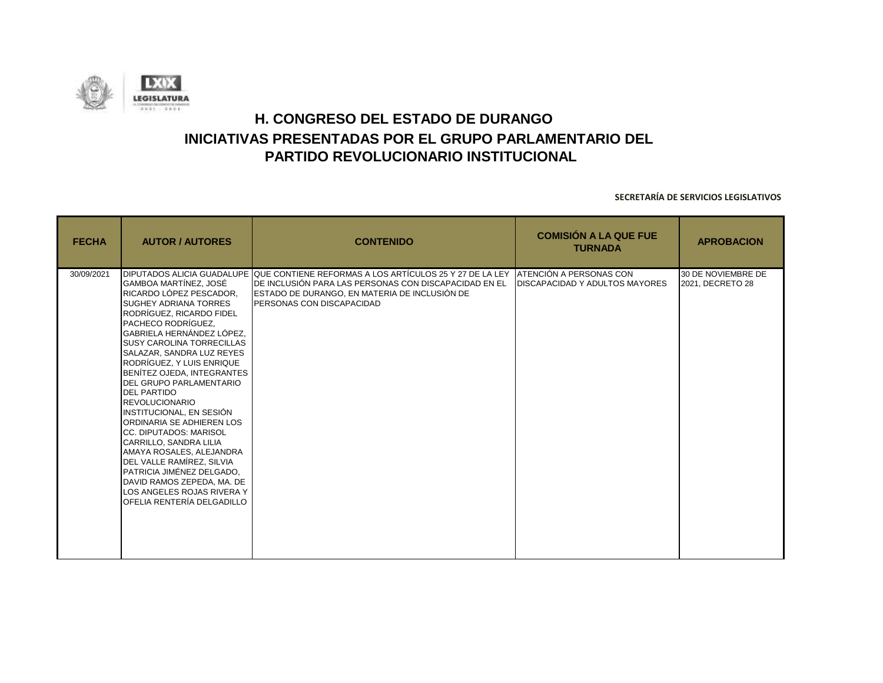# H. CONGRESO DEL ESTADO DE DURANGO

## INICIATIVAS PRESENTADAS POR EL GRUPO PARLAMENTARIO DEL PARTIDO REVOLUCIONARIO INSTITUCIONAL

**SECRETARÍA DE SERVICIOS LEGISLATIVOS**

| FECHA | AUTOR / AUTORES | CONTENIDO | COMISIÓN A LA QUE FUE TURNADA | APROBACION |
|---|---|---|---|---|
| 30/09/2021 | DIPUTADOS ALICIA GUADALUPE GAMBOA MARTÍNEZ, JOSÉ RICARDO LÓPEZ PESCADOR, SUGHEY ADRIANA TORRES RODRÍGUEZ, RICARDO FIDEL PACHECO RODRÍGUEZ, GABRIELA HERNÁNDEZ LÓPEZ, SUSY CAROLINA TORRECILLAS SALAZAR, SANDRA LUZ REYES RODRÍGUEZ, Y LUIS ENRIQUE BENÍTEZ OJEDA, INTEGRANTES DEL GRUPO PARLAMENTARIO DEL PARTIDO REVOLUCIONARIO INSTITUCIONAL, EN SESIÓN ORDINARIA SE ADHIEREN LOS CC. DIPUTADOS: MARISOL CARRILLO, SANDRA LILIA AMAYA ROSALES, ALEJANDRA DEL VALLE RAMÍREZ, SILVIA PATRICIA JIMÉNEZ DELGADO, DAVID RAMOS ZEPEDA, MA. DE LOS ANGELES ROJAS RIVERA Y OFELIA RENTERÍA DELGADILLO | QUE CONTIENE REFORMAS A LOS ARTÍCULOS 25 Y 27 DE LA LEY DE INCLUSIÓN PARA LAS PERSONAS CON DISCAPACIDAD EN EL ESTADO DE DURANGO, EN MATERIA DE INCLUSIÓN DE PERSONAS CON DISCAPACIDAD | ATENCIÓN A PERSONAS CON DISCAPACIDAD Y ADULTOS MAYORES | 30 DE NOVIEMBRE DE 2021, DECRETO 28 |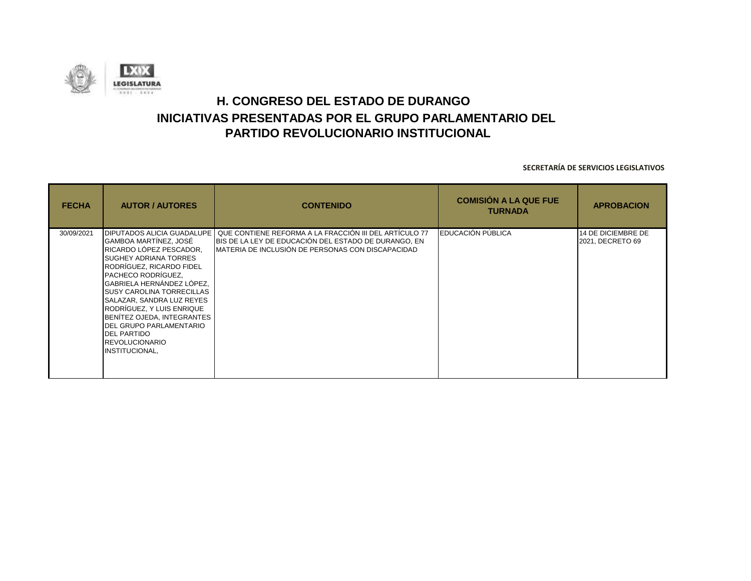# H. CONGRESO DEL ESTADO DE DURANGO

## INICIATIVAS PRESENTADAS POR EL GRUPO PARLAMENTARIO DEL PARTIDO REVOLUCIONARIO INSTITUCIONAL

**SECRETARÍA DE SERVICIOS LEGISLATIVOS**

| FECHA | AUTOR / AUTORES | CONTENIDO | COMISIÓN A LA QUE FUE TURNADA | APROBACION |
|---|---|---|---|---|
| 30/09/2021 | DIPUTADOS ALICIA GUADALUPE GAMBOA MARTÍNEZ, JOSÉ RICARDO LÓPEZ PESCADOR, SUGHEY ADRIANA TORRES RODRÍGUEZ, RICARDO FIDEL PACHECO RODRÍGUEZ, GABRIELA HERNÁNDEZ LÓPEZ, SUSY CAROLINA TORRECILLAS SALAZAR, SANDRA LUZ REYES RODRÍGUEZ, Y LUIS ENRIQUE BENÍTEZ OJEDA, INTEGRANTES DEL GRUPO PARLAMENTARIO DEL PARTIDO REVOLUCIONARIO INSTITUCIONAL, | QUE CONTIENE REFORMA A LA FRACCIÓN III DEL ARTÍCULO 77 BIS DE LA LEY DE EDUCACIÓN DEL ESTADO DE DURANGO, EN MATERIA DE INCLUSIÓN DE PERSONAS CON DISCAPACIDAD | EDUCACIÓN PÚBLICA | 14 DE DICIEMBRE DE 2021, DECRETO 69 |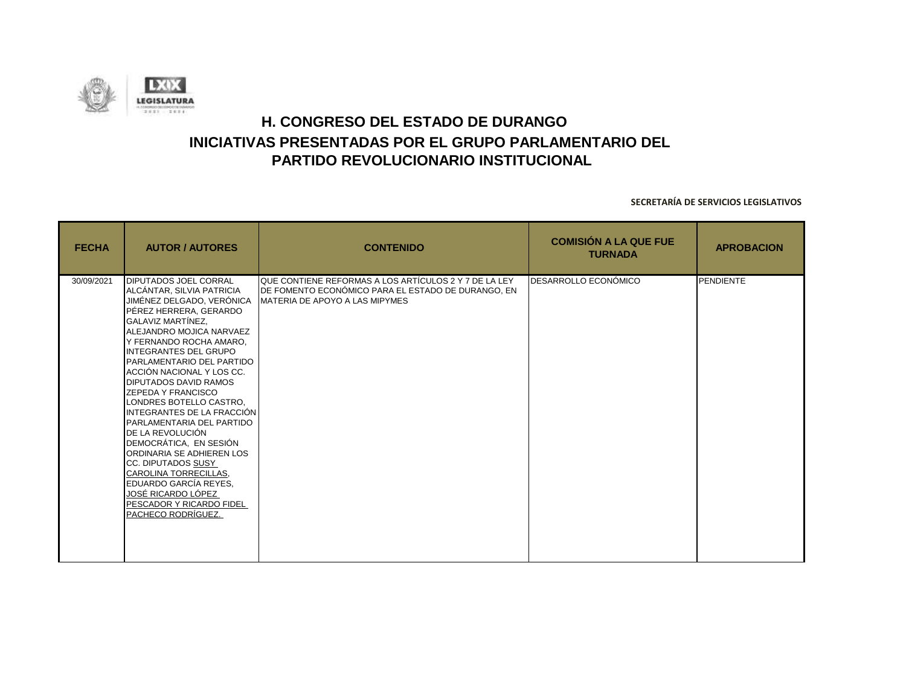# H. CONGRESO DEL ESTADO DE DURANGO

## INICIATIVAS PRESENTADAS POR EL GRUPO PARLAMENTARIO DEL PARTIDO REVOLUCIONARIO INSTITUCIONAL

**SECRETARÍA DE SERVICIOS LEGISLATIVOS**

| FECHA | AUTOR / AUTORES | CONTENIDO | COMISIÓN A LA QUE FUE TURNADA | APROBACION |
|---|---|---|---|---|
| 30/09/2021 | DIPUTADOS JOEL CORRAL ALCÁNTAR, SILVIA PATRICIA JIMÉNEZ DELGADO, VERÓNICA PÉREZ HERRERA, GERARDO GALAVIZ MARTÍNEZ, ALEJANDRO MOJICA NARVAEZ Y FERNANDO ROCHA AMARO, INTEGRANTES DEL GRUPO PARLAMENTARIO DEL PARTIDO ACCIÓN NACIONAL Y LOS CC. DIPUTADOS DAVID RAMOS ZEPEDA Y FRANCISCO LONDRES BOTELLO CASTRO, INTEGRANTES DE LA FRACCIÓN PARLAMENTARIA DEL PARTIDO DE LA REVOLUCIÓN DEMOCRÁTICA, EN SESIÓN ORDINARIA SE ADHIEREN LOS CC. DIPUTADOS SUSY CAROLINA TORRECILLAS, EDUARDO GARCÍA REYES, JOSÉ RICARDO LÓPEZ PESCADOR Y RICARDO FIDEL PACHECO RODRÍGUEZ. | QUE CONTIENE REFORMAS A LOS ARTÍCULOS 2 Y 7 DE LA LEY DE FOMENTO ECONÓMICO PARA EL ESTADO DE DURANGO, EN MATERIA DE APOYO A LAS MIPYMES | DESARROLLO ECONÓMICO | PENDIENTE |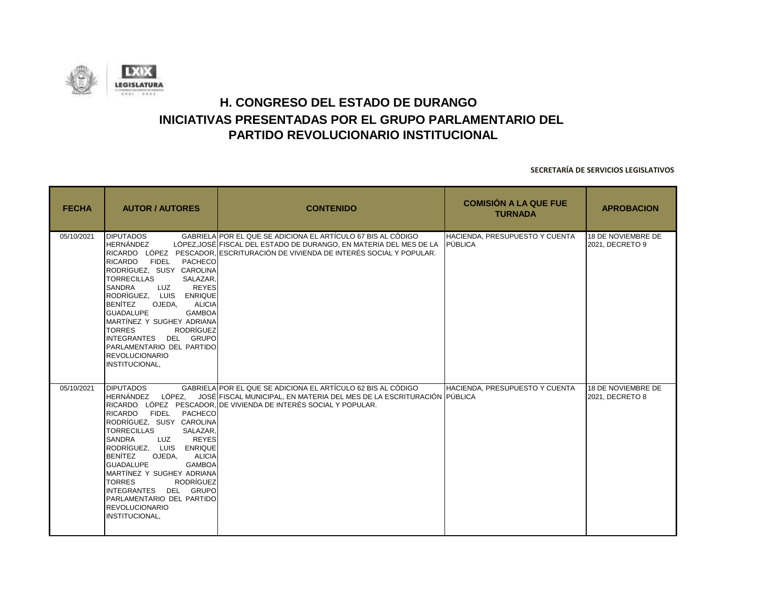# H. CONGRESO DEL ESTADO DE DURANGO

## INICIATIVAS PRESENTADAS POR EL GRUPO PARLAMENTARIO DEL PARTIDO REVOLUCIONARIO INSTITUCIONAL

**SECRETARÍA DE SERVICIOS LEGISLATIVOS**

| FECHA | AUTOR / AUTORES | CONTENIDO | COMISIÓN A LA QUE FUE TURNADA | APROBACION |
|---|---|---|---|---|
| 05/10/2021 | DIPUTADOS GABRIELA HERNÁNDEZ LÓPEZ,JOSÉ RICARDO LÓPEZ PESCADOR, RICARDO FIDEL PACHECO RODRÍGUEZ, SUSY CAROLINA TORRECILLAS SALAZAR, SANDRA LUZ REYES RODRÍGUEZ, LUIS ENRIQUE BENÍTEZ OJEDA, ALICIA GUADALUPE GAMBOA MARTÍNEZ Y SUGHEY ADRIANA TORRES RODRÍGUEZ INTEGRANTES DEL GRUPO PARLAMENTARIO DEL PARTIDO REVOLUCIONARIO INSTITUCIONAL, | POR EL QUE SE ADICIONA EL ARTÍCULO 67 BIS AL CÓDIGO FISCAL DEL ESTADO DE DURANGO, EN MATERIA DEL MES DE LA ESCRITURACIÓN DE VIVIENDA DE INTERÉS SOCIAL Y POPULAR. | HACIENDA, PRESUPUESTO Y CUENTA PÚBLICA | 18 DE NOVIEMBRE DE 2021, DECRETO 9 |
| 05/10/2021 | DIPUTADOS GABRIELA HERNÁNDEZ LÓPEZ, JOSÉ RICARDO LÓPEZ PESCADOR, RICARDO FIDEL PACHECO RODRÍGUEZ, SUSY CAROLINA TORRECILLAS SALAZAR, SANDRA LUZ REYES RODRÍGUEZ, LUIS ENRIQUE BENÍTEZ OJEDA, ALICIA GUADALUPE GAMBOA MARTÍNEZ Y SUGHEY ADRIANA TORRES RODRÍGUEZ INTEGRANTES DEL GRUPO PARLAMENTARIO DEL PARTIDO REVOLUCIONARIO INSTITUCIONAL, | POR EL QUE SE ADICIONA EL ARTÍCULO 62 BIS AL CÓDIGO FISCAL MUNICIPAL, EN MATERIA DEL MES DE LA ESCRITURACIÓN DE VIVIENDA DE INTERÉS SOCIAL Y POPULAR. | HACIENDA, PRESUPUESTO Y CUENTA PÚBLICA | 18 DE NOVIEMBRE DE 2021, DECRETO 8 |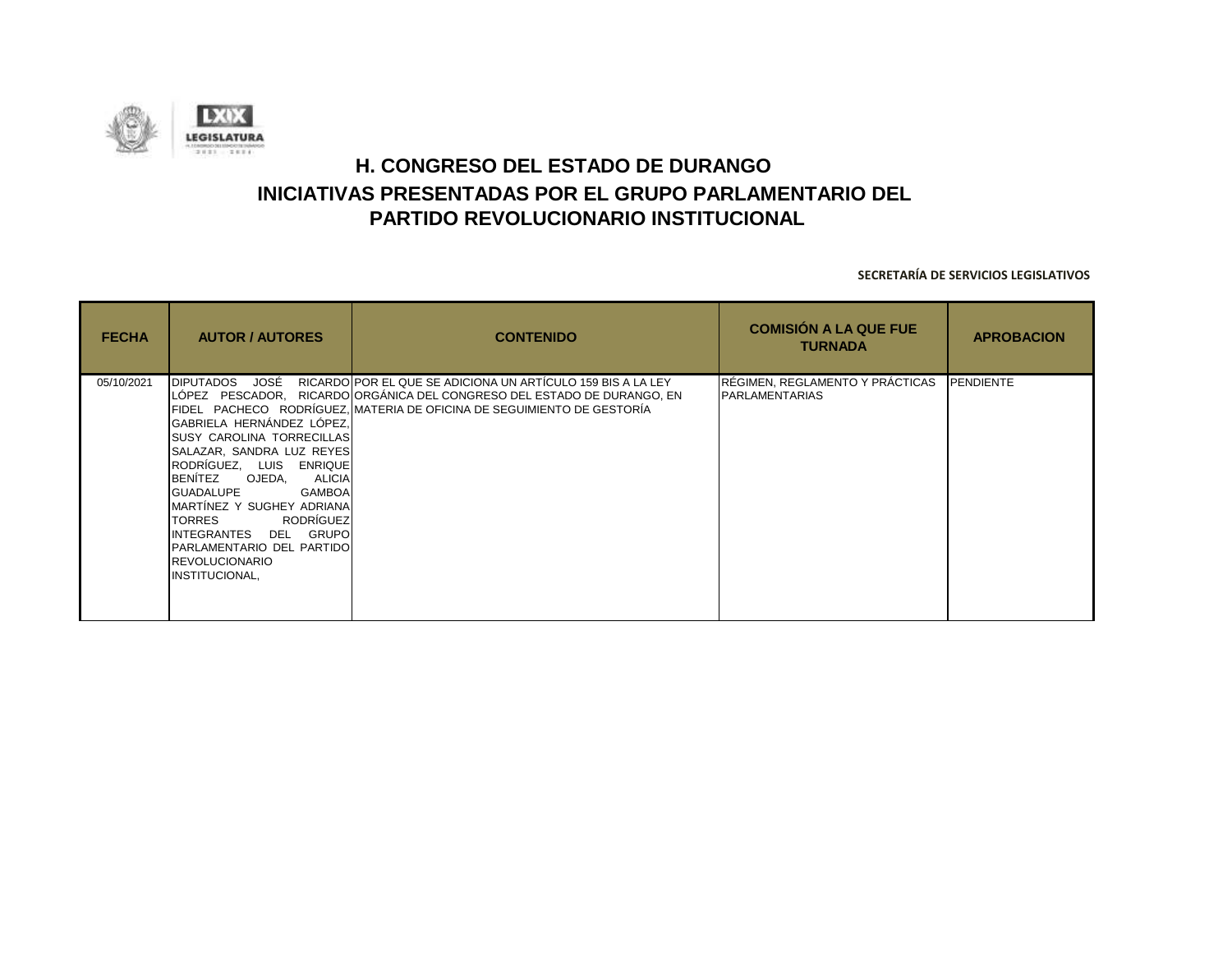# H. CONGRESO DEL ESTADO DE DURANGO

## INICIATIVAS PRESENTADAS POR EL GRUPO PARLAMENTARIO DEL PARTIDO REVOLUCIONARIO INSTITUCIONAL

**SECRETARÍA DE SERVICIOS LEGISLATIVOS**

| FECHA | AUTOR / AUTORES | CONTENIDO | COMISIÓN A LA QUE FUE TURNADA | APROBACION |
|---|---|---|---|---|
| 05/10/2021 | DIPUTADOS JOSÉ RICARDO LÓPEZ PESCADOR, RICARDO FIDEL PACHECO RODRÍGUEZ, GABRIELA HERNÁNDEZ LÓPEZ, SUSY CAROLINA TORRECILLAS SALAZAR, SANDRA LUZ REYES RODRÍGUEZ, LUIS ENRIQUE BENÍTEZ OJEDA, ALICIA GUADALUPE GAMBOA MARTÍNEZ Y SUGHEY ADRIANA TORRES RODRÍGUEZ INTEGRANTES DEL GRUPO PARLAMENTARIO DEL PARTIDO REVOLUCIONARIO INSTITUCIONAL, | POR EL QUE SE ADICIONA UN ARTÍCULO 159 BIS A LA LEY ORGÁNICA DEL CONGRESO DEL ESTADO DE DURANGO, EN MATERIA DE OFICINA DE SEGUIMIENTO DE GESTORÍA | RÉGIMEN, REGLAMENTO Y PRÁCTICAS PARLAMENTARIAS | PENDIENTE |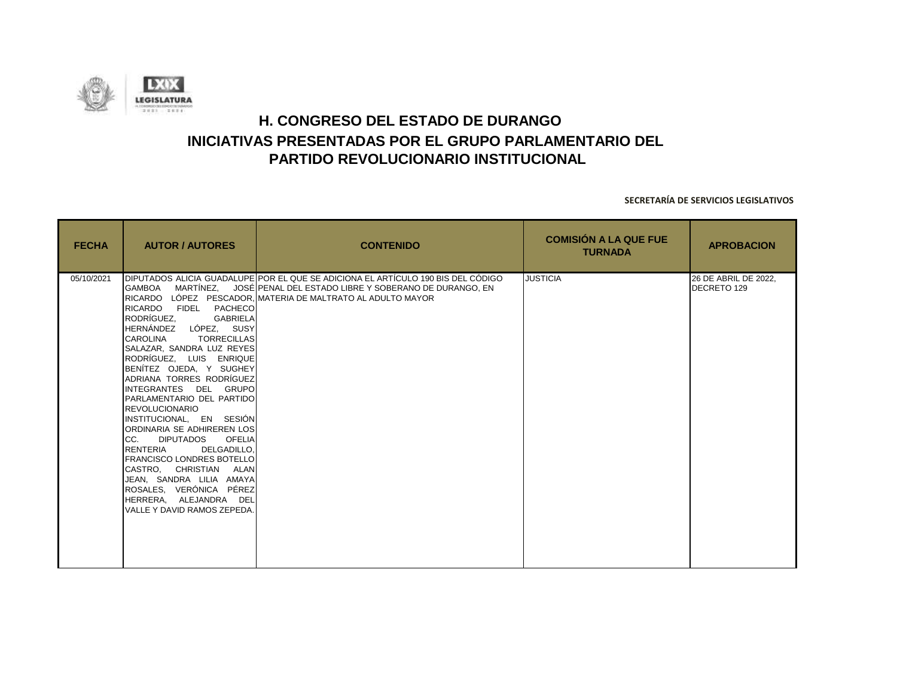# H. CONGRESO DEL ESTADO DE DURANGO

## INICIATIVAS PRESENTADAS POR EL GRUPO PARLAMENTARIO DEL PARTIDO REVOLUCIONARIO INSTITUCIONAL

**SECRETARÍA DE SERVICIOS LEGISLATIVOS**

| FECHA | AUTOR / AUTORES | CONTENIDO | COMISIÓN A LA QUE FUE TURNADA | APROBACION |
|---|---|---|---|---|
| 05/10/2021 | DIPUTADOS ALICIA GUADALUPE GAMBOA MARTÍNEZ, JOSÉ RICARDO LÓPEZ PESCADOR, RICARDO FIDEL PACHECO RODRÍGUEZ, GABRIELA HERNÁNDEZ LÓPEZ, SUSY CAROLINA TORRECILLAS SALAZAR, SANDRA LUZ REYES RODRÍGUEZ, LUIS ENRIQUE BENÍTEZ OJEDA, Y SUGHEY ADRIANA TORRES RODRÍGUEZ INTEGRANTES DEL GRUPO PARLAMENTARIO DEL PARTIDO REVOLUCIONARIO INSTITUCIONAL, EN SESIÓN ORDINARIA SE ADHIREREN LOS CC. DIPUTADOS OFELIA RENTERIA DELGADILLO, FRANCISCO LONDRES BOTELLO CASTRO, CHRISTIAN ALAN JEAN, SANDRA LILIA AMAYA ROSALES, VERÓNICA PÉREZ HERRERA, ALEJANDRA DEL VALLE Y DAVID RAMOS ZEPEDA. | POR EL QUE SE ADICIONA EL ARTÍCULO 190 BIS DEL CÓDIGO PENAL DEL ESTADO LIBRE Y SOBERANO DE DURANGO, EN MATERIA DE MALTRATO AL ADULTO MAYOR | JUSTICIA | 26 DE ABRIL DE 2022, DECRETO 129 |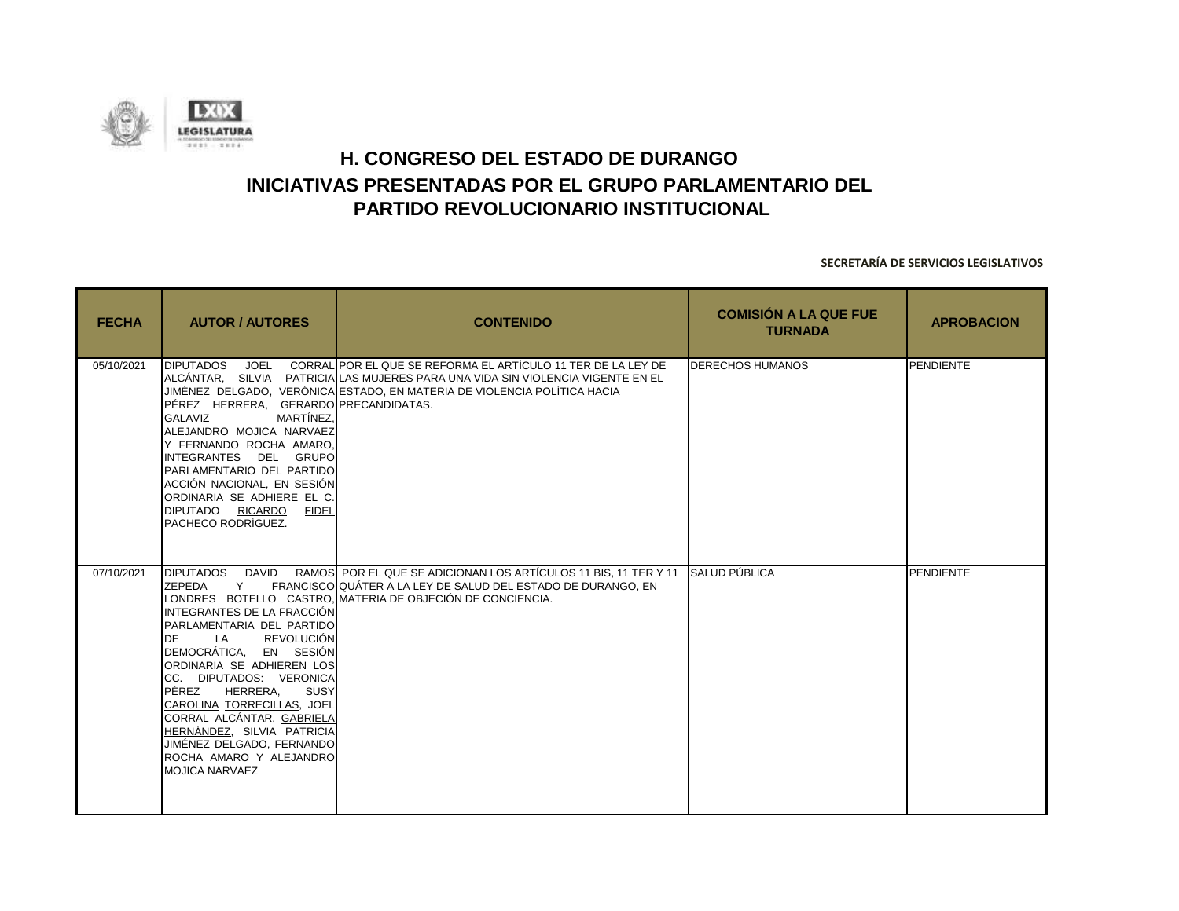# H. CONGRESO DEL ESTADO DE DURANGO

## INICIATIVAS PRESENTADAS POR EL GRUPO PARLAMENTARIO DEL PARTIDO REVOLUCIONARIO INSTITUCIONAL

**SECRETARÍA DE SERVICIOS LEGISLATIVOS**

| FECHA | AUTOR / AUTORES | CONTENIDO | COMISIÓN A LA QUE FUE TURNADA | APROBACION |
|---|---|---|---|---|
| 05/10/2021 | DIPUTADOS JOEL CORRAL ALCÁNTAR, SILVIA PATRICIA JIMÉNEZ DELGADO, VERÓNICA PÉREZ HERRERA, GERARDO GALAVIZ MARTÍNEZ, ALEJANDRO MOJICA NARVAEZ Y FERNANDO ROCHA AMARO, INTEGRANTES DEL GRUPO PARLAMENTARIO DEL PARTIDO ACCIÓN NACIONAL, EN SESIÓN ORDINARIA SE ADHIERE EL C. DIPUTADO RICARDO FIDEL PACHECO RODRÍGUEZ. | POR EL QUE SE REFORMA EL ARTÍCULO 11 TER DE LA LEY DE LAS MUJERES PARA UNA VIDA SIN VIOLENCIA VIGENTE EN EL ESTADO, EN MATERIA DE VIOLENCIA POLÍTICA HACIA PRECANDIDATAS. | DERECHOS HUMANOS | PENDIENTE |
| 07/10/2021 | DIPUTADOS DAVID RAMOS ZEPEDA Y FRANCISCO LONDRES BOTELLO CASTRO, INTEGRANTES DE LA FRACCIÓN PARLAMENTARIA DEL PARTIDO DE LA REVOLUCIÓN DEMOCRÁTICA, EN SESIÓN ORDINARIA SE ADHIEREN LOS CC. DIPUTADOS: VERONICA PÉREZ HERRERA, SUSY CAROLINA TORRECILLAS, JOEL CORRAL ALCÁNTAR, GABRIELA HERNÁNDEZ, SILVIA PATRICIA JIMÉNEZ DELGADO, FERNANDO ROCHA AMARO Y ALEJANDRO MOJICA NARVAEZ | POR EL QUE SE ADICIONAN LOS ARTÍCULOS 11 BIS, 11 TER Y 11 QUÁTER A LA LEY DE SALUD DEL ESTADO DE DURANGO, EN MATERIA DE OBJECIÓN DE CONCIENCIA. | SALUD PÚBLICA | PENDIENTE |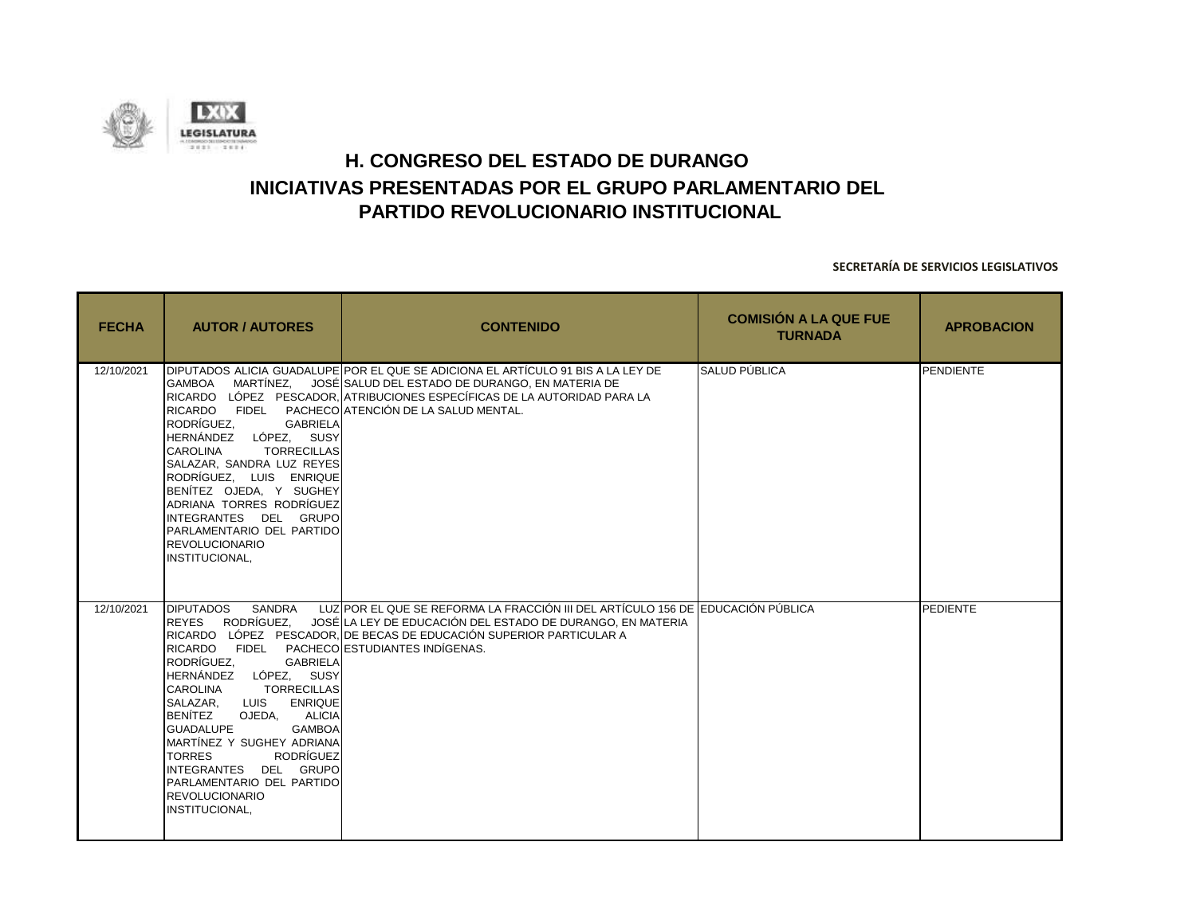# H. CONGRESO DEL ESTADO DE DURANGO

## INICIATIVAS PRESENTADAS POR EL GRUPO PARLAMENTARIO DEL PARTIDO REVOLUCIONARIO INSTITUCIONAL

**SECRETARÍA DE SERVICIOS LEGISLATIVOS**

| FECHA | AUTOR / AUTORES | CONTENIDO | COMISIÓN A LA QUE FUE TURNADA | APROBACION |
|---|---|---|---|---|
| 12/10/2021 | DIPUTADOS ALICIA GUADALUPE GAMBOA MARTÍNEZ, JOSÉ RICARDO LÓPEZ PESCADOR, RICARDO FIDEL PACHECO RODRÍGUEZ, GABRIELA HERNÁNDEZ LÓPEZ, SUSY CAROLINA TORRECILLAS SALAZAR, SANDRA LUZ REYES RODRÍGUEZ, LUIS ENRIQUE BENÍTEZ OJEDA, Y SUGHEY ADRIANA TORRES RODRÍGUEZ INTEGRANTES DEL GRUPO PARLAMENTARIO DEL PARTIDO REVOLUCIONARIO INSTITUCIONAL, | POR EL QUE SE ADICIONA EL ARTÍCULO 91 BIS A LA LEY DE SALUD DEL ESTADO DE DURANGO, EN MATERIA DE ATRIBUCIONES ESPECÍFICAS DE LA AUTORIDAD PARA LA ATENCIÓN DE LA SALUD MENTAL. | SALUD PÚBLICA | PENDIENTE |
| 12/10/2021 | DIPUTADOS SANDRA LUZ REYES RODRÍGUEZ, JOSÉ RICARDO LÓPEZ PESCADOR, RICARDO FIDEL PACHECO RODRÍGUEZ, GABRIELA HERNÁNDEZ LÓPEZ, SUSY CAROLINA TORRECILLAS SALAZAR, LUIS ENRIQUE BENÍTEZ OJEDA, ALICIA GUADALUPE GAMBOA MARTÍNEZ Y SUGHEY ADRIANA TORRES RODRÍGUEZ INTEGRANTES DEL GRUPO PARLAMENTARIO DEL PARTIDO REVOLUCIONARIO INSTITUCIONAL, | POR EL QUE SE REFORMA LA FRACCIÓN III DEL ARTÍCULO 156 DE LA LEY DE EDUCACIÓN DEL ESTADO DE DURANGO, EN MATERIA DE BECAS DE EDUCACIÓN SUPERIOR PARTICULAR A ESTUDIANTES INDÍGENAS. | EDUCACIÓN PÚBLICA | PEDIENTE |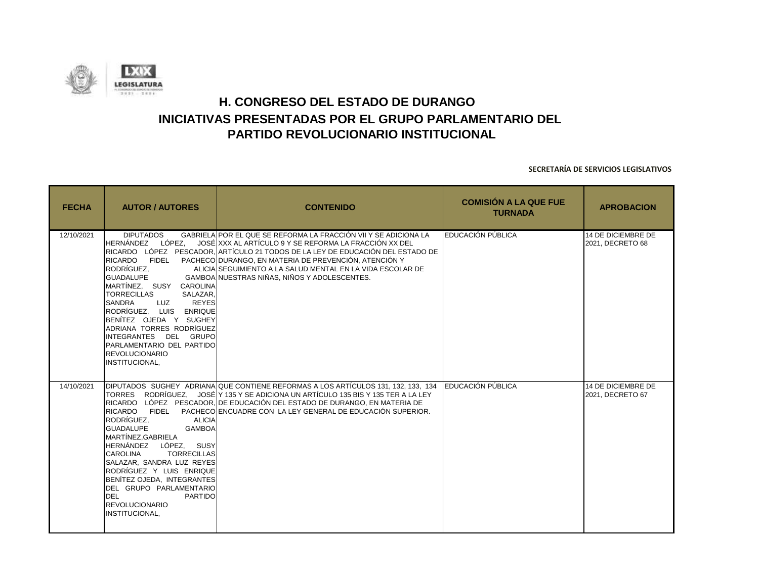# H. CONGRESO DEL ESTADO DE DURANGO

## INICIATIVAS PRESENTADAS POR EL GRUPO PARLAMENTARIO DEL PARTIDO REVOLUCIONARIO INSTITUCIONAL

**SECRETARÍA DE SERVICIOS LEGISLATIVOS**

| FECHA | AUTOR / AUTORES | CONTENIDO | COMISIÓN A LA QUE FUE TURNADA | APROBACION |
|---|---|---|---|---|
| 12/10/2021 | DIPUTADOS GABRIELA HERNÁNDEZ LÓPEZ, JOSÉ RICARDO LÓPEZ PESCADOR, RICARDO FIDEL PACHECO RODRÍGUEZ, ALICIA GUADALUPE GAMBOA MARTÍNEZ, SUSY CAROLINA TORRECILLAS SALAZAR, SANDRA LUZ REYES RODRÍGUEZ, LUIS ENRIQUE BENÍTEZ OJEDA Y SUGHEY ADRIANA TORRES RODRÍGUEZ INTEGRANTES DEL GRUPO PARLAMENTARIO DEL PARTIDO REVOLUCIONARIO INSTITUCIONAL, | POR EL QUE SE REFORMA LA FRACCIÓN VII Y SE ADICIONA LA XXX AL ARTÍCULO 9 Y SE REFORMA LA FRACCIÓN XX DEL ARTÍCULO 21 TODOS DE LA LEY DE EDUCACIÓN DEL ESTADO DE DURANGO, EN MATERIA DE PREVENCIÓN, ATENCIÓN Y SEGUIMIENTO A LA SALUD MENTAL EN LA VIDA ESCOLAR DE NUESTRAS NIÑAS, NIÑOS Y ADOLESCENTES. | EDUCACIÓN PÚBLICA | 14 DE DICIEMBRE DE 2021, DECRETO 68 |
| 14/10/2021 | DIPUTADOS SUGHEY ADRIANA TORRES RODRÍGUEZ, JOSÉ RICARDO LÓPEZ PESCADOR, RICARDO FIDEL PACHECO RODRÍGUEZ, ALICIA GUADALUPE GAMBOA MARTÍNEZ,GABRIELA HERNÁNDEZ LÓPEZ, SUSY CAROLINA TORRECILLAS SALAZAR, SANDRA LUZ REYES RODRÍGUEZ Y LUIS ENRIQUE BENÍTEZ OJEDA, INTEGRANTES DEL GRUPO PARLAMENTARIO DEL PARTIDO REVOLUCIONARIO INSTITUCIONAL, | QUE CONTIENE REFORMAS A LOS ARTÍCULOS 131, 132, 133, 134 Y 135 Y SE ADICIONA UN ARTÍCULO 135 BIS Y 135 TER A LA LEY DE EDUCACIÓN DEL ESTADO DE DURANGO, EN MATERIA DE ENCUADRE CON LA LEY GENERAL DE EDUCACIÓN SUPERIOR. | EDUCACIÓN PÚBLICA | 14 DE DICIEMBRE DE 2021, DECRETO 67 |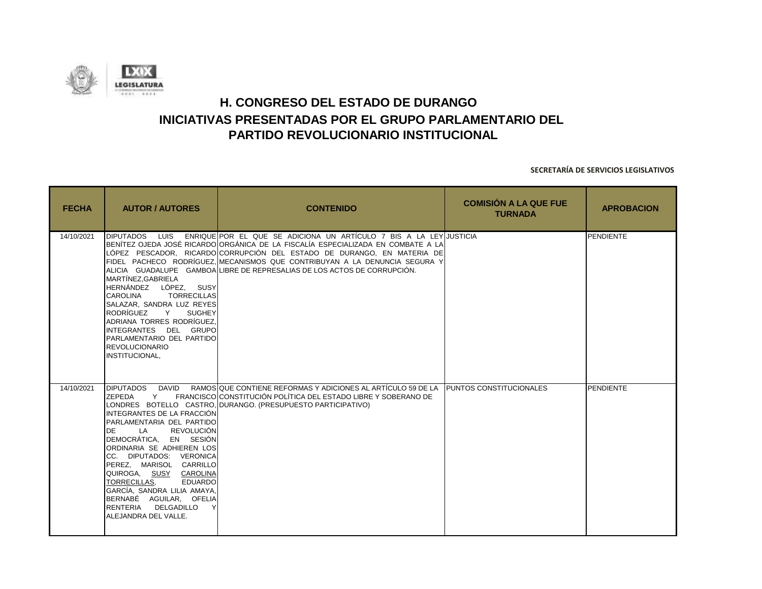# H. CONGRESO DEL ESTADO DE DURANGO
## INICIATIVAS PRESENTADAS POR EL GRUPO PARLAMENTARIO DEL PARTIDO REVOLUCIONARIO INSTITUCIONAL

**SECRETARÍA DE SERVICIOS LEGISLATIVOS**

| FECHA | AUTOR / AUTORES | CONTENIDO | COMISIÓN A LA QUE FUE TURNADA | APROBACION |
|---|---|---|---|---|
| 14/10/2021 | DIPUTADOS LUIS ENRIQUE BENÍTEZ OJEDA JOSÉ RICARDO LÓPEZ PESCADOR, RICARDO FIDEL PACHECO RODRÍGUEZ, ALICIA GUADALUPE GAMBOA MARTÍNEZ,GABRIELA HERNÁNDEZ LÓPEZ, SUSY CAROLINA TORRECILLAS SALAZAR, SANDRA LUZ REYES RODRÍGUEZ Y SUGHEY ADRIANA TORRES RODRÍGUEZ, INTEGRANTES DEL GRUPO PARLAMENTARIO DEL PARTIDO REVOLUCIONARIO INSTITUCIONAL, | POR EL QUE SE ADICIONA UN ARTÍCULO 7 BIS A LA LEY ORGÁNICA DE LA FISCALÍA ESPECIALIZADA EN COMBATE A LA CORRUPCIÓN DEL ESTADO DE DURANGO, EN MATERIA DE MECANISMOS QUE CONTRIBUYAN A LA DENUNCIA SEGURA Y LIBRE DE REPRESALIAS DE LOS ACTOS DE CORRUPCIÓN. | JUSTICIA | PENDIENTE |
| 14/10/2021 | DIPUTADOS DAVID RAMOS ZEPEDA Y FRANCISCO LONDRES BOTELLO CASTRO, INTEGRANTES DE LA FRACCIÓN PARLAMENTARIA DEL PARTIDO DE LA REVOLUCIÓN DEMOCRÁTICA, EN SESIÓN ORDINARIA SE ADHIEREN LOS CC. DIPUTADOS: VERONICA PEREZ, MARISOL CARRILLO QUIROGA, SUSY CAROLINA TORRECILLAS, EDUARDO GARCÍA, SANDRA LILIA AMAYA, BERNABÉ AGUILAR, OFELIA RENTERIA DELGADILLO Y ALEJANDRA DEL VALLE. | QUE CONTIENE REFORMAS Y ADICIONES AL ARTÍCULO 59 DE LA CONSTITUCIÓN POLÍTICA DEL ESTADO LIBRE Y SOBERANO DE DURANGO. (PRESUPUESTO PARTICIPATIVO) | PUNTOS CONSTITUCIONALES | PENDIENTE |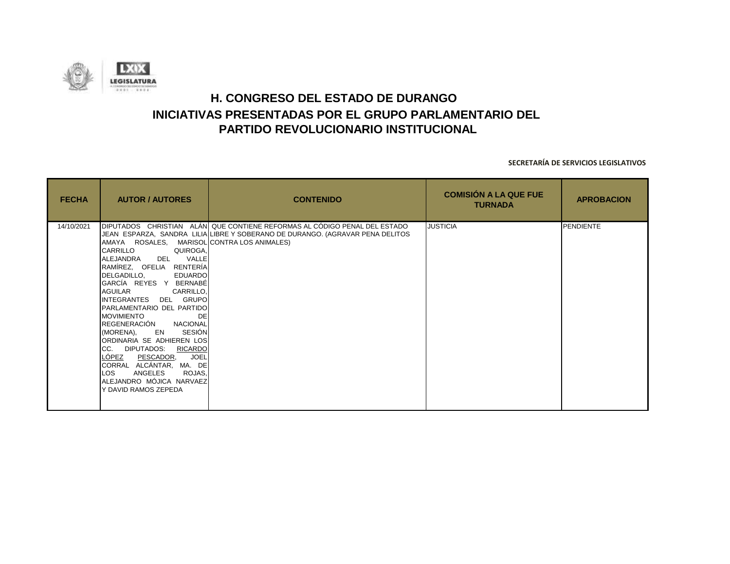# H. CONGRESO DEL ESTADO DE DURANGO

## INICIATIVAS PRESENTADAS POR EL GRUPO PARLAMENTARIO DEL PARTIDO REVOLUCIONARIO INSTITUCIONAL

**SECRETARÍA DE SERVICIOS LEGISLATIVOS**

| FECHA | AUTOR / AUTORES | CONTENIDO | COMISIÓN A LA QUE FUE TURNADA | APROBACION |
|---|---|---|---|---|
| 14/10/2021 | DIPUTADOS CHRISTIAN ALÁN JEAN ESPARZA, SANDRA LILIA AMAYA ROSALES, MARISOL CARRILLO QUIROGA, ALEJANDRA DEL VALLE RAMÍREZ, OFELIA RENTERÍA DELGADILLO, EDUARDO GARCÍA REYES Y BERNABÉ AGUILAR CARRILLO, INTEGRANTES DEL GRUPO PARLAMENTARIO DEL PARTIDO MOVIMIENTO DE REGENERACIÓN NACIONAL (MORENA), EN SESIÓN ORDINARIA SE ADHIEREN LOS CC. DIPUTADOS: RICARDO LÓPEZ PESCADOR, JOEL CORRAL ALCÁNTAR, MA. DE LOS ANGELES ROJAS, ALEJANDRO MÓJICA NARVAEZ Y DAVID RAMOS ZEPEDA | QUE CONTIENE REFORMAS AL CÓDIGO PENAL DEL ESTADO LIBRE Y SOBERANO DE DURANGO. (AGRAVAR PENA DELITOS CONTRA LOS ANIMALES) | JUSTICIA | PENDIENTE |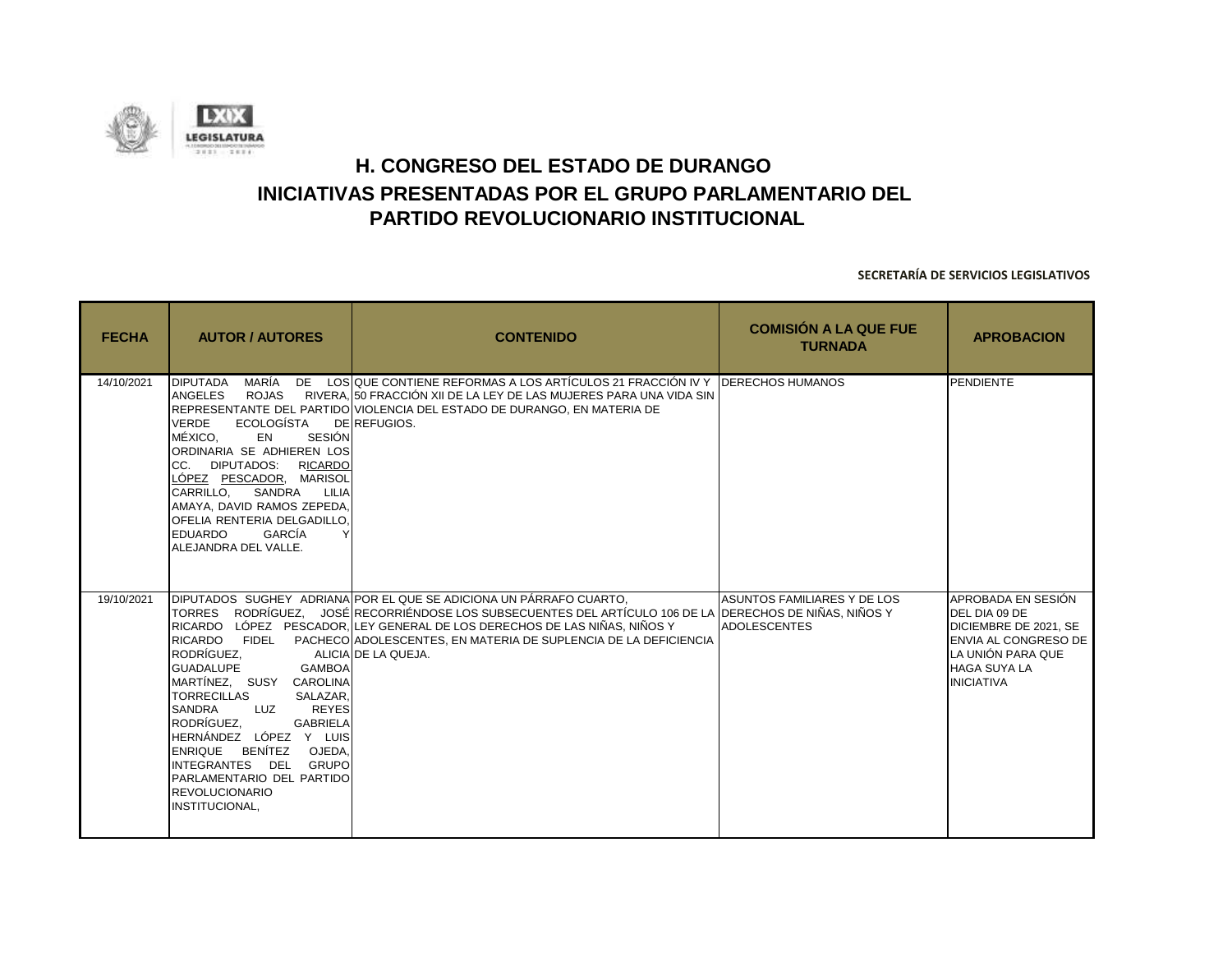# H. CONGRESO DEL ESTADO DE DURANGO

## INICIATIVAS PRESENTADAS POR EL GRUPO PARLAMENTARIO DEL PARTIDO REVOLUCIONARIO INSTITUCIONAL

**SECRETARÍA DE SERVICIOS LEGISLATIVOS**

| FECHA | AUTOR / AUTORES | CONTENIDO | COMISIÓN A LA QUE FUE TURNADA | APROBACION |
|---|---|---|---|---|
| 14/10/2021 | DIPUTADA MARÍA DE LOS ANGELES ROJAS RIVERA, REPRESENTANTE DEL PARTIDO VERDE ECOLOGÍSTA DE MÉXICO, EN SESIÓN ORDINARIA SE ADHIEREN LOS CC. DIPUTADOS: RICARDO LÓPEZ PESCADOR, MARISOL CARRILLO, SANDRA LILIA AMAYA, DAVID RAMOS ZEPEDA, OFELIA RENTERIA DELGADILLO, EDUARDO GARCÍA Y ALEJANDRA DEL VALLE. | QUE CONTIENE REFORMAS A LOS ARTÍCULOS 21 FRACCIÓN IV Y 50 FRACCIÓN XII DE LA LEY DE LAS MUJERES PARA UNA VIDA SIN VIOLENCIA DEL ESTADO DE DURANGO, EN MATERIA DE REFUGIOS. | DERECHOS HUMANOS | PENDIENTE |
| 19/10/2021 | DIPUTADOS SUGHEY ADRIANA TORRES RODRÍGUEZ, JOSÉ RICARDO LÓPEZ PESCADOR, RICARDO FIDEL PACHECO RODRÍGUEZ, ALICIA GUADALUPE GAMBOA MARTÍNEZ, SUSY CAROLINA TORRECILLAS SALAZAR, SANDRA LUZ REYES RODRÍGUEZ, GABRIELA HERNÁNDEZ LÓPEZ Y LUIS ENRIQUE BENÍTEZ OJEDA, INTEGRANTES DEL GRUPO PARLAMENTARIO DEL PARTIDO REVOLUCIONARIO INSTITUCIONAL, | POR EL QUE SE ADICIONA UN PÁRRAFO CUARTO, RECORRIÉNDOSE LOS SUBSECUENTES DEL ARTÍCULO 106 DE LA LEY GENERAL DE LOS DERECHOS DE LAS NIÑAS, NIÑOS Y ADOLESCENTES, EN MATERIA DE SUPLENCIA DE LA DEFICIENCIA DE LA QUEJA. | ASUNTOS FAMILIARES Y DE LOS DERECHOS DE NIÑAS, NIÑOS Y ADOLESCENTES | APROBADA EN SESIÓN DEL DIA 09 DE DICIEMBRE DE 2021, SE ENVIA AL CONGRESO DE LA UNIÓN PARA QUE HAGA SUYA LA INICIATIVA |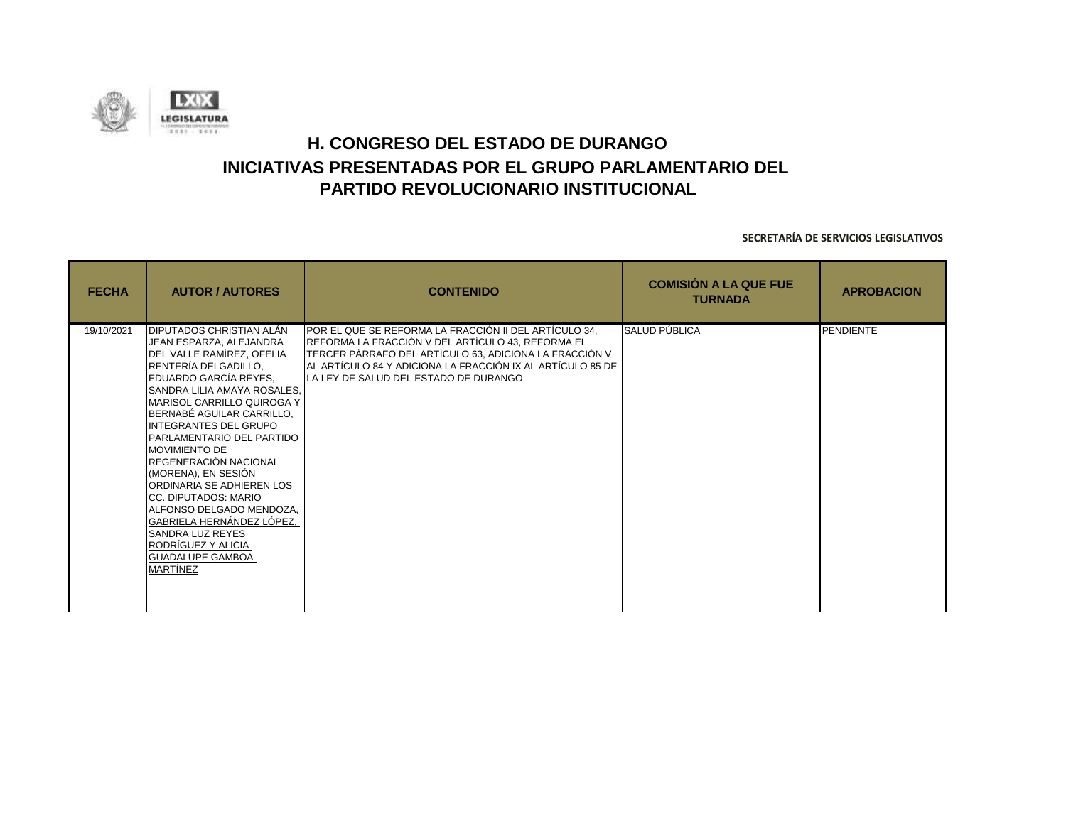# H. CONGRESO DEL ESTADO DE DURANGO

## INICIATIVAS PRESENTADAS POR EL GRUPO PARLAMENTARIO DEL PARTIDO REVOLUCIONARIO INSTITUCIONAL

**SECRETARÍA DE SERVICIOS LEGISLATIVOS**

| FECHA | AUTOR / AUTORES | CONTENIDO | COMISIÓN A LA QUE FUE TURNADA | APROBACION |
|---|---|---|---|---|
| 19/10/2021 | DIPUTADOS CHRISTIAN ALÁN JEAN ESPARZA, ALEJANDRA DEL VALLE RAMÍREZ, OFELIA RENTERÍA DELGADILLO, EDUARDO GARCÍA REYES, SANDRA LILIA AMAYA ROSALES, MARISOL CARRILLO QUIROGA Y BERNABÉ AGUILAR CARRILLO, INTEGRANTES DEL GRUPO PARLAMENTARIO DEL PARTIDO MOVIMIENTO DE REGENERACIÓN NACIONAL (MORENA), EN SESIÓN ORDINARIA SE ADHIEREN LOS CC. DIPUTADOS: MARIO ALFONSO DELGADO MENDOZA, GABRIELA HERNÁNDEZ LÓPEZ, SANDRA LUZ REYES RODRÍGUEZ Y ALICIA GUADALUPE GAMBOA MARTÍNEZ | POR EL QUE SE REFORMA LA FRACCIÓN II DEL ARTÍCULO 34, REFORMA LA FRACCIÓN V DEL ARTÍCULO 43, REFORMA EL TERCER PÁRRAFO DEL ARTÍCULO 63, ADICIONA LA FRACCIÓN V AL ARTÍCULO 84 Y ADICIONA LA FRACCIÓN IX AL ARTÍCULO 85 DE LA LEY DE SALUD DEL ESTADO DE DURANGO | SALUD PÚBLICA | PENDIENTE |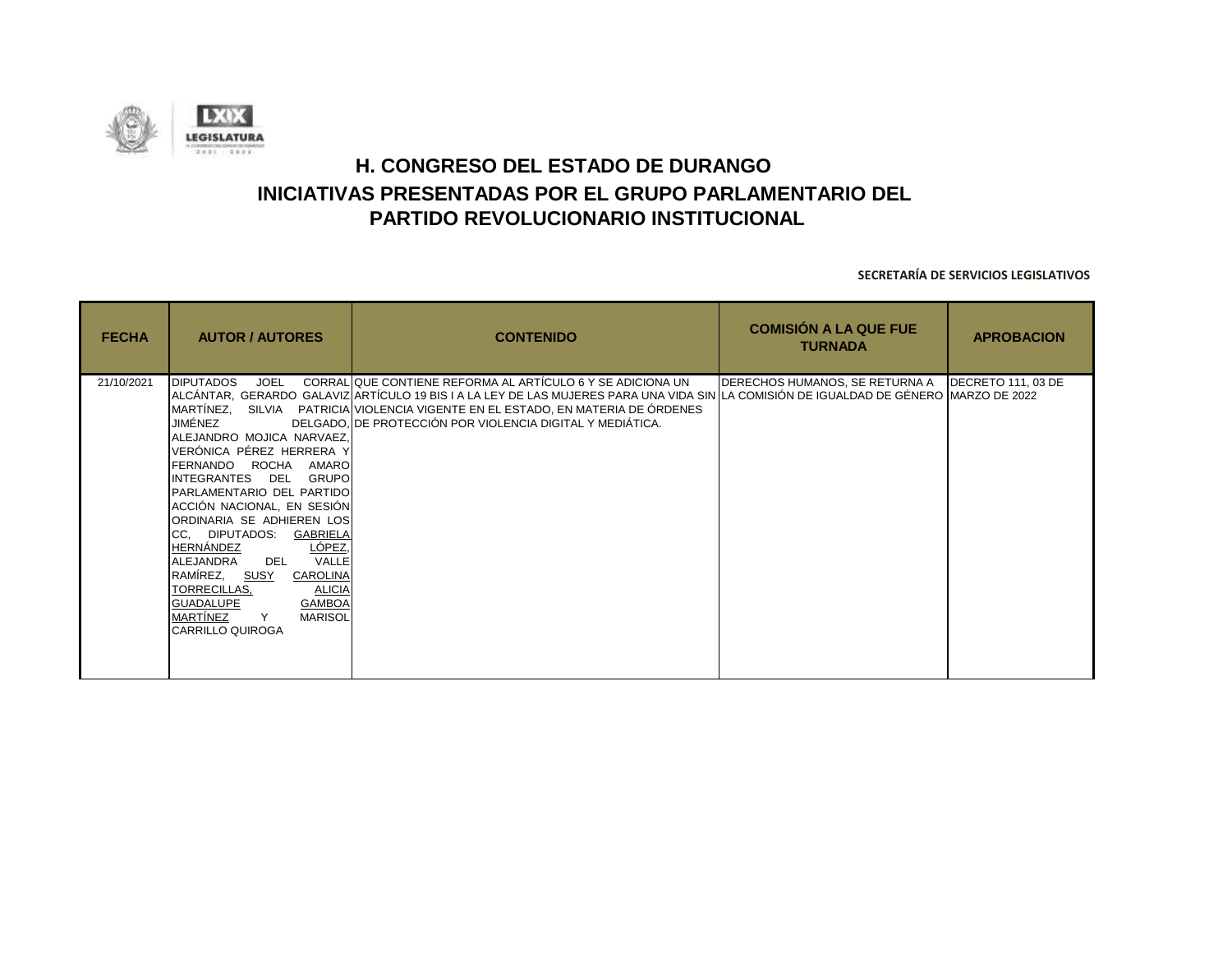# H. CONGRESO DEL ESTADO DE DURANGO

## INICIATIVAS PRESENTADAS POR EL GRUPO PARLAMENTARIO DEL PARTIDO REVOLUCIONARIO INSTITUCIONAL

**SECRETARÍA DE SERVICIOS LEGISLATIVOS**

| FECHA | AUTOR / AUTORES | CONTENIDO | COMISIÓN A LA QUE FUE TURNADA | APROBACION |
|---|---|---|---|---|
| 21/10/2021 | DIPUTADOS JOEL CORRAL ALCÁNTAR, GERARDO GALAVIZ MARTÍNEZ, SILVIA PATRICIA JIMÉNEZ DELGADO, ALEJANDRO MOJICA NARVAEZ, VERÓNICA PÉREZ HERRERA Y FERNANDO ROCHA AMARO INTEGRANTES DEL GRUPO PARLAMENTARIO DEL PARTIDO ACCIÓN NACIONAL, EN SESIÓN ORDINARIA SE ADHIEREN LOS CC, DIPUTADOS: GABRIELA HERNÁNDEZ LÓPEZ, ALEJANDRA DEL VALLE RAMÍREZ, SUSY CAROLINA TORRECILLAS, ALICIA GUADALUPE GAMBOA MARTÍNEZ Y MARISOL CARRILLO QUIROGA | QUE CONTIENE REFORMA AL ARTÍCULO 6 Y SE ADICIONA UN ARTÍCULO 19 BIS I A LA LEY DE LAS MUJERES PARA UNA VIDA SIN VIOLENCIA VIGENTE EN EL ESTADO, EN MATERIA DE ÓRDENES DE PROTECCIÓN POR VIOLENCIA DIGITAL Y MEDIÁTICA. | DERECHOS HUMANOS, SE RETURNA A LA COMISIÓN DE IGUALDAD DE GÉNERO | DECRETO 111, 03 DE MARZO DE 2022 |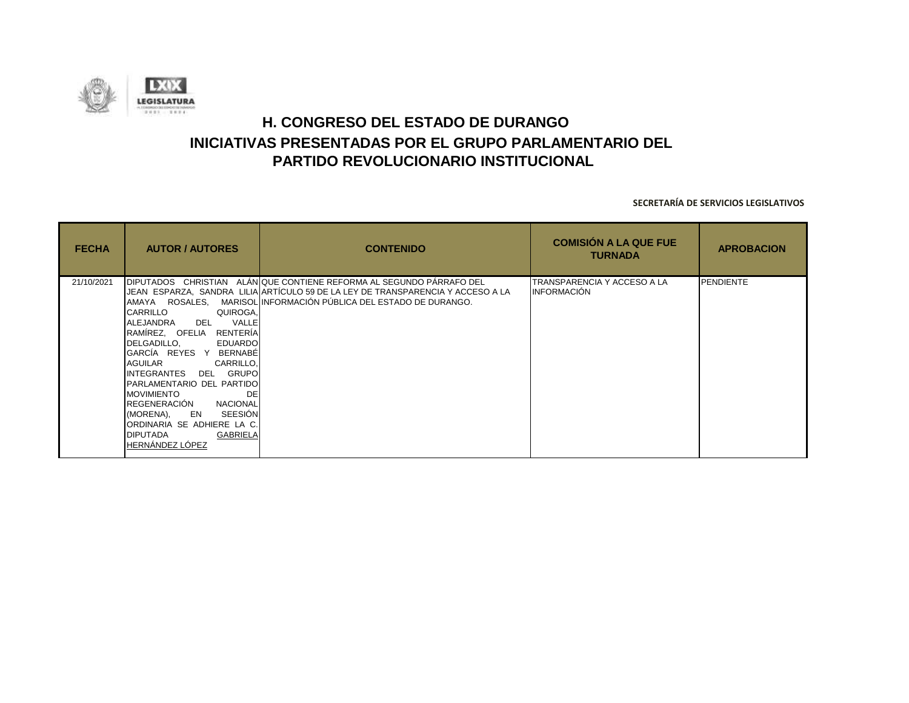# H. CONGRESO DEL ESTADO DE DURANGO

## INICIATIVAS PRESENTADAS POR EL GRUPO PARLAMENTARIO DEL PARTIDO REVOLUCIONARIO INSTITUCIONAL

**SECRETARÍA DE SERVICIOS LEGISLATIVOS**

| FECHA | AUTOR / AUTORES | CONTENIDO | COMISIÓN A LA QUE FUE TURNADA | APROBACION |
|---|---|---|---|---|
| 21/10/2021 | DIPUTADOS CHRISTIAN ALÁN JEAN ESPARZA, SANDRA LILIA AMAYA ROSALES, MARISOL CARRILLO QUIROGA, ALEJANDRA DEL VALLE RAMÍREZ, OFELIA RENTERÍA DELGADILLO, EDUARDO GARCÍA REYES Y BERNABÉ AGUILAR CARRILLO, INTEGRANTES DEL GRUPO PARLAMENTARIO DEL PARTIDO MOVIMIENTO DE REGENERACIÓN NACIONAL (MORENA), EN SEESIÓN ORDINARIA SE ADHIERE LA C. DIPUTADA GABRIELA HERNÁNDEZ LÓPEZ | QUE CONTIENE REFORMA AL SEGUNDO PÁRRAFO DEL ARTÍCULO 59 DE LA LEY DE TRANSPARENCIA Y ACCESO A LA INFORMACIÓN PÚBLICA DEL ESTADO DE DURANGO. | TRANSPARENCIA Y ACCESO A LA INFORMACIÓN | PENDIENTE |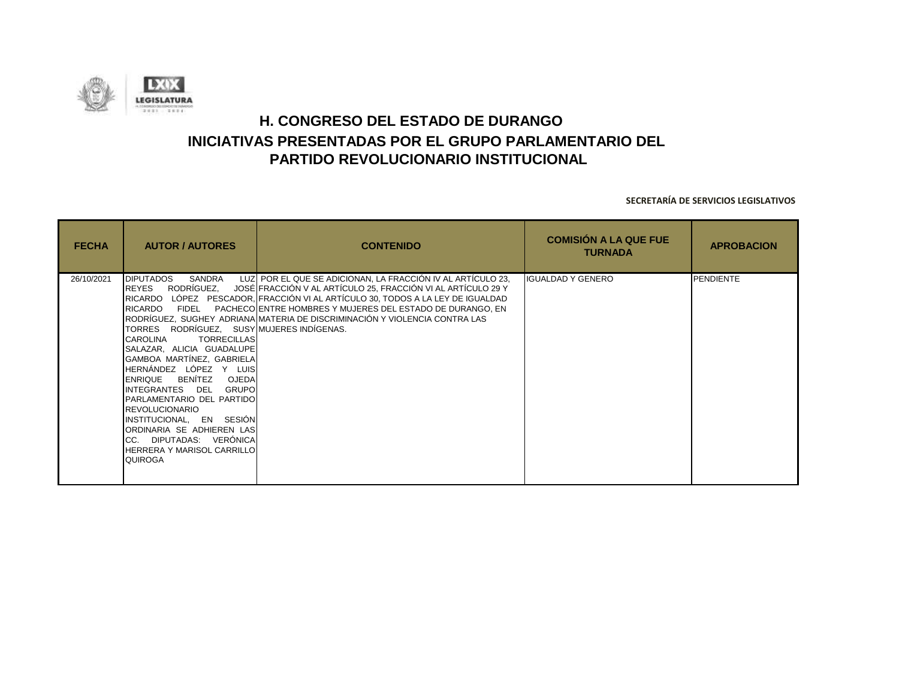# H. CONGRESO DEL ESTADO DE DURANGO
## INICIATIVAS PRESENTADAS POR EL GRUPO PARLAMENTARIO DEL PARTIDO REVOLUCIONARIO INSTITUCIONAL

**SECRETARÍA DE SERVICIOS LEGISLATIVOS**

| FECHA | AUTOR / AUTORES | CONTENIDO | COMISIÓN A LA QUE FUE TURNADA | APROBACION |
|---|---|---|---|---|
| 26/10/2021 | DIPUTADOS SANDRA LUZ REYES RODRÍGUEZ, JOSÉ RICARDO LÓPEZ PESCADOR, RICARDO FIDEL PACHECO RODRÍGUEZ, SUGHEY ADRIANA TORRES RODRÍGUEZ, SUSY CAROLINA TORRECILLAS SALAZAR, ALICIA GUADALUPE GAMBOA MARTÍNEZ, GABRIELA HERNÁNDEZ LÓPEZ Y LUIS ENRIQUE BENÍTEZ OJEDA INTEGRANTES DEL GRUPO PARLAMENTARIO DEL PARTIDO REVOLUCIONARIO INSTITUCIONAL, EN SESIÓN ORDINARIA SE ADHIEREN LAS CC. DIPUTADAS: VERÓNICA HERRERA Y MARISOL CARRILLO QUIROGA | POR EL QUE SE ADICIONAN, LA FRACCIÓN IV AL ARTÍCULO 23, FRACCIÓN V AL ARTÍCULO 25, FRACCIÓN VI AL ARTÍCULO 29 Y FRACCIÓN VI AL ARTÍCULO 30, TODOS A LA LEY DE IGUALDAD ENTRE HOMBRES Y MUJERES DEL ESTADO DE DURANGO, EN MATERIA DE DISCRIMINACIÓN Y VIOLENCIA CONTRA LAS MUJERES INDÍGENAS. | IGUALDAD Y GENERO | PENDIENTE |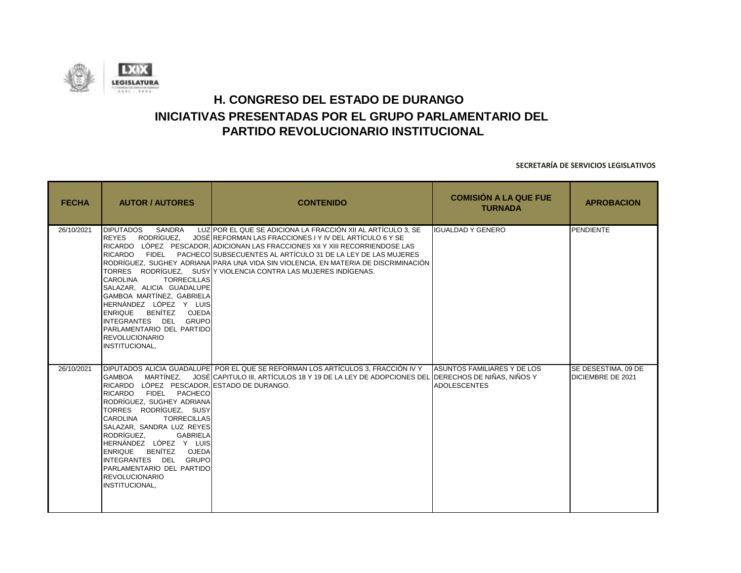# H. CONGRESO DEL ESTADO DE DURANGO
## INICIATIVAS PRESENTADAS POR EL GRUPO PARLAMENTARIO DEL PARTIDO REVOLUCIONARIO INSTITUCIONAL

**SECRETARÍA DE SERVICIOS LEGISLATIVOS**

| FECHA | AUTOR / AUTORES | CONTENIDO | COMISIÓN A LA QUE FUE TURNADA | APROBACION |
|---|---|---|---|---|
| 26/10/2021 | DIPUTADOS SANDRA LUZ REYES RODRÍGUEZ, JOSÉ RICARDO LÓPEZ PESCADOR, RICARDO FIDEL PACHECO RODRÍGUEZ, SUGHEY ADRIANA TORRES RODRÍGUEZ, SUSY CAROLINA TORRECILLAS SALAZAR, ALICIA GUADALUPE GAMBOA MARTÍNEZ, GABRIELA HERNÁNDEZ LÓPEZ Y LUIS ENRIQUE BENÍTEZ OJEDA INTEGRANTES DEL GRUPO PARLAMENTARIO DEL PARTIDO REVOLUCIONARIO INSTITUCIONAL, | POR EL QUE SE ADICIONA LA FRACCIÓN XII AL ARTÍCULO 3, SE REFORMAN LAS FRACCIONES I Y IV DEL ARTÍCULO 6 Y SE ADICIONAN LAS FRACCIONES XII Y XIII RECORRIENDOSE LAS SUBSECUENTES AL ARTÍCULO 31 DE LA LEY DE LAS MUJERES PARA UNA VIDA SIN VIOLENCIA, EN MATERIA DE DISCRIMINACIÓN Y VIOLENCIA CONTRA LAS MUJERES INDÍGENAS. | IGUALDAD Y GENERO | PENDIENTE |
| 26/10/2021 | DIPUTADOS ALICIA GUADALUPE GAMBOA MARTÍNEZ, JOSÉ RICARDO LÓPEZ PESCADOR, RICARDO FIDEL PACHECO RODRÍGUEZ, SUGHEY ADRIANA TORRES RODRÍGUEZ, SUSY CAROLINA TORRECILLAS SALAZAR, SANDRA LUZ REYES RODRÍGUEZ, GABRIELA HERNÁNDEZ LÓPEZ Y LUIS ENRIQUE BENÍTEZ OJEDA INTEGRANTES DEL GRUPO PARLAMENTARIO DEL PARTIDO REVOLUCIONARIO INSTITUCIONAL, | POR EL QUE SE REFORMAN LOS ARTÍCULOS 3, FRACCIÓN IV Y CAPITULO III, ARTÍCULOS 18 Y 19 DE LA LEY DE ADOPCIONES DEL ESTADO DE DURANGO. | ASUNTOS FAMILIARES Y DE LOS DERECHOS DE NIÑAS, NIÑOS Y ADOLESCENTES | SE DESESTIMA, 09 DE DICIEMBRE DE 2021 |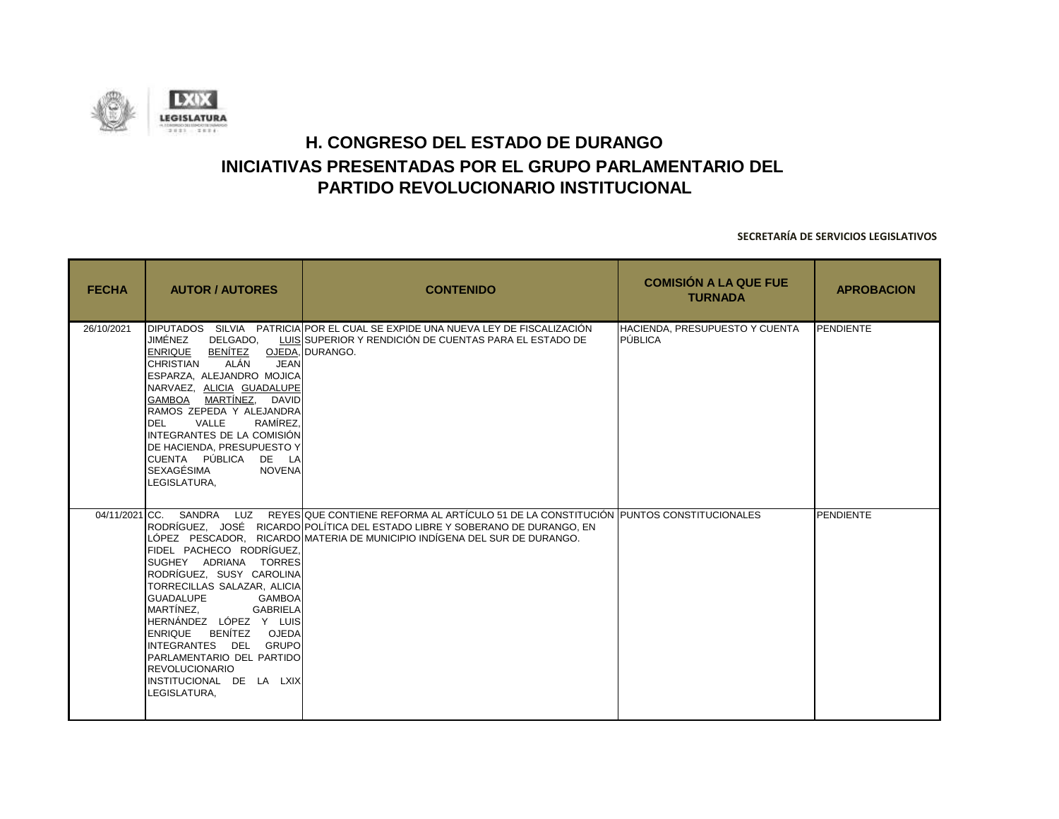# H. CONGRESO DEL ESTADO DE DURANGO

# INICIATIVAS PRESENTADAS POR EL GRUPO PARLAMENTARIO DEL PARTIDO REVOLUCIONARIO INSTITUCIONAL

**SECRETARÍA DE SERVICIOS LEGISLATIVOS**

| FECHA | AUTOR / AUTORES | CONTENIDO | COMISIÓN A LA QUE FUE TURNADA | APROBACION |
|---|---|---|---|---|
| 26/10/2021 | DIPUTADOS SILVIA PATRICIA JIMÉNEZ DELGADO, LUIS ENRIQUE BENÍTEZ OJEDA, CHRISTIAN ALÁN JEAN ESPARZA, ALEJANDRO MOJICA NARVAEZ, ALICIA GUADALUPE GAMBOA MARTÍNEZ, DAVID RAMOS ZEPEDA Y ALEJANDRA DEL VALLE RAMÍREZ, INTEGRANTES DE LA COMISIÓN DE HACIENDA, PRESUPUESTO Y CUENTA PÚBLICA DE LA SEXAGÉSIMA NOVENA LEGISLATURA, | POR EL CUAL SE EXPIDE UNA NUEVA LEY DE FISCALIZACIÓN SUPERIOR Y RENDICIÓN DE CUENTAS PARA EL ESTADO DE DURANGO. | HACIENDA, PRESUPUESTO Y CUENTA PÚBLICA | PENDIENTE |
| 04/11/2021 | CC. SANDRA LUZ REYES RODRÍGUEZ, JOSÉ RICARDO LÓPEZ PESCADOR, RICARDO FIDEL PACHECO RODRÍGUEZ, SUGHEY ADRIANA TORRES RODRÍGUEZ, SUSY CAROLINA TORRECILLAS SALAZAR, ALICIA GUADALUPE GAMBOA MARTÍNEZ, GABRIELA HERNÁNDEZ LÓPEZ Y LUIS ENRIQUE BENÍTEZ OJEDA INTEGRANTES DEL GRUPO PARLAMENTARIO DEL PARTIDO REVOLUCIONARIO INSTITUCIONAL DE LA LXIX LEGISLATURA, | QUE CONTIENE REFORMA AL ARTÍCULO 51 DE LA CONSTITUCIÓN POLÍTICA DEL ESTADO LIBRE Y SOBERANO DE DURANGO, EN MATERIA DE MUNICIPIO INDÍGENA DEL SUR DE DURANGO. | PUNTOS CONSTITUCIONALES | PENDIENTE |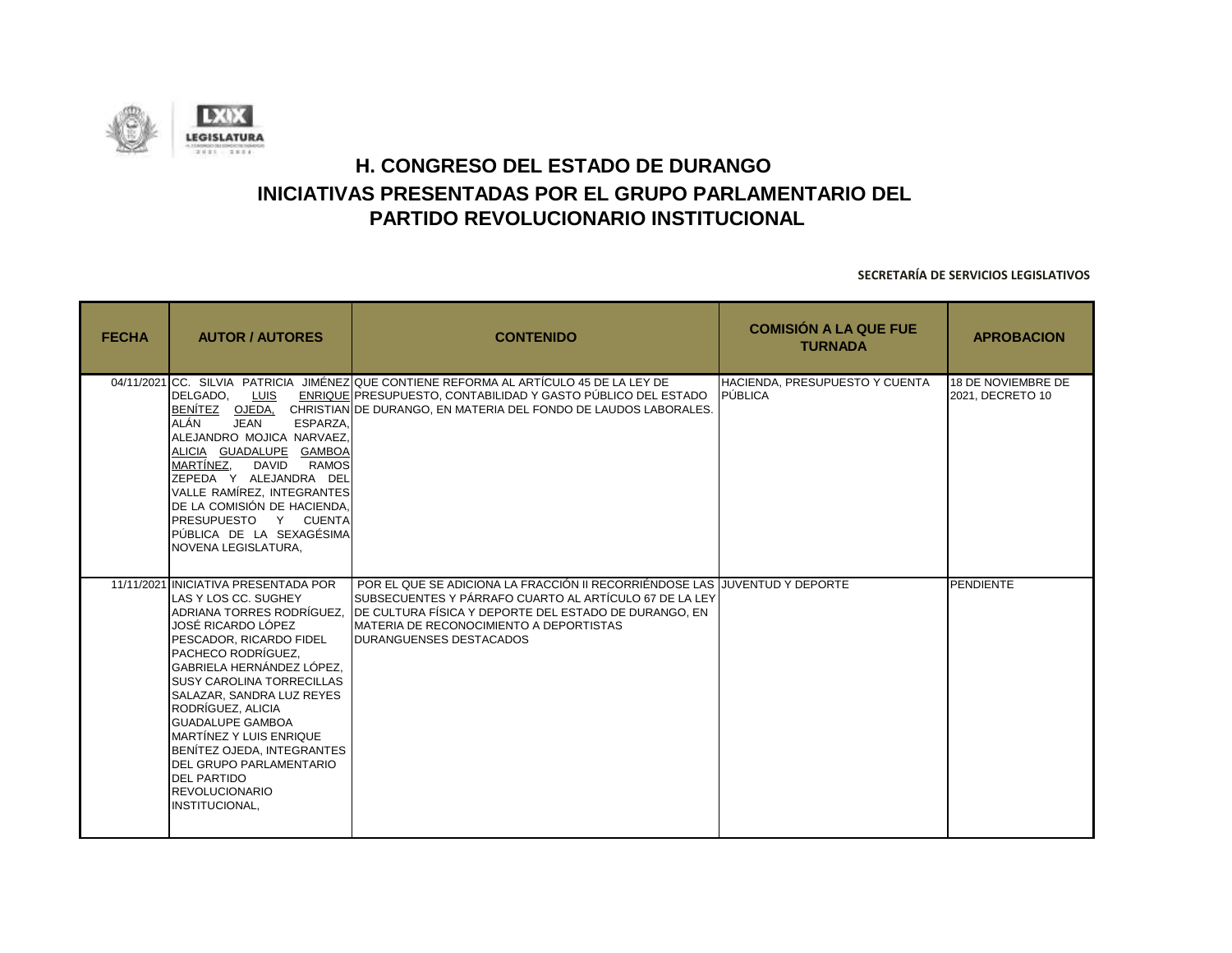# H. CONGRESO DEL ESTADO DE DURANGO

## INICIATIVAS PRESENTADAS POR EL GRUPO PARLAMENTARIO DEL PARTIDO REVOLUCIONARIO INSTITUCIONAL

**SECRETARÍA DE SERVICIOS LEGISLATIVOS**

| FECHA | AUTOR / AUTORES | CONTENIDO | COMISIÓN A LA QUE FUE TURNADA | APROBACION |
|---|---|---|---|---|
| 04/11/2021 | CC. SILVIA PATRICIA JIMÉNEZ DELGADO, LUIS ENRIQUE BENÍTEZ OJEDA, CHRISTIAN ALÁN JEAN ESPARZA, ALEJANDRO MOJICA NARVAEZ, ALICIA GUADALUPE GAMBOA MARTÍNEZ, DAVID RAMOS ZEPEDA Y ALEJANDRA DEL VALLE RAMÍREZ, INTEGRANTES DE LA COMISIÓN DE HACIENDA, PRESUPUESTO Y CUENTA PÚBLICA DE LA SEXAGÉSIMA NOVENA LEGISLATURA, | QUE CONTIENE REFORMA AL ARTÍCULO 45 DE LA LEY DE PRESUPUESTO, CONTABILIDAD Y GASTO PÚBLICO DEL ESTADO DE DURANGO, EN MATERIA DEL FONDO DE LAUDOS LABORALES. | HACIENDA, PRESUPUESTO Y CUENTA PÚBLICA | 18 DE NOVIEMBRE DE 2021, DECRETO 10 |
| 11/11/2021 | INICIATIVA PRESENTADA POR LAS Y LOS CC. SUGHEY ADRIANA TORRES RODRÍGUEZ, JOSÉ RICARDO LÓPEZ PESCADOR, RICARDO FIDEL PACHECO RODRÍGUEZ, GABRIELA HERNÁNDEZ LÓPEZ, SUSY CAROLINA TORRECILLAS SALAZAR, SANDRA LUZ REYES RODRÍGUEZ, ALICIA GUADALUPE GAMBOA MARTÍNEZ Y LUIS ENRIQUE BENÍTEZ OJEDA, INTEGRANTES DEL GRUPO PARLAMENTARIO DEL PARTIDO REVOLUCIONARIO INSTITUCIONAL, | POR EL QUE SE ADICIONA LA FRACCIÓN II RECORRIÉNDOSE LAS SUBSECUENTES Y PÁRRAFO CUARTO AL ARTÍCULO 67 DE LA LEY DE CULTURA FÍSICA Y DEPORTE DEL ESTADO DE DURANGO, EN MATERIA DE RECONOCIMIENTO A DEPORTISTAS DURANGUENSES DESTACADOS | JUVENTUD Y DEPORTE | PENDIENTE |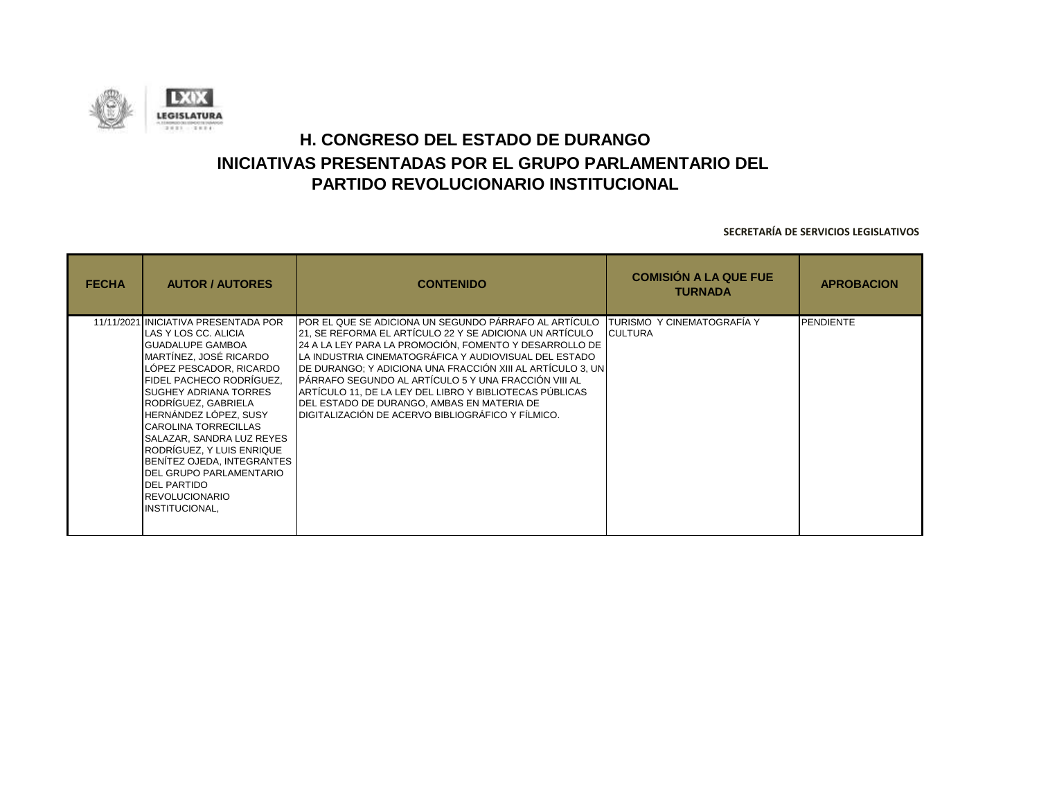# H. CONGRESO DEL ESTADO DE DURANGO
## INICIATIVAS PRESENTADAS POR EL GRUPO PARLAMENTARIO DEL PARTIDO REVOLUCIONARIO INSTITUCIONAL

**SECRETARÍA DE SERVICIOS LEGISLATIVOS**

| FECHA | AUTOR / AUTORES | CONTENIDO | COMISIÓN A LA QUE FUE TURNADA | APROBACION |
|---|---|---|---|---|
| 11/11/2021 | INICIATIVA PRESENTADA POR LAS Y LOS CC. ALICIA GUADALUPE GAMBOA MARTÍNEZ, JOSÉ RICARDO LÓPEZ PESCADOR, RICARDO FIDEL PACHECO RODRÍGUEZ, SUGHEY ADRIANA TORRES RODRÍGUEZ, GABRIELA HERNÁNDEZ LÓPEZ, SUSY CAROLINA TORRECILLAS SALAZAR, SANDRA LUZ REYES RODRÍGUEZ, Y LUIS ENRIQUE BENÍTEZ OJEDA, INTEGRANTES DEL GRUPO PARLAMENTARIO DEL PARTIDO REVOLUCIONARIO INSTITUCIONAL, | POR EL QUE SE ADICIONA UN SEGUNDO PÁRRAFO AL ARTÍCULO 21, SE REFORMA EL ARTÍCULO 22 Y SE ADICIONA UN ARTÍCULO 24 A LA LEY PARA LA PROMOCIÓN, FOMENTO Y DESARROLLO DE LA INDUSTRIA CINEMATOGRÁFICA Y AUDIOVISUAL DEL ESTADO DE DURANGO; Y ADICIONA UNA FRACCIÓN XIII AL ARTÍCULO 3, UN PÁRRAFO SEGUNDO AL ARTÍCULO 5 Y UNA FRACCIÓN VIII AL ARTÍCULO 11, DE LA LEY DEL LIBRO Y BIBLIOTECAS PÚBLICAS DEL ESTADO DE DURANGO, AMBAS EN MATERIA DE DIGITALIZACIÓN DE ACERVO BIBLIOGRÁFICO Y FÍLMICO. | TURISMO Y CINEMATOGRAFÍA Y CULTURA | PENDIENTE |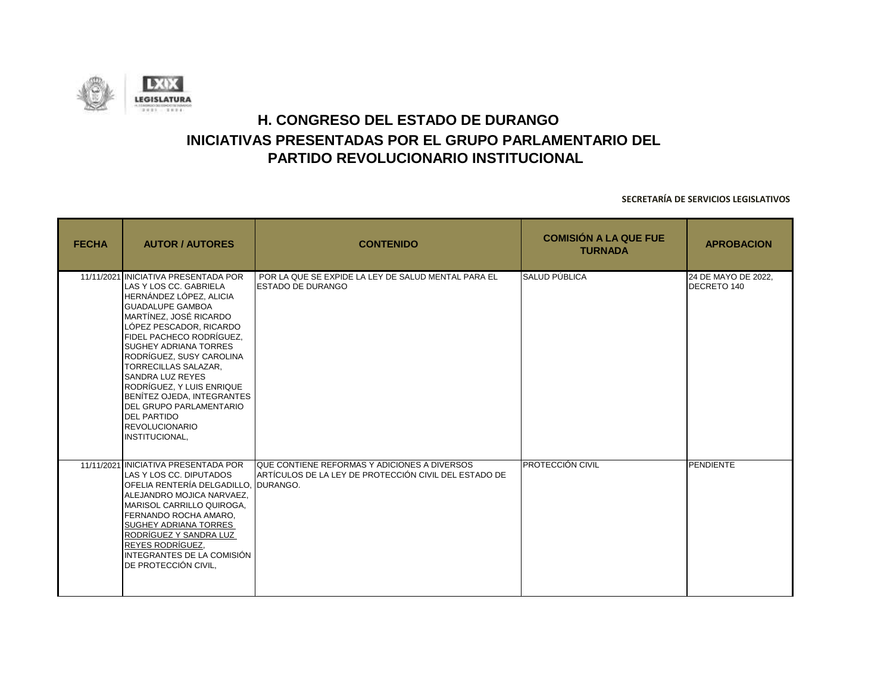# H. CONGRESO DEL ESTADO DE DURANGO
# INICIATIVAS PRESENTADAS POR EL GRUPO PARLAMENTARIO DEL PARTIDO REVOLUCIONARIO INSTITUCIONAL

**SECRETARÍA DE SERVICIOS LEGISLATIVOS**

| FECHA | AUTOR / AUTORES | CONTENIDO | COMISIÓN A LA QUE FUE TURNADA | APROBACION |
|---|---|---|---|---|
| 11/11/2021 | INICIATIVA PRESENTADA POR LAS Y LOS CC. GABRIELA HERNÁNDEZ LÓPEZ, ALICIA GUADALUPE GAMBOA MARTÍNEZ, JOSÉ RICARDO LÓPEZ PESCADOR, RICARDO FIDEL PACHECO RODRÍGUEZ, SUGHEY ADRIANA TORRES RODRÍGUEZ, SUSY CAROLINA TORRECILLAS SALAZAR, SANDRA LUZ REYES RODRÍGUEZ, Y LUIS ENRIQUE BENÍTEZ OJEDA, INTEGRANTES DEL GRUPO PARLAMENTARIO DEL PARTIDO REVOLUCIONARIO INSTITUCIONAL, | POR LA QUE SE EXPIDE LA LEY DE SALUD MENTAL PARA EL ESTADO DE DURANGO | SALUD PÚBLICA | 24 DE MAYO DE 2022, DECRETO 140 |
| 11/11/2021 | INICIATIVA PRESENTADA POR LAS Y LOS CC. DIPUTADOS OFELIA RENTERÍA DELGADILLO, ALEJANDRO MOJICA NARVAEZ, MARISOL CARRILLO QUIROGA, FERNANDO ROCHA AMARO, SUGHEY ADRIANA TORRES RODRÍGUEZ Y SANDRA LUZ REYES RODRÍGUEZ, INTEGRANTES DE LA COMISIÓN DE PROTECCIÓN CIVIL, | QUE CONTIENE REFORMAS Y ADICIONES A DIVERSOS ARTÍCULOS DE LA LEY DE PROTECCIÓN CIVIL DEL ESTADO DE DURANGO. | PROTECCIÓN CIVIL | PENDIENTE |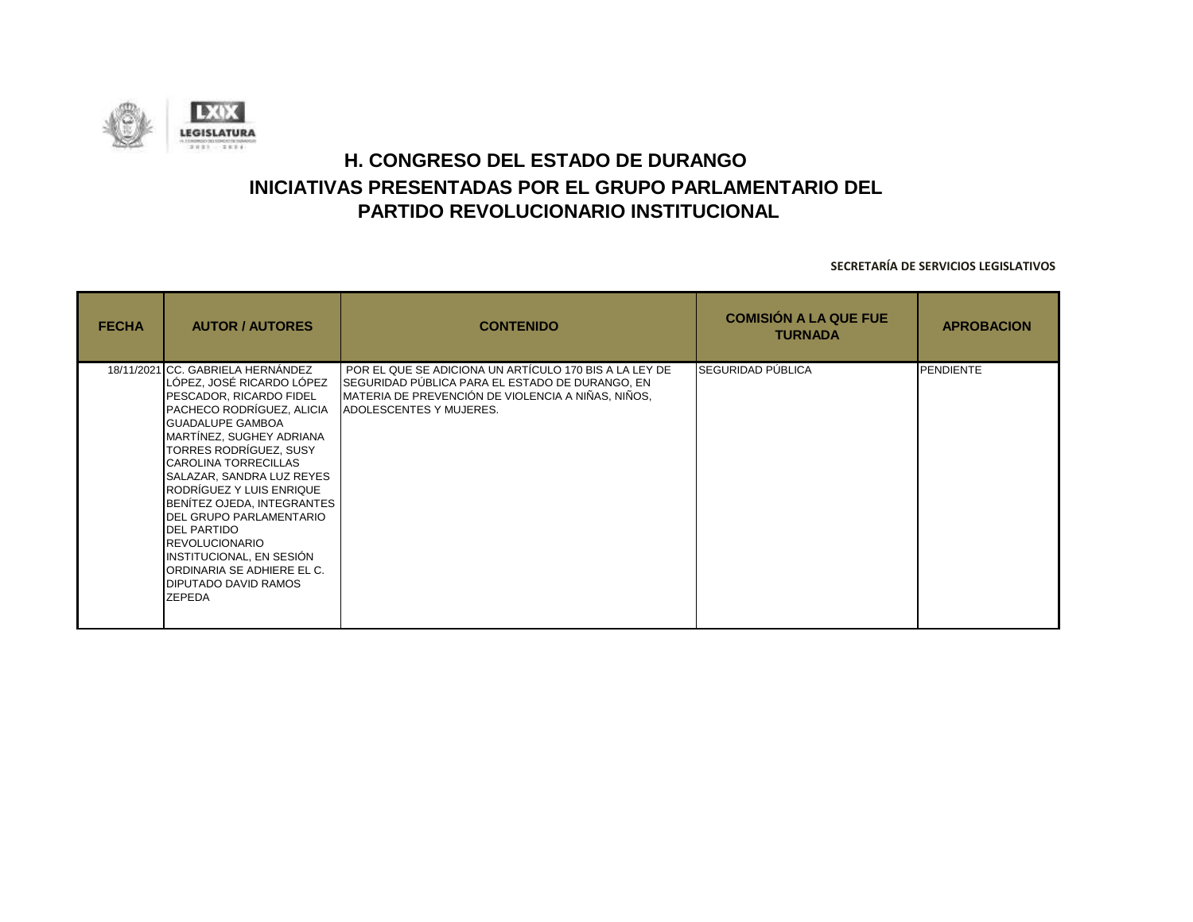# H. CONGRESO DEL ESTADO DE DURANGO

## INICIATIVAS PRESENTADAS POR EL GRUPO PARLAMENTARIO DEL PARTIDO REVOLUCIONARIO INSTITUCIONAL

**SECRETARÍA DE SERVICIOS LEGISLATIVOS**

| FECHA | AUTOR / AUTORES | CONTENIDO | COMISIÓN A LA QUE FUE TURNADA | APROBACION |
|---|---|---|---|---|
| 18/11/2021 | CC. GABRIELA HERNÁNDEZ LÓPEZ, JOSÉ RICARDO LÓPEZ PESCADOR, RICARDO FIDEL PACHECO RODRÍGUEZ, ALICIA GUADALUPE GAMBOA MARTÍNEZ, SUGHEY ADRIANA TORRES RODRÍGUEZ, SUSY CAROLINA TORRECILLAS SALAZAR, SANDRA LUZ REYES RODRÍGUEZ Y LUIS ENRIQUE BENÍTEZ OJEDA, INTEGRANTES DEL GRUPO PARLAMENTARIO DEL PARTIDO REVOLUCIONARIO INSTITUCIONAL, EN SESIÓN ORDINARIA SE ADHIERE EL C. DIPUTADO DAVID RAMOS ZEPEDA | POR EL QUE SE ADICIONA UN ARTÍCULO 170 BIS A LA LEY DE SEGURIDAD PÚBLICA PARA EL ESTADO DE DURANGO, EN MATERIA DE PREVENCIÓN DE VIOLENCIA A NIÑAS, NIÑOS, ADOLESCENTES Y MUJERES. | SEGURIDAD PÚBLICA | PENDIENTE |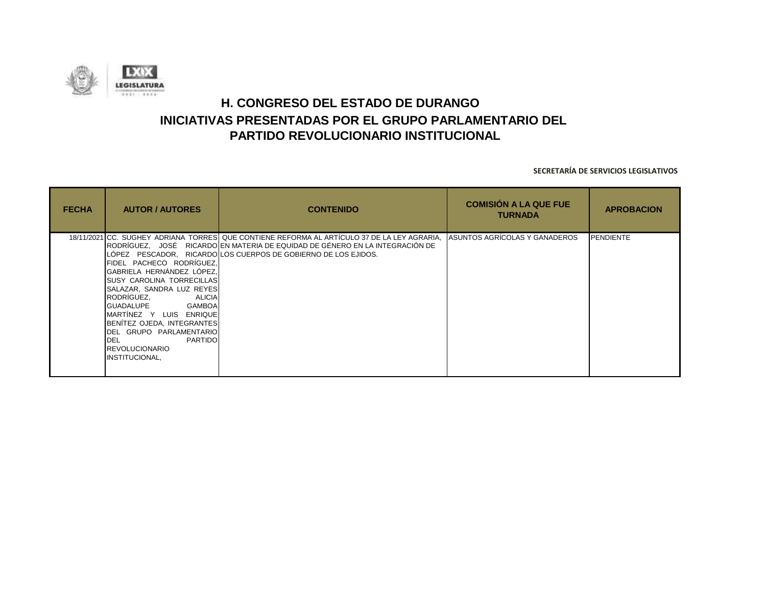# H. CONGRESO DEL ESTADO DE DURANGO
## INICIATIVAS PRESENTADAS POR EL GRUPO PARLAMENTARIO DEL PARTIDO REVOLUCIONARIO INSTITUCIONAL

**SECRETARÍA DE SERVICIOS LEGISLATIVOS**

| FECHA | AUTOR / AUTORES | CONTENIDO | COMISIÓN A LA QUE FUE TURNADA | APROBACION |
|---|---|---|---|---|
| 18/11/2021 | CC. SUGHEY ADRIANA TORRES RODRÍGUEZ, JOSÉ RICARDO LÓPEZ PESCADOR, RICARDO FIDEL PACHECO RODRÍGUEZ, GABRIELA HERNÁNDEZ LÓPEZ, SUSY CAROLINA TORRECILLAS SALAZAR, SANDRA LUZ REYES RODRÍGUEZ, ALICIA GUADALUPE GAMBOA MARTÍNEZ Y LUIS ENRIQUE BENÍTEZ OJEDA, INTEGRANTES DEL GRUPO PARLAMENTARIO DEL PARTIDO REVOLUCIONARIO INSTITUCIONAL, | QUE CONTIENE REFORMA AL ARTÍCULO 37 DE LA LEY AGRARIA, EN MATERIA DE EQUIDAD DE GÉNERO EN LA INTEGRACIÓN DE LOS CUERPOS DE GOBIERNO DE LOS EJIDOS. | ASUNTOS AGRÍCOLAS Y GANADEROS | PENDIENTE |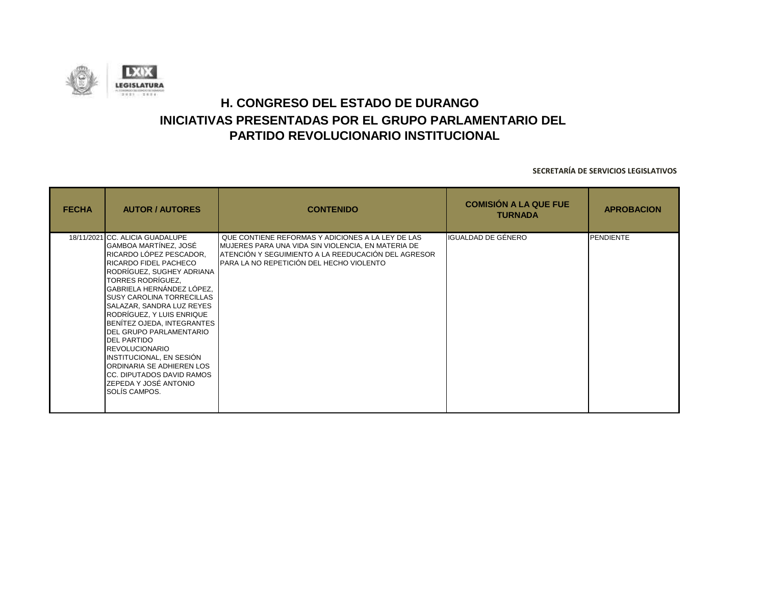# H. CONGRESO DEL ESTADO DE DURANGO

## INICIATIVAS PRESENTADAS POR EL GRUPO PARLAMENTARIO DEL PARTIDO REVOLUCIONARIO INSTITUCIONAL

**SECRETARÍA DE SERVICIOS LEGISLATIVOS**

| FECHA | AUTOR / AUTORES | CONTENIDO | COMISIÓN A LA QUE FUE TURNADA | APROBACION |
|---|---|---|---|---|
| 18/11/2021 | CC. ALICIA GUADALUPE GAMBOA MARTÍNEZ, JOSÉ RICARDO LÓPEZ PESCADOR, RICARDO FIDEL PACHECO RODRÍGUEZ, SUGHEY ADRIANA TORRES RODRÍGUEZ, GABRIELA HERNÁNDEZ LÓPEZ, SUSY CAROLINA TORRECILLAS SALAZAR, SANDRA LUZ REYES RODRÍGUEZ, Y LUIS ENRIQUE BENÍTEZ OJEDA, INTEGRANTES DEL GRUPO PARLAMENTARIO DEL PARTIDO REVOLUCIONARIO INSTITUCIONAL, EN SESIÓN ORDINARIA SE ADHIEREN LOS CC. DIPUTADOS DAVID RAMOS ZEPEDA Y JOSÉ ANTONIO SOLÍS CAMPOS. | QUE CONTIENE REFORMAS Y ADICIONES A LA LEY DE LAS MUJERES PARA UNA VIDA SIN VIOLENCIA, EN MATERIA DE ATENCIÓN Y SEGUIMIENTO A LA REEDUCACIÓN DEL AGRESOR PARA LA NO REPETICIÓN DEL HECHO VIOLENTO | IGUALDAD DE GÉNERO | PENDIENTE |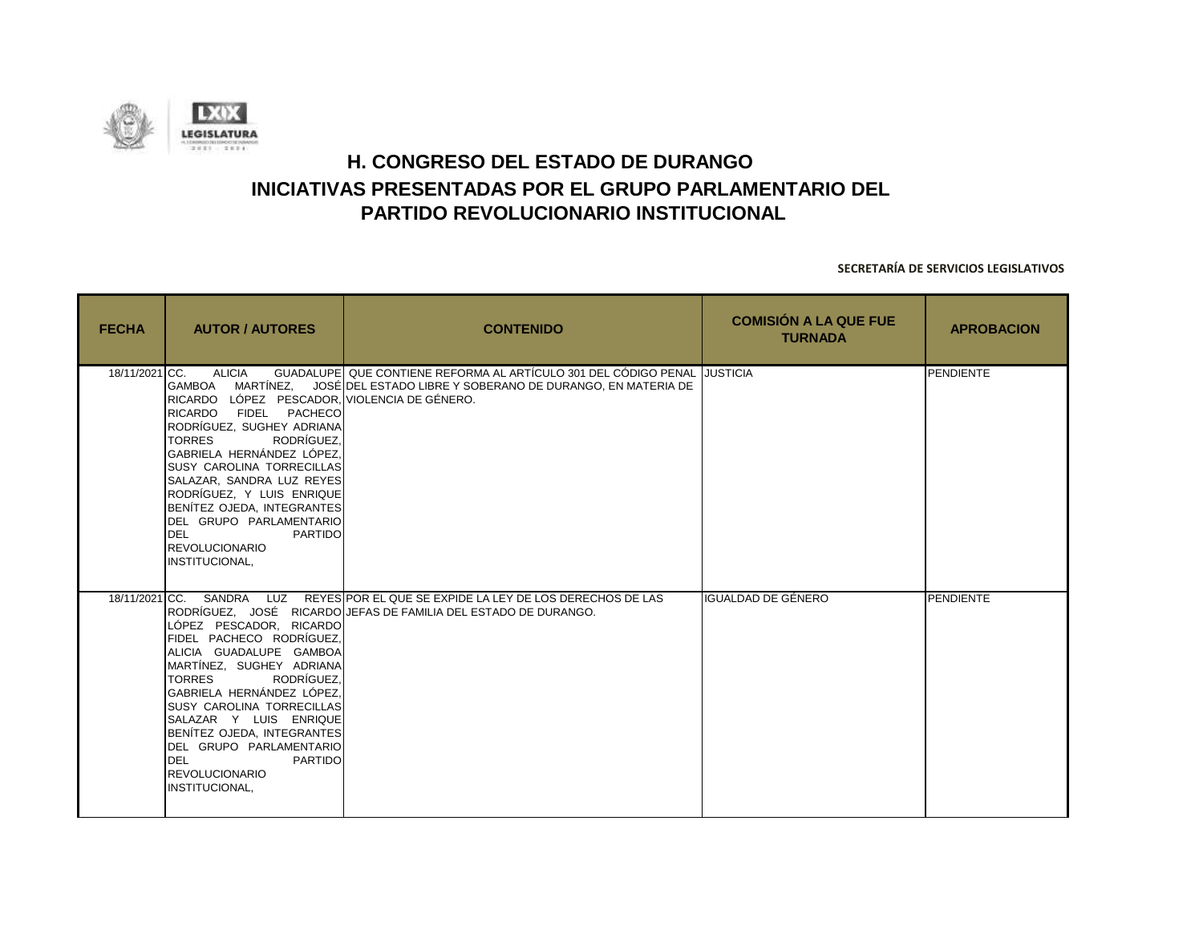# H. CONGRESO DEL ESTADO DE DURANGO

## INICIATIVAS PRESENTADAS POR EL GRUPO PARLAMENTARIO DEL PARTIDO REVOLUCIONARIO INSTITUCIONAL

**SECRETARÍA DE SERVICIOS LEGISLATIVOS**

| FECHA | AUTOR / AUTORES | CONTENIDO | COMISIÓN A LA QUE FUE TURNADA | APROBACION |
|---|---|---|---|---|
| 18/11/2021 | CC. ALICIA GUADALUPE GAMBOA MARTÍNEZ, JOSÉ RICARDO LÓPEZ PESCADOR, RICARDO FIDEL PACHECO RODRÍGUEZ, SUGHEY ADRIANA TORRES RODRÍGUEZ, GABRIELA HERNÁNDEZ LÓPEZ, SUSY CAROLINA TORRECILLAS SALAZAR, SANDRA LUZ REYES RODRÍGUEZ, Y LUIS ENRIQUE BENÍTEZ OJEDA, INTEGRANTES DEL GRUPO PARLAMENTARIO DEL PARTIDO REVOLUCIONARIO INSTITUCIONAL, | QUE CONTIENE REFORMA AL ARTÍCULO 301 DEL CÓDIGO PENAL DEL ESTADO LIBRE Y SOBERANO DE DURANGO, EN MATERIA DE VIOLENCIA DE GÉNERO. | JUSTICIA | PENDIENTE |
| 18/11/2021 | CC. SANDRA LUZ REYES RODRÍGUEZ, JOSÉ RICARDO LÓPEZ PESCADOR, RICARDO FIDEL PACHECO RODRÍGUEZ, ALICIA GUADALUPE GAMBOA MARTÍNEZ, SUGHEY ADRIANA TORRES RODRÍGUEZ, GABRIELA HERNÁNDEZ LÓPEZ, SUSY CAROLINA TORRECILLAS SALAZAR Y LUIS ENRIQUE BENÍTEZ OJEDA, INTEGRANTES DEL GRUPO PARLAMENTARIO DEL PARTIDO REVOLUCIONARIO INSTITUCIONAL, | POR EL QUE SE EXPIDE LA LEY DE LOS DERECHOS DE LAS JEFAS DE FAMILIA DEL ESTADO DE DURANGO. | IGUALDAD DE GÉNERO | PENDIENTE |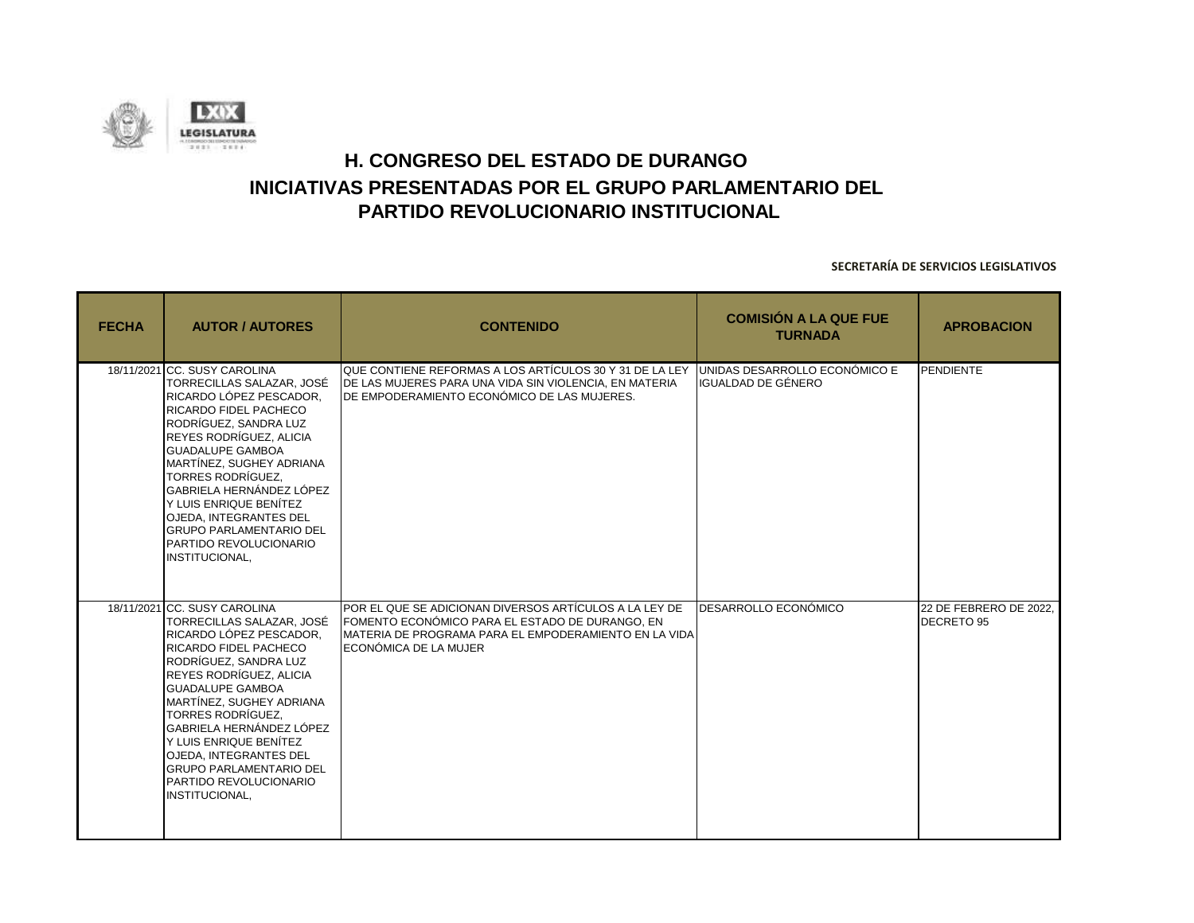# H. CONGRESO DEL ESTADO DE DURANGO

## INICIATIVAS PRESENTADAS POR EL GRUPO PARLAMENTARIO DEL PARTIDO REVOLUCIONARIO INSTITUCIONAL

**SECRETARÍA DE SERVICIOS LEGISLATIVOS**

| FECHA | AUTOR / AUTORES | CONTENIDO | COMISIÓN A LA QUE FUE TURNADA | APROBACION |
|---|---|---|---|---|
| 18/11/2021 | CC. SUSY CAROLINA TORRECILLAS SALAZAR, JOSÉ RICARDO LÓPEZ PESCADOR, RICARDO FIDEL PACHECO RODRÍGUEZ, SANDRA LUZ REYES RODRÍGUEZ, ALICIA GUADALUPE GAMBOA MARTÍNEZ, SUGHEY ADRIANA TORRES RODRÍGUEZ, GABRIELA HERNÁNDEZ LÓPEZ Y LUIS ENRIQUE BENÍTEZ OJEDA, INTEGRANTES DEL GRUPO PARLAMENTARIO DEL PARTIDO REVOLUCIONARIO INSTITUCIONAL, | QUE CONTIENE REFORMAS A LOS ARTÍCULOS 30 Y 31 DE LA LEY DE LAS MUJERES PARA UNA VIDA SIN VIOLENCIA, EN MATERIA DE EMPODERAMIENTO ECONÓMICO DE LAS MUJERES. | UNIDAS DESARROLLO ECONÓMICO E IGUALDAD DE GÉNERO | PENDIENTE |
| 18/11/2021 | CC. SUSY CAROLINA TORRECILLAS SALAZAR, JOSÉ RICARDO LÓPEZ PESCADOR, RICARDO FIDEL PACHECO RODRÍGUEZ, SANDRA LUZ REYES RODRÍGUEZ, ALICIA GUADALUPE GAMBOA MARTÍNEZ, SUGHEY ADRIANA TORRES RODRÍGUEZ, GABRIELA HERNÁNDEZ LÓPEZ Y LUIS ENRIQUE BENÍTEZ OJEDA, INTEGRANTES DEL GRUPO PARLAMENTARIO DEL PARTIDO REVOLUCIONARIO INSTITUCIONAL, | POR EL QUE SE ADICIONAN DIVERSOS ARTÍCULOS A LA LEY DE FOMENTO ECONÓMICO PARA EL ESTADO DE DURANGO, EN MATERIA DE PROGRAMA PARA EL EMPODERAMIENTO EN LA VIDA ECONÓMICA DE LA MUJER | DESARROLLO ECONÓMICO | 22 DE FEBRERO DE 2022, DECRETO 95 |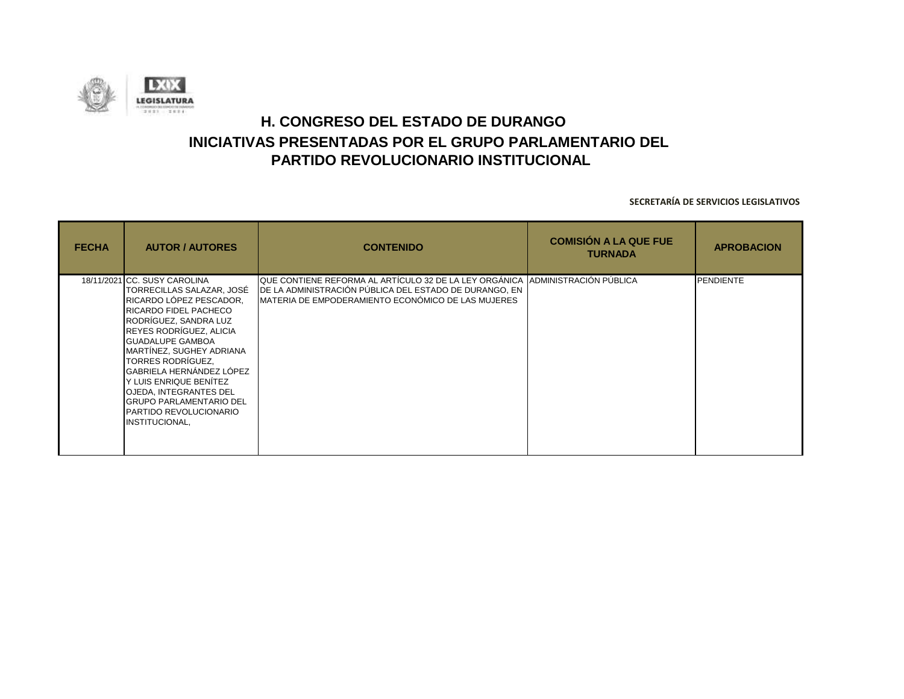# H. CONGRESO DEL ESTADO DE DURANGO

## INICIATIVAS PRESENTADAS POR EL GRUPO PARLAMENTARIO DEL PARTIDO REVOLUCIONARIO INSTITUCIONAL

**SECRETARÍA DE SERVICIOS LEGISLATIVOS**

| FECHA | AUTOR / AUTORES | CONTENIDO | COMISIÓN A LA QUE FUE TURNADA | APROBACION |
|---|---|---|---|---|
| 18/11/2021 | CC. SUSY CAROLINA TORRECILLAS SALAZAR, JOSÉ RICARDO LÓPEZ PESCADOR, RICARDO FIDEL PACHECO RODRÍGUEZ, SANDRA LUZ REYES RODRÍGUEZ, ALICIA GUADALUPE GAMBOA MARTÍNEZ, SUGHEY ADRIANA TORRES RODRÍGUEZ, GABRIELA HERNÁNDEZ LÓPEZ Y LUIS ENRIQUE BENÍTEZ OJEDA, INTEGRANTES DEL GRUPO PARLAMENTARIO DEL PARTIDO REVOLUCIONARIO INSTITUCIONAL, | QUE CONTIENE REFORMA AL ARTÍCULO 32 DE LA LEY ORGÁNICA DE LA ADMINISTRACIÓN PÚBLICA DEL ESTADO DE DURANGO, EN MATERIA DE EMPODERAMIENTO ECONÓMICO DE LAS MUJERES | ADMINISTRACIÓN PÚBLICA | PENDIENTE |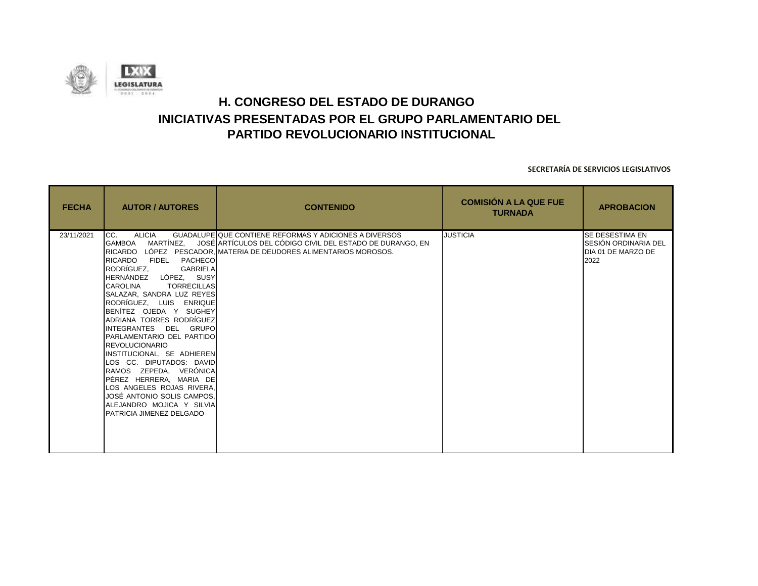# H. CONGRESO DEL ESTADO DE DURANGO

## INICIATIVAS PRESENTADAS POR EL GRUPO PARLAMENTARIO DEL PARTIDO REVOLUCIONARIO INSTITUCIONAL

**SECRETARÍA DE SERVICIOS LEGISLATIVOS**

| FECHA | AUTOR / AUTORES | CONTENIDO | COMISIÓN A LA QUE FUE TURNADA | APROBACION |
|---|---|---|---|---|
| 23/11/2021 | CC. ALICIA GUADALUPE GAMBOA MARTÍNEZ, JOSÉ RICARDO LÓPEZ PESCADOR, RICARDO FIDEL PACHECO RODRÍGUEZ, GABRIELA HERNÁNDEZ LÓPEZ, SUSY CAROLINA TORRECILLAS SALAZAR, SANDRA LUZ REYES RODRÍGUEZ, LUIS ENRIQUE BENÍTEZ OJEDA Y SUGHEY ADRIANA TORRES RODRÍGUEZ INTEGRANTES DEL GRUPO PARLAMENTARIO DEL PARTIDO REVOLUCIONARIO INSTITUCIONAL, SE ADHIEREN LOS CC. DIPUTADOS: DAVID RAMOS ZEPEDA, VERÓNICA PÉREZ HERRERA, MARIA DE LOS ANGELES ROJAS RIVERA, JOSÉ ANTONIO SOLIS CAMPOS, ALEJANDRO MOJICA Y SILVIA PATRICIA JIMENEZ DELGADO | QUE CONTIENE REFORMAS Y ADICIONES A DIVERSOS ARTÍCULOS DEL CÓDIGO CIVIL DEL ESTADO DE DURANGO, EN MATERIA DE DEUDORES ALIMENTARIOS MOROSOS. | JUSTICIA | SE DESESTIMA EN SESIÓN ORDINARIA DEL DIA 01 DE MARZO DE 2022 |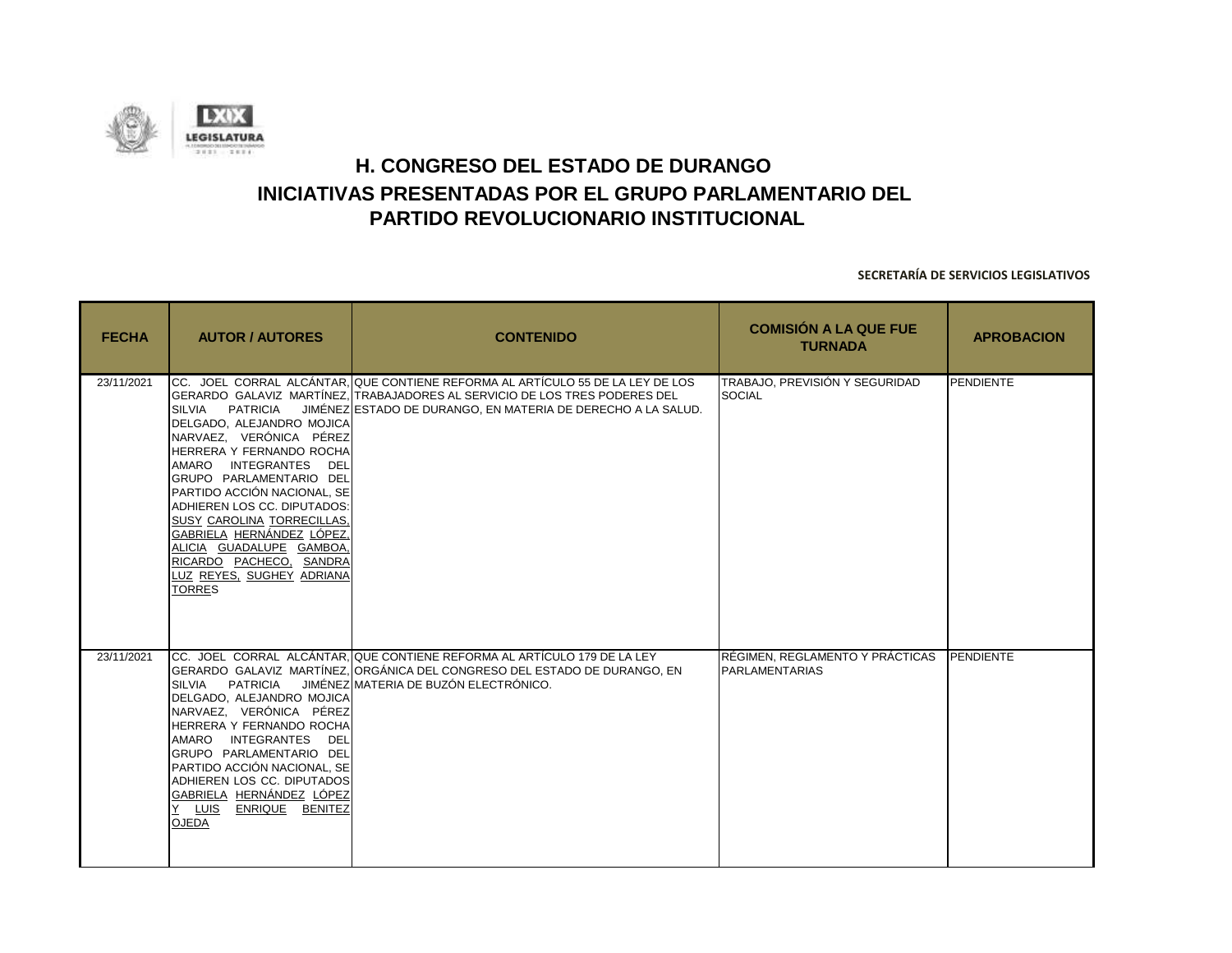# H. CONGRESO DEL ESTADO DE DURANGO

## INICIATIVAS PRESENTADAS POR EL GRUPO PARLAMENTARIO DEL PARTIDO REVOLUCIONARIO INSTITUCIONAL

**SECRETARÍA DE SERVICIOS LEGISLATIVOS**

| FECHA | AUTOR / AUTORES | CONTENIDO | COMISIÓN A LA QUE FUE TURNADA | APROBACION |
|---|---|---|---|---|
| 23/11/2021 | CC. JOEL CORRAL ALCÁNTAR, GERARDO GALAVIZ MARTÍNEZ, SILVIA PATRICIA JIMÉNEZ DELGADO, ALEJANDRO MOJICA NARVAEZ, VERÓNICA PÉREZ HERRERA Y FERNANDO ROCHA AMARO INTEGRANTES DEL GRUPO PARLAMENTARIO DEL PARTIDO ACCIÓN NACIONAL, SE ADHIEREN LOS CC. DIPUTADOS: SUSY CAROLINA TORRECILLAS, GABRIELA HERNÁNDEZ LÓPEZ, ALICIA GUADALUPE GAMBOA, RICARDO PACHECO, SANDRA LUZ REYES, SUGHEY ADRIANA TORRES | QUE CONTIENE REFORMA AL ARTÍCULO 55 DE LA LEY DE LOS TRABAJADORES AL SERVICIO DE LOS TRES PODERES DEL ESTADO DE DURANGO, EN MATERIA DE DERECHO A LA SALUD. | TRABAJO, PREVISIÓN Y SEGURIDAD SOCIAL | PENDIENTE |
| 23/11/2021 | CC. JOEL CORRAL ALCÁNTAR, GERARDO GALAVIZ MARTÍNEZ, SILVIA PATRICIA JIMÉNEZ DELGADO, ALEJANDRO MOJICA NARVAEZ, VERÓNICA PÉREZ HERRERA Y FERNANDO ROCHA AMARO INTEGRANTES DEL GRUPO PARLAMENTARIO DEL PARTIDO ACCIÓN NACIONAL, SE ADHIEREN LOS CC. DIPUTADOS GABRIELA HERNÁNDEZ LÓPEZ Y LUIS ENRIQUE BENITEZ OJEDA | QUE CONTIENE REFORMA AL ARTÍCULO 179 DE LA LEY ORGÁNICA DEL CONGRESO DEL ESTADO DE DURANGO, EN MATERIA DE BUZÓN ELECTRÓNICO. | RÉGIMEN, REGLAMENTO Y PRÁCTICAS PARLAMENTARIAS | PENDIENTE |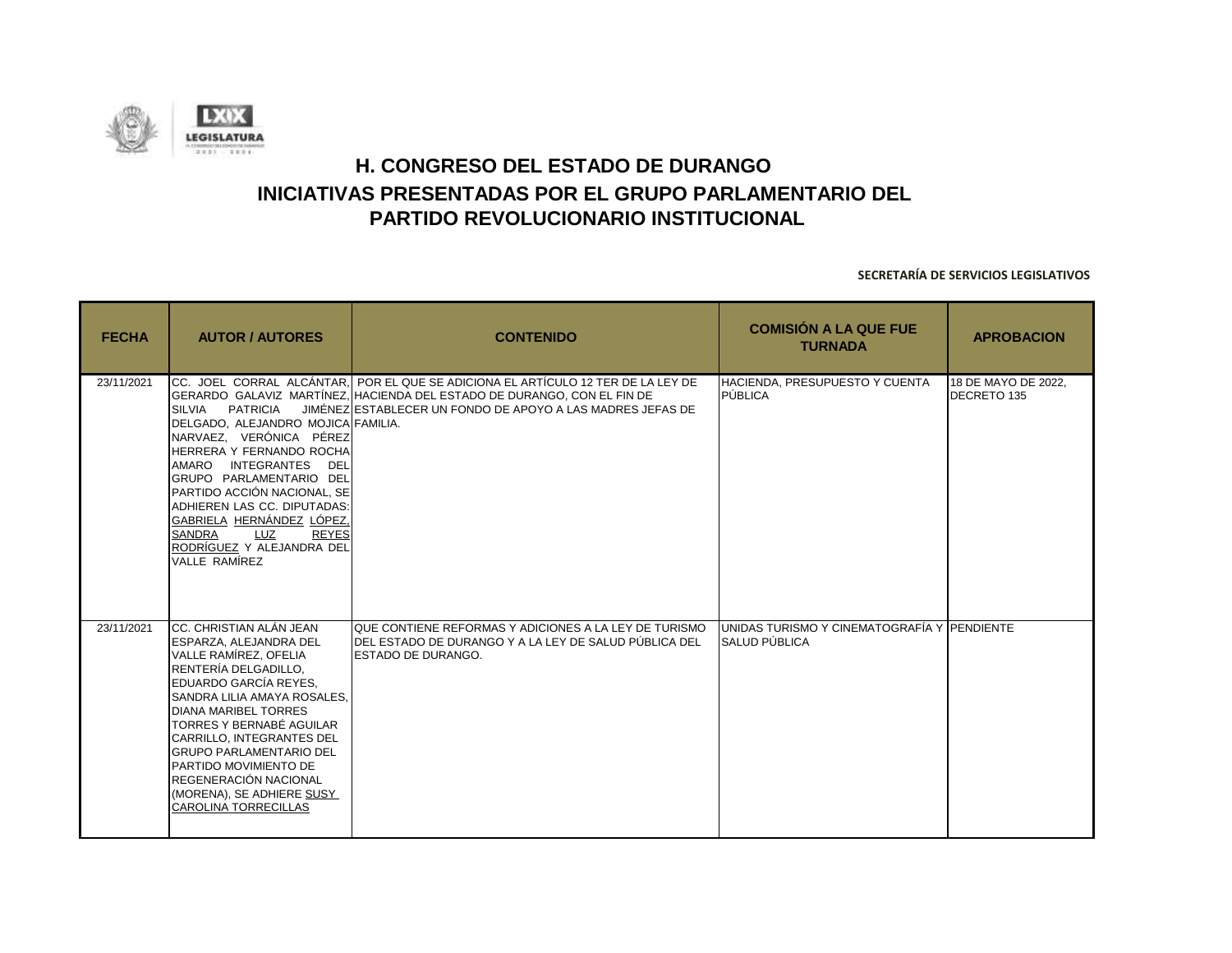# H. CONGRESO DEL ESTADO DE DURANGO

## INICIATIVAS PRESENTADAS POR EL GRUPO PARLAMENTARIO DEL PARTIDO REVOLUCIONARIO INSTITUCIONAL

**SECRETARÍA DE SERVICIOS LEGISLATIVOS**

| FECHA | AUTOR / AUTORES | CONTENIDO | COMISIÓN A LA QUE FUE TURNADA | APROBACION |
|---|---|---|---|---|
| 23/11/2021 | CC. JOEL CORRAL ALCÁNTAR, GERARDO GALAVIZ MARTÍNEZ, SILVIA PATRICIA JIMÉNEZ DELGADO, ALEJANDRO MOJICA NARVAEZ, VERÓNICA PÉREZ HERRERA Y FERNANDO ROCHA AMARO INTEGRANTES DEL GRUPO PARLAMENTARIO DEL PARTIDO ACCIÓN NACIONAL, SE ADHIEREN LAS CC. DIPUTADAS: GABRIELA HERNÁNDEZ LÓPEZ, SANDRA LUZ REYES RODRÍGUEZ Y ALEJANDRA DEL VALLE RAMÍREZ | POR EL QUE SE ADICIONA EL ARTÍCULO 12 TER DE LA LEY DE HACIENDA DEL ESTADO DE DURANGO, CON EL FIN DE ESTABLECER UN FONDO DE APOYO A LAS MADRES JEFAS DE FAMILIA. | HACIENDA, PRESUPUESTO Y CUENTA PÚBLICA | 18 DE MAYO DE 2022, DECRETO 135 |
| 23/11/2021 | CC. CHRISTIAN ALÁN JEAN ESPARZA, ALEJANDRA DEL VALLE RAMÍREZ, OFELIA RENTERÍA DELGADILLO, EDUARDO GARCÍA REYES, SANDRA LILIA AMAYA ROSALES, DIANA MARIBEL TORRES TORRES Y BERNABÉ AGUILAR CARRILLO, INTEGRANTES DEL GRUPO PARLAMENTARIO DEL PARTIDO MOVIMIENTO DE REGENERACIÓN NACIONAL (MORENA), SE ADHIERE SUSY CAROLINA TORRECILLAS | QUE CONTIENE REFORMAS Y ADICIONES A LA LEY DE TURISMO DEL ESTADO DE DURANGO Y A LA LEY DE SALUD PÚBLICA DEL ESTADO DE DURANGO. | UNIDAS TURISMO Y CINEMATOGRAFÍA Y SALUD PÚBLICA | PENDIENTE |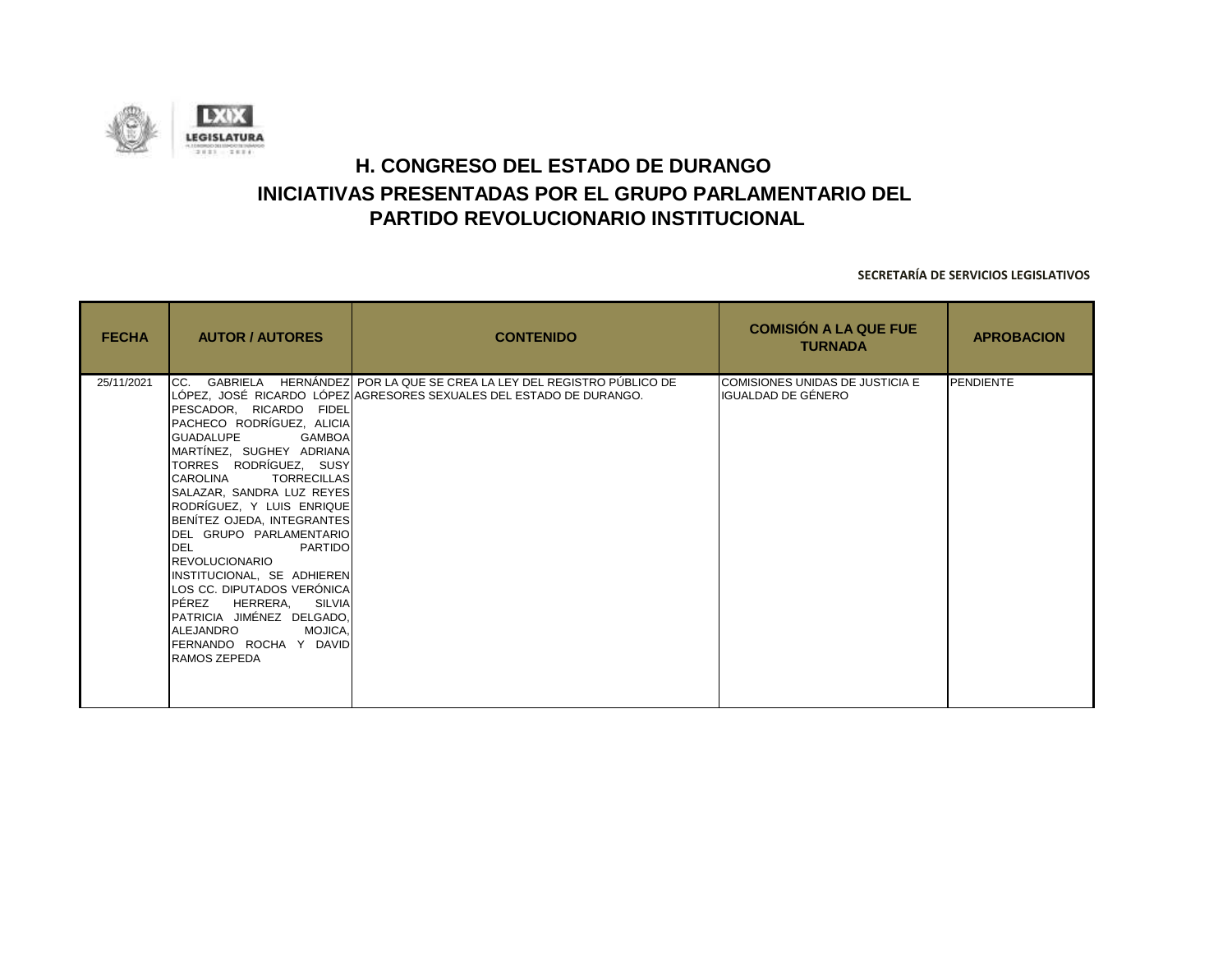# H. CONGRESO DEL ESTADO DE DURANGO

## INICIATIVAS PRESENTADAS POR EL GRUPO PARLAMENTARIO DEL PARTIDO REVOLUCIONARIO INSTITUCIONAL

**SECRETARÍA DE SERVICIOS LEGISLATIVOS**

| FECHA | AUTOR / AUTORES | CONTENIDO | COMISIÓN A LA QUE FUE TURNADA | APROBACION |
|---|---|---|---|---|
| 25/11/2021 | CC. GABRIELA HERNÁNDEZ LÓPEZ, JOSÉ RICARDO LÓPEZ PESCADOR, RICARDO FIDEL PACHECO RODRÍGUEZ, ALICIA GUADALUPE GAMBOA MARTÍNEZ, SUGHEY ADRIANA TORRES RODRÍGUEZ, SUSY CAROLINA TORRECILLAS SALAZAR, SANDRA LUZ REYES RODRÍGUEZ, Y LUIS ENRIQUE BENÍTEZ OJEDA, INTEGRANTES DEL GRUPO PARLAMENTARIO DEL PARTIDO REVOLUCIONARIO INSTITUCIONAL, SE ADHIEREN LOS CC. DIPUTADOS VERÓNICA PÉREZ HERRERA, SILVIA PATRICIA JIMÉNEZ DELGADO, ALEJANDRO MOJICA, FERNANDO ROCHA Y DAVID RAMOS ZEPEDA | POR LA QUE SE CREA LA LEY DEL REGISTRO PÚBLICO DE AGRESORES SEXUALES DEL ESTADO DE DURANGO. | COMISIONES UNIDAS DE JUSTICIA E IGUALDAD DE GÉNERO | PENDIENTE |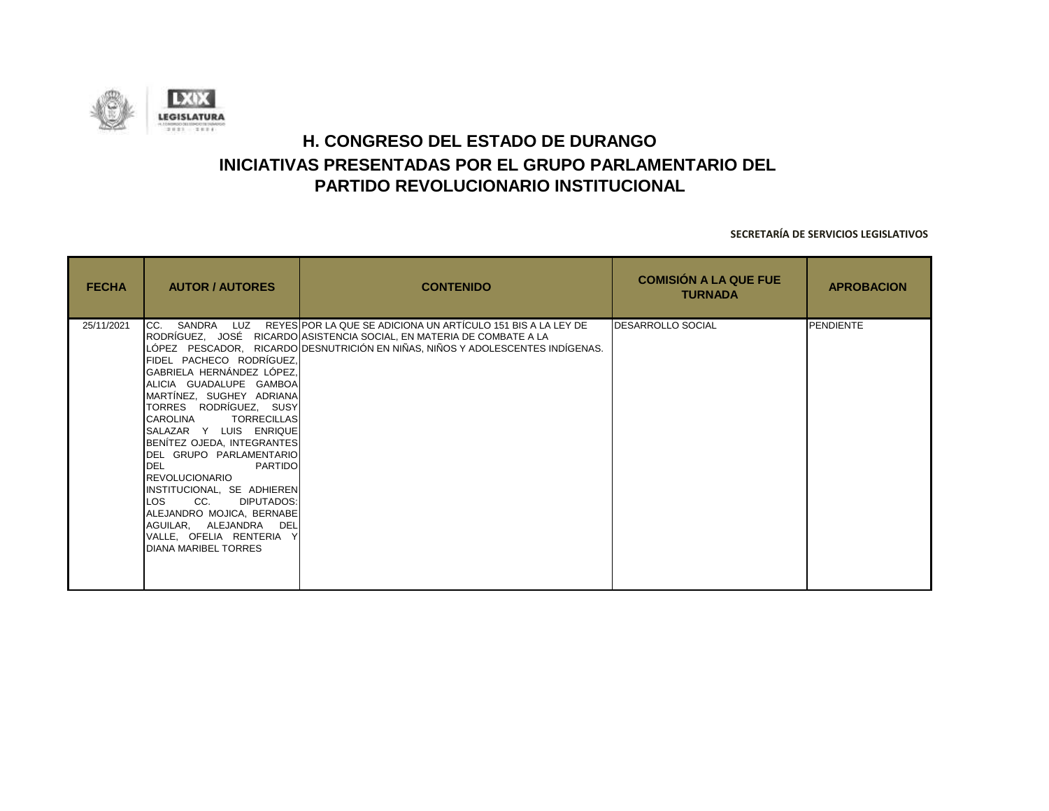# H. CONGRESO DEL ESTADO DE DURANGO

## INICIATIVAS PRESENTADAS POR EL GRUPO PARLAMENTARIO DEL PARTIDO REVOLUCIONARIO INSTITUCIONAL

**SECRETARÍA DE SERVICIOS LEGISLATIVOS**

| FECHA | AUTOR / AUTORES | CONTENIDO | COMISIÓN A LA QUE FUE TURNADA | APROBACION |
|---|---|---|---|---|
| 25/11/2021 | CC. SANDRA LUZ REYES RODRÍGUEZ, JOSÉ RICARDO LÓPEZ PESCADOR, RICARDO FIDEL PACHECO RODRÍGUEZ, GABRIELA HERNÁNDEZ LÓPEZ, ALICIA GUADALUPE GAMBOA MARTÍNEZ, SUGHEY ADRIANA TORRES RODRÍGUEZ, SUSY CAROLINA TORRECILLAS SALAZAR Y LUIS ENRIQUE BENÍTEZ OJEDA, INTEGRANTES DEL GRUPO PARLAMENTARIO DEL PARTIDO REVOLUCIONARIO INSTITUCIONAL, SE ADHIEREN LOS CC. DIPUTADOS: ALEJANDRO MOJICA, BERNABE AGUILAR, ALEJANDRA DEL VALLE, OFELIA RENTERIA Y DIANA MARIBEL TORRES | POR LA QUE SE ADICIONA UN ARTÍCULO 151 BIS A LA LEY DE ASISTENCIA SOCIAL, EN MATERIA DE COMBATE A LA DESNUTRICIÓN EN NIÑAS, NIÑOS Y ADOLESCENTES INDÍGENAS. | DESARROLLO SOCIAL | PENDIENTE |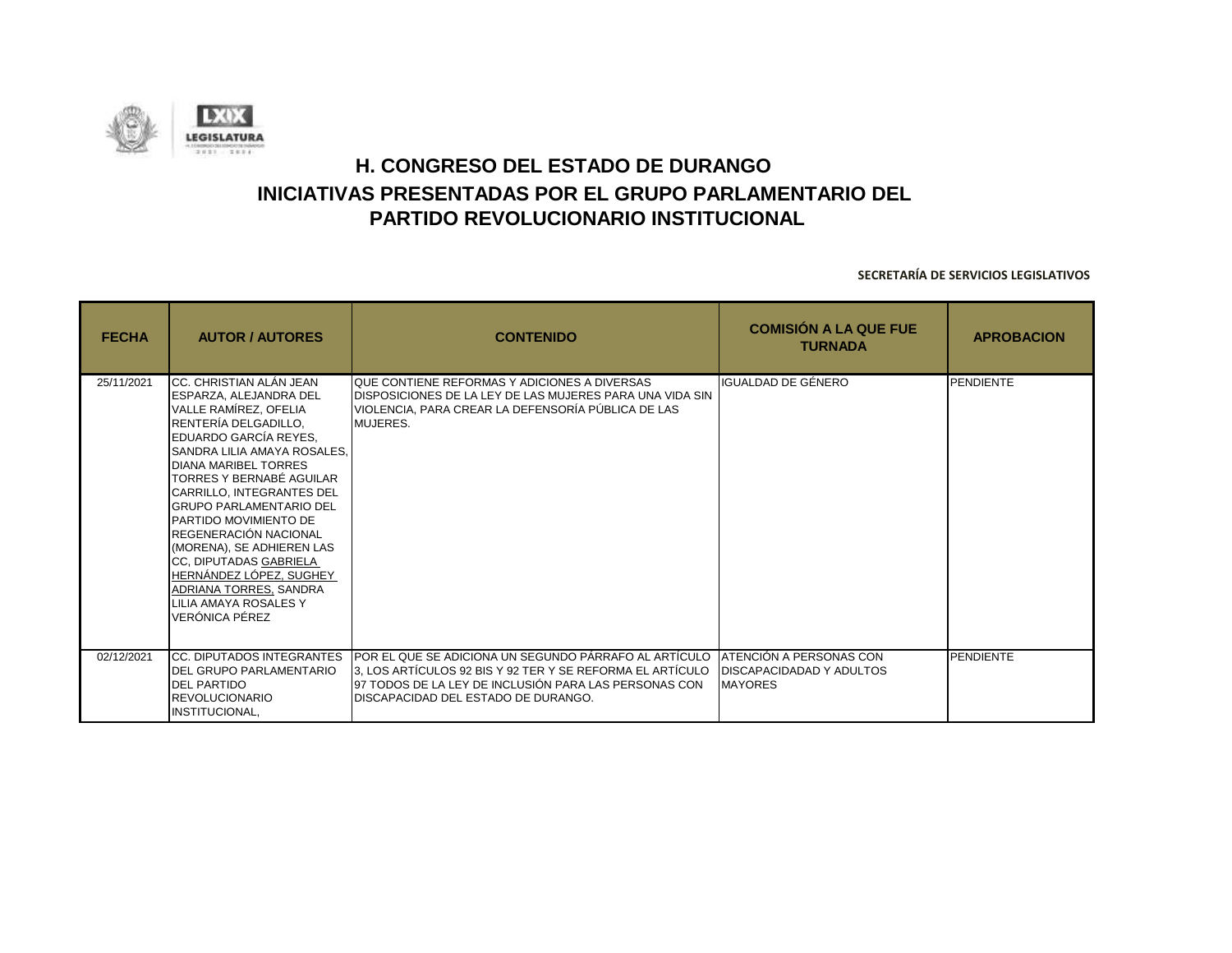# H. CONGRESO DEL ESTADO DE DURANGO

# INICIATIVAS PRESENTADAS POR EL GRUPO PARLAMENTARIO DEL PARTIDO REVOLUCIONARIO INSTITUCIONAL

**SECRETARÍA DE SERVICIOS LEGISLATIVOS**

| FECHA | AUTOR / AUTORES | CONTENIDO | COMISIÓN A LA QUE FUE TURNADA | APROBACION |
|---|---|---|---|---|
| 25/11/2021 | CC. CHRISTIAN ALÁN JEAN ESPARZA, ALEJANDRA DEL VALLE RAMÍREZ, OFELIA RENTERÍA DELGADILLO, EDUARDO GARCÍA REYES, SANDRA LILIA AMAYA ROSALES, DIANA MARIBEL TORRES TORRES Y BERNABÉ AGUILAR CARRILLO, INTEGRANTES DEL GRUPO PARLAMENTARIO DEL PARTIDO MOVIMIENTO DE REGENERACIÓN NACIONAL (MORENA), SE ADHIEREN LAS CC, DIPUTADAS GABRIELA HERNÁNDEZ LÓPEZ, SUGHEY ADRIANA TORRES, SANDRA LILIA AMAYA ROSALES Y VERÓNICA PÉREZ | QUE CONTIENE REFORMAS Y ADICIONES A DIVERSAS DISPOSICIONES DE LA LEY DE LAS MUJERES PARA UNA VIDA SIN VIOLENCIA, PARA CREAR LA DEFENSORÍA PÚBLICA DE LAS MUJERES. | IGUALDAD DE GÉNERO | PENDIENTE |
| 02/12/2021 | CC. DIPUTADOS INTEGRANTES DEL GRUPO PARLAMENTARIO DEL PARTIDO REVOLUCIONARIO INSTITUCIONAL, | POR EL QUE SE ADICIONA UN SEGUNDO PÁRRAFO AL ARTÍCULO 3, LOS ARTÍCULOS 92 BIS Y 92 TER Y SE REFORMA EL ARTÍCULO 97 TODOS DE LA LEY DE INCLUSIÓN PARA LAS PERSONAS CON DISCAPACIDAD DEL ESTADO DE DURANGO. | ATENCIÓN A PERSONAS CON DISCAPACIDAD Y ADULTOS MAYORES | PENDIENTE |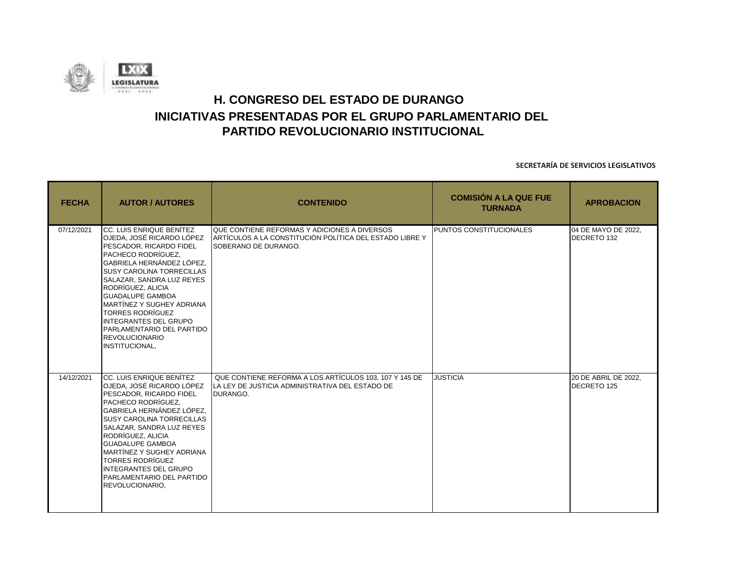# H. CONGRESO DEL ESTADO DE DURANGO

## INICIATIVAS PRESENTADAS POR EL GRUPO PARLAMENTARIO DEL PARTIDO REVOLUCIONARIO INSTITUCIONAL

**SECRETARÍA DE SERVICIOS LEGISLATIVOS**

| FECHA | AUTOR / AUTORES | CONTENIDO | COMISIÓN A LA QUE FUE TURNADA | APROBACION |
|---|---|---|---|---|
| 07/12/2021 | CC. LUIS ENRIQUE BENÍTEZ OJEDA, JOSÉ RICARDO LÓPEZ PESCADOR, RICARDO FIDEL PACHECO RODRÍGUEZ, GABRIELA HERNÁNDEZ LÓPEZ, SUSY CAROLINA TORRECILLAS SALAZAR, SANDRA LUZ REYES RODRÍGUEZ, ALICIA GUADALUPE GAMBOA MARTÍNEZ Y SUGHEY ADRIANA TORRES RODRÍGUEZ INTEGRANTES DEL GRUPO PARLAMENTARIO DEL PARTIDO REVOLUCIONARIO INSTITUCIONAL, | QUE CONTIENE REFORMAS Y ADICIONES A DIVERSOS ARTÍCULOS A LA CONSTITUCIÓN POLÍTICA DEL ESTADO LIBRE Y SOBERANO DE DURANGO. | PUNTOS CONSTITUCIONALES | 04 DE MAYO DE 2022, DECRETO 132 |
| 14/12/2021 | CC. LUIS ENRIQUE BENÍTEZ OJEDA, JOSÉ RICARDO LÓPEZ PESCADOR, RICARDO FIDEL PACHECO RODRÍGUEZ, GABRIELA HERNÁNDEZ LÓPEZ, SUSY CAROLINA TORRECILLAS SALAZAR, SANDRA LUZ REYES RODRÍGUEZ, ALICIA GUADALUPE GAMBOA MARTÍNEZ Y SUGHEY ADRIANA TORRES RODRÍGUEZ INTEGRANTES DEL GRUPO PARLAMENTARIO DEL PARTIDO REVOLUCIONARIO, | QUE CONTIENE REFORMA A LOS ARTÍCULOS 103, 107 Y 145 DE LA LEY DE JUSTICIA ADMINISTRATIVA DEL ESTADO DE DURANGO. | JUSTICIA | 20 DE ABRIL DE 2022, DECRETO 125 |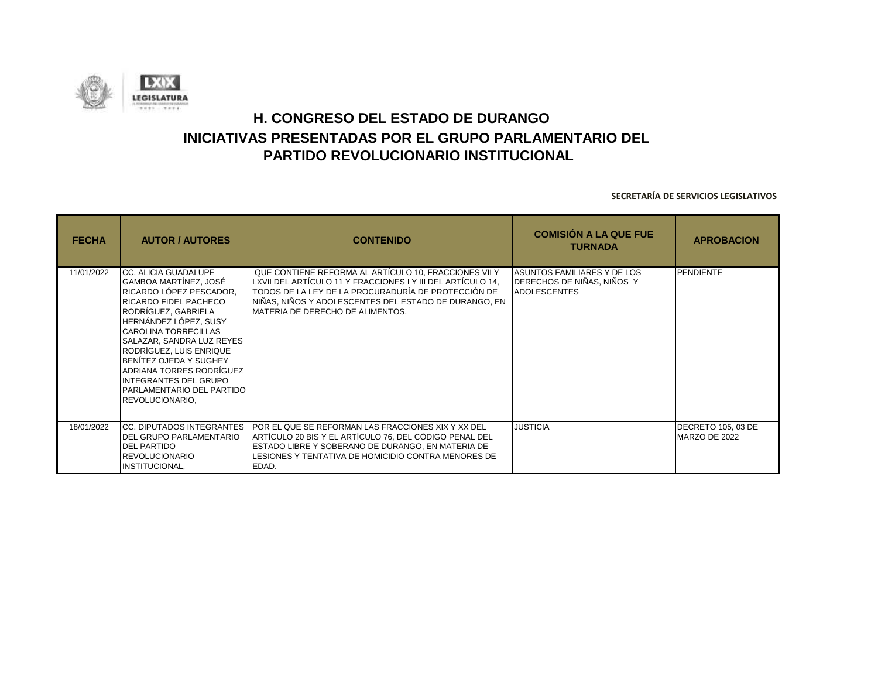# H. CONGRESO DEL ESTADO DE DURANGO

## INICIATIVAS PRESENTADAS POR EL GRUPO PARLAMENTARIO DEL PARTIDO REVOLUCIONARIO INSTITUCIONAL

**SECRETARÍA DE SERVICIOS LEGISLATIVOS**

| FECHA | AUTOR / AUTORES | CONTENIDO | COMISIÓN A LA QUE FUE TURNADA | APROBACION |
|---|---|---|---|---|
| 11/01/2022 | CC. ALICIA GUADALUPE GAMBOA MARTÍNEZ, JOSÉ RICARDO LÓPEZ PESCADOR, RICARDO FIDEL PACHECO RODRÍGUEZ, GABRIELA HERNÁNDEZ LÓPEZ, SUSY CAROLINA TORRECILLAS SALAZAR, SANDRA LUZ REYES RODRÍGUEZ, LUIS ENRIQUE BENÍTEZ OJEDA Y SUGHEY ADRIANA TORRES RODRÍGUEZ INTEGRANTES DEL GRUPO PARLAMENTARIO DEL PARTIDO REVOLUCIONARIO, | QUE CONTIENE REFORMA AL ARTÍCULO 10, FRACCIONES VII Y LXVII DEL ARTÍCULO 11 Y FRACCIONES I Y III DEL ARTÍCULO 14, TODOS DE LA LEY DE LA PROCURADURÍA DE PROTECCIÓN DE NIÑAS, NIÑOS Y ADOLESCENTES DEL ESTADO DE DURANGO, EN MATERIA DE DERECHO DE ALIMENTOS. | ASUNTOS FAMILIARES Y DE LOS DERECHOS DE NIÑAS, NIÑOS Y ADOLESCENTES | PENDIENTE |
| 18/01/2022 | CC. DIPUTADOS INTEGRANTES DEL GRUPO PARLAMENTARIO DEL PARTIDO REVOLUCIONARIO INSTITUCIONAL, | POR EL QUE SE REFORMAN LAS FRACCIONES XIX Y XX DEL ARTÍCULO 20 BIS Y EL ARTÍCULO 76, DEL CÓDIGO PENAL DEL ESTADO LIBRE Y SOBERANO DE DURANGO, EN MATERIA DE LESIONES Y TENTATIVA DE HOMICIDIO CONTRA MENORES DE EDAD. | JUSTICIA | DECRETO 105, 03 DE MARZO DE 2022 |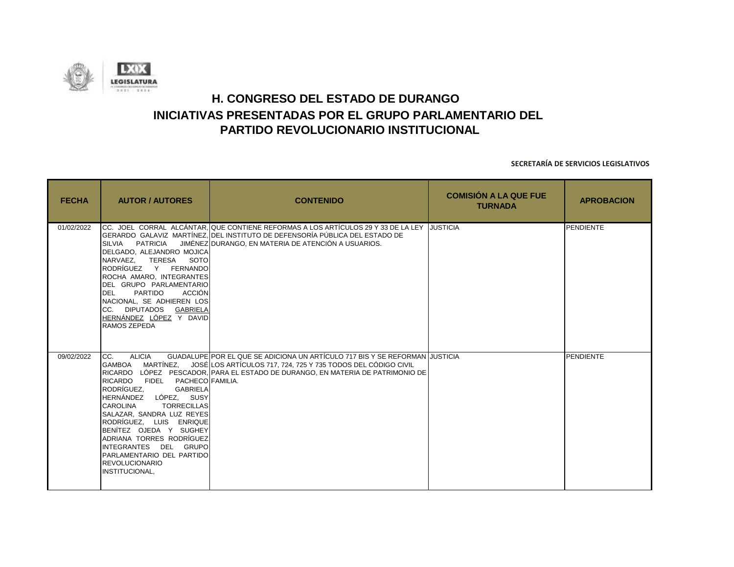# H. CONGRESO DEL ESTADO DE DURANGO
## INICIATIVAS PRESENTADAS POR EL GRUPO PARLAMENTARIO DEL PARTIDO REVOLUCIONARIO INSTITUCIONAL

**SECRETARÍA DE SERVICIOS LEGISLATIVOS**

| FECHA | AUTOR / AUTORES | CONTENIDO | COMISIÓN A LA QUE FUE TURNADA | APROBACION |
|---|---|---|---|---|
| 01/02/2022 | CC. JOEL CORRAL ALCÁNTAR, GERARDO GALAVIZ MARTÍNEZ, SILVIA PATRICIA JIMÉNEZ DELGADO, ALEJANDRO MOJICA NARVAEZ, TERESA SOTO RODRÍGUEZ Y FERNANDO ROCHA AMARO, INTEGRANTES DEL GRUPO PARLAMENTARIO DEL PARTIDO ACCIÓN NACIONAL, SE ADHIEREN LOS CC. DIPUTADOS GABRIELA HERNÁNDEZ LÓPEZ Y DAVID RAMOS ZEPEDA | QUE CONTIENE REFORMAS A LOS ARTÍCULOS 29 Y 33 DE LA LEY DEL INSTITUTO DE DEFENSORÍA PÚBLICA DEL ESTADO DE DURANGO, EN MATERIA DE ATENCIÓN A USUARIOS. | JUSTICIA | PENDIENTE |
| 09/02/2022 | CC. ALICIA GUADALUPE GAMBOA MARTÍNEZ, JOSÉ RICARDO LÓPEZ PESCADOR, RICARDO FIDEL PACHECO RODRÍGUEZ, GABRIELA HERNÁNDEZ LÓPEZ, SUSY CAROLINA TORRECILLAS SALAZAR, SANDRA LUZ REYES RODRÍGUEZ, LUIS ENRIQUE BENÍTEZ OJEDA Y SUGHEY ADRIANA TORRES RODRÍGUEZ INTEGRANTES DEL GRUPO PARLAMENTARIO DEL PARTIDO REVOLUCIONARIO INSTITUCIONAL, | POR EL QUE SE ADICIONA UN ARTÍCULO 717 BIS Y SE REFORMAN LOS ARTÍCULOS 717, 724, 725 Y 735 TODOS DEL CÓDIGO CIVIL PARA EL ESTADO DE DURANGO, EN MATERIA DE PATRIMONIO DE FAMILIA. | JUSTICIA | PENDIENTE |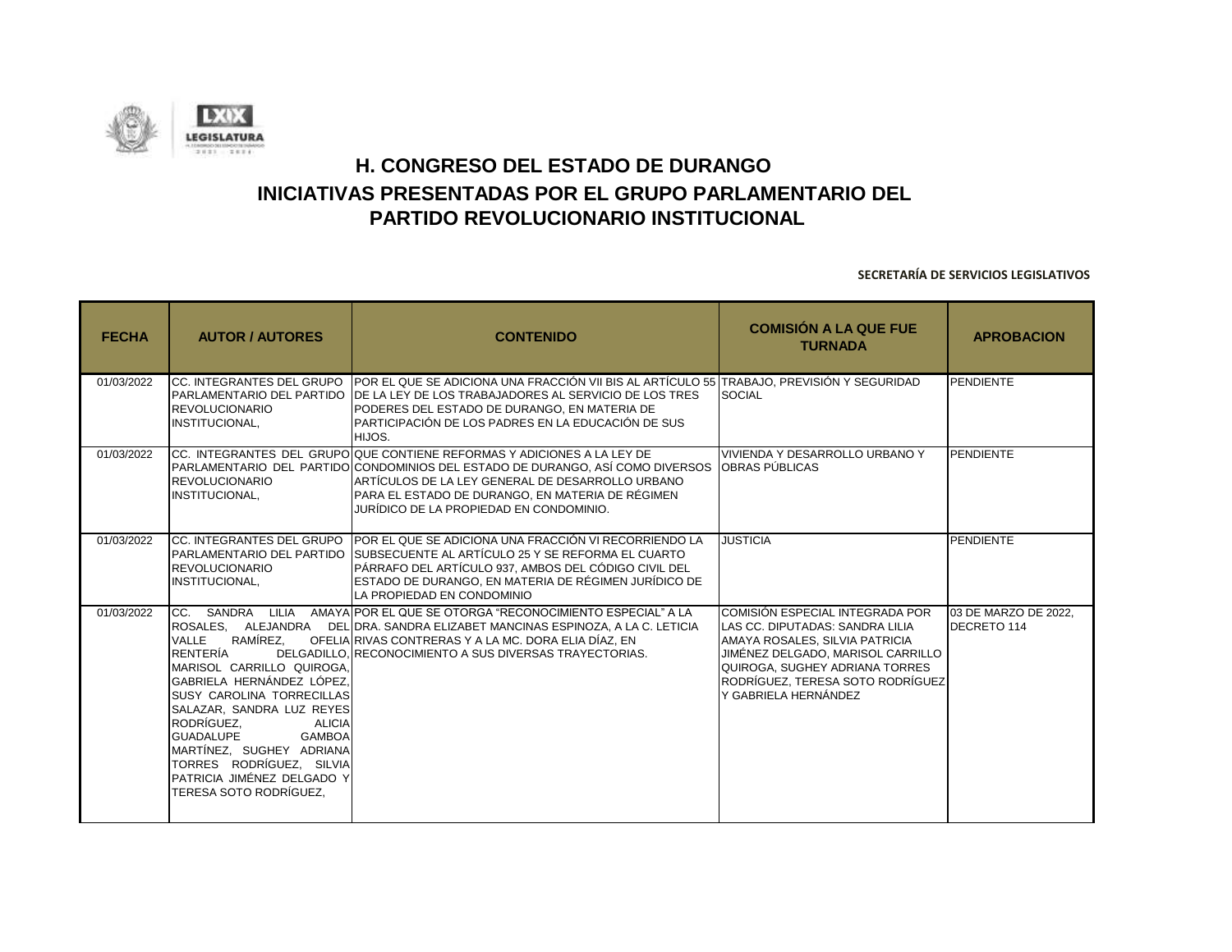# H. CONGRESO DEL ESTADO DE DURANGO

## INICIATIVAS PRESENTADAS POR EL GRUPO PARLAMENTARIO DEL PARTIDO REVOLUCIONARIO INSTITUCIONAL

**SECRETARÍA DE SERVICIOS LEGISLATIVOS**

| FECHA | AUTOR / AUTORES | CONTENIDO | COMISIÓN A LA QUE FUE TURNADA | APROBACION |
|---|---|---|---|---|
| 01/03/2022 | CC. INTEGRANTES DEL GRUPO PARLAMENTARIO DEL PARTIDO REVOLUCIONARIO INSTITUCIONAL, | POR EL QUE SE ADICIONA UNA FRACCIÓN VII BIS AL ARTÍCULO 55 DE LA LEY DE LOS TRABAJADORES AL SERVICIO DE LOS TRES PODERES DEL ESTADO DE DURANGO, EN MATERIA DE PARTICIPACIÓN DE LOS PADRES EN LA EDUCACIÓN DE SUS HIJOS. | TRABAJO, PREVISIÓN Y SEGURIDAD SOCIAL | PENDIENTE |
| 01/03/2022 | CC. INTEGRANTES DEL GRUPO PARLAMENTARIO DEL PARTIDO REVOLUCIONARIO INSTITUCIONAL, | QUE CONTIENE REFORMAS Y ADICIONES A LA LEY DE CONDOMINIOS DEL ESTADO DE DURANGO, ASÍ COMO DIVERSOS ARTÍCULOS DE LA LEY GENERAL DE DESARROLLO URBANO PARA EL ESTADO DE DURANGO, EN MATERIA DE RÉGIMEN JURÍDICO DE LA PROPIEDAD EN CONDOMINIO. | VIVIENDA Y DESARROLLO URBANO Y OBRAS PÚBLICAS | PENDIENTE |
| 01/03/2022 | CC. INTEGRANTES DEL GRUPO PARLAMENTARIO DEL PARTIDO REVOLUCIONARIO INSTITUCIONAL, | POR EL QUE SE ADICIONA UNA FRACCIÓN VI RECORRIENDO LA SUBSECUENTE AL ARTÍCULO 25 Y SE REFORMA EL CUARTO PÁRRAFO DEL ARTÍCULO 937, AMBOS DEL CÓDIGO CIVIL DEL ESTADO DE DURANGO, EN MATERIA DE RÉGIMEN JURÍDICO DE LA PROPIEDAD EN CONDOMINIO | JUSTICIA | PENDIENTE |
| 01/03/2022 | CC. SANDRA LILIA AMAYA ROSALES, ALEJANDRA DEL VALLE RAMÍREZ, OFELIA RENTERÍA DELGADILLO, MARISOL CARRILLO QUIROGA, GABRIELA HERNÁNDEZ LÓPEZ, SUSY CAROLINA TORRECILLAS SALAZAR, SANDRA LUZ REYES RODRÍGUEZ, ALICIA GUADALUPE GAMBOA MARTÍNEZ, SUGHEY ADRIANA TORRES RODRÍGUEZ, SILVIA PATRICIA JIMÉNEZ DELGADO Y TERESA SOTO RODRÍGUEZ, | POR EL QUE SE OTORGA "RECONOCIMIENTO ESPECIAL" A LA DRA. SANDRA ELIZABET MANCINAS ESPINOZA, A LA C. LETICIA RIVAS CONTRERAS Y A LA MC. DORA ELIA DÍAZ, EN RECONOCIMIENTO A SUS DIVERSAS TRAYECTORIAS. | COMISIÓN ESPECIAL INTEGRADA POR LAS CC. DIPUTADAS: SANDRA LILIA AMAYA ROSALES, SILVIA PATRICIA JIMÉNEZ DELGADO, MARISOL CARRILLO QUIROGA, SUGHEY ADRIANA TORRES RODRÍGUEZ, TERESA SOTO RODRÍGUEZ Y GABRIELA HERNÁNDEZ | 03 DE MARZO DE 2022, DECRETO 114 |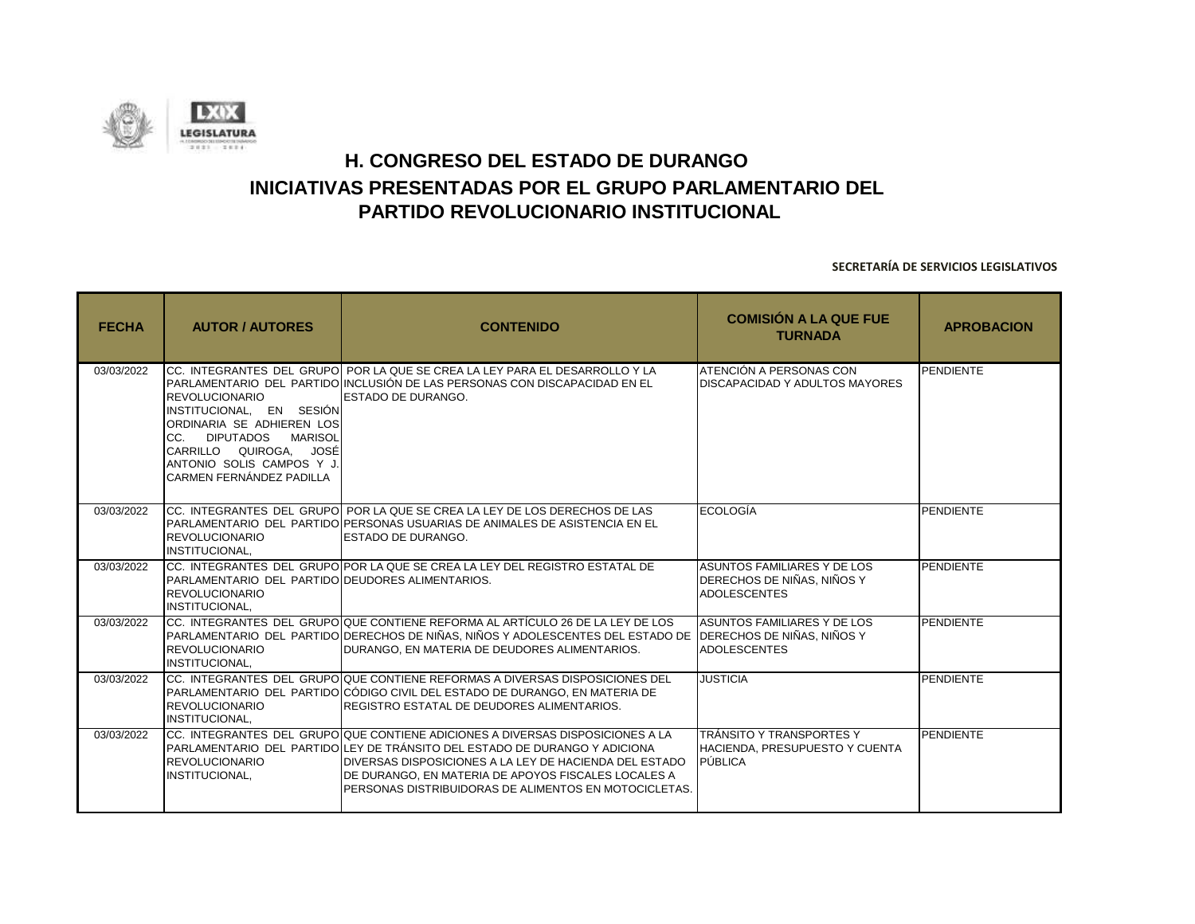# H. CONGRESO DEL ESTADO DE DURANGO
# INICIATIVAS PRESENTADAS POR EL GRUPO PARLAMENTARIO DEL PARTIDO REVOLUCIONARIO INSTITUCIONAL

**SECRETARÍA DE SERVICIOS LEGISLATIVOS**

| FECHA | AUTOR / AUTORES | CONTENIDO | COMISIÓN A LA QUE FUE TURNADA | APROBACION |
|---|---|---|---|---|
| 03/03/2022 | CC. INTEGRANTES DEL GRUPO PARLAMENTARIO DEL PARTIDO REVOLUCIONARIO INSTITUCIONAL, EN SESIÓN ORDINARIA SE ADHIEREN LOS CC. DIPUTADOS MARISOL CARRILLO QUIROGA, JOSÉ ANTONIO SOLIS CAMPOS Y J. CARMEN FERNÁNDEZ PADILLA | POR LA QUE SE CREA LA LEY PARA EL DESARROLLO Y LA INCLUSIÓN DE LAS PERSONAS CON DISCAPACIDAD EN EL ESTADO DE DURANGO. | ATENCIÓN A PERSONAS CON DISCAPACIDAD Y ADULTOS MAYORES | PENDIENTE |
| 03/03/2022 | CC. INTEGRANTES DEL GRUPO PARLAMENTARIO DEL PARTIDO REVOLUCIONARIO INSTITUCIONAL, | POR LA QUE SE CREA LA LEY DE LOS DERECHOS DE LAS PERSONAS USUARIAS DE ANIMALES DE ASISTENCIA EN EL ESTADO DE DURANGO. | ECOLOGÍA | PENDIENTE |
| 03/03/2022 | CC. INTEGRANTES DEL GRUPO PARLAMENTARIO DEL PARTIDO REVOLUCIONARIO INSTITUCIONAL, | POR LA QUE SE CREA LA LEY DEL REGISTRO ESTATAL DE DEUDORES ALIMENTARIOS. | ASUNTOS FAMILIARES Y DE LOS DERECHOS DE NIÑAS, NIÑOS Y ADOLESCENTES | PENDIENTE |
| 03/03/2022 | CC. INTEGRANTES DEL GRUPO PARLAMENTARIO DEL PARTIDO REVOLUCIONARIO INSTITUCIONAL, | QUE CONTIENE REFORMA AL ARTÍCULO 26 DE LA LEY DE LOS DERECHOS DE NIÑAS, NIÑOS Y ADOLESCENTES DEL ESTADO DE DURANGO, EN MATERIA DE DEUDORES ALIMENTARIOS. | ASUNTOS FAMILIARES Y DE LOS DERECHOS DE NIÑAS, NIÑOS Y ADOLESCENTES | PENDIENTE |
| 03/03/2022 | CC. INTEGRANTES DEL GRUPO PARLAMENTARIO DEL PARTIDO REVOLUCIONARIO INSTITUCIONAL, | QUE CONTIENE REFORMAS A DIVERSAS DISPOSICIONES DEL CÓDIGO CIVIL DEL ESTADO DE DURANGO, EN MATERIA DE REGISTRO ESTATAL DE DEUDORES ALIMENTARIOS. | JUSTICIA | PENDIENTE |
| 03/03/2022 | CC. INTEGRANTES DEL GRUPO PARLAMENTARIO DEL PARTIDO REVOLUCIONARIO INSTITUCIONAL, | QUE CONTIENE ADICIONES A DIVERSAS DISPOSICIONES A LA LEY DE TRÁNSITO DEL ESTADO DE DURANGO Y ADICIONA DIVERSAS DISPOSICIONES A LA LEY DE HACIENDA DEL ESTADO DE DURANGO, EN MATERIA DE APOYOS FISCALES LOCALES A PERSONAS DISTRIBUIDORAS DE ALIMENTOS EN MOTOCICLETAS. | TRÁNSITO Y TRANSPORTES Y HACIENDA, PRESUPUESTO Y CUENTA PÚBLICA | PENDIENTE |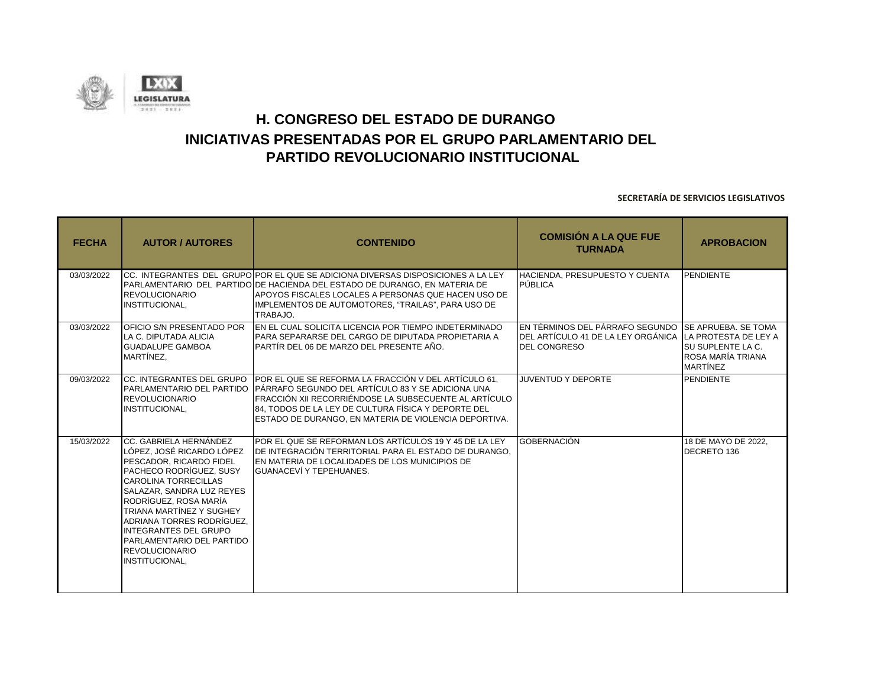# H. CONGRESO DEL ESTADO DE DURANGO

## INICIATIVAS PRESENTADAS POR EL GRUPO PARLAMENTARIO DEL PARTIDO REVOLUCIONARIO INSTITUCIONAL

**SECRETARÍA DE SERVICIOS LEGISLATIVOS**

| FECHA | AUTOR / AUTORES | CONTENIDO | COMISIÓN A LA QUE FUE TURNADA | APROBACION |
|---|---|---|---|---|
| 03/03/2022 | CC. INTEGRANTES DEL GRUPO PARLAMENTARIO DEL PARTIDO REVOLUCIONARIO INSTITUCIONAL, | POR EL QUE SE ADICIONA DIVERSAS DISPOSICIONES A LA LEY DE HACIENDA DEL ESTADO DE DURANGO, EN MATERIA DE APOYOS FISCALES LOCALES A PERSONAS QUE HACEN USO DE IMPLEMENTOS DE AUTOMOTORES, "TRAILAS", PARA USO DE TRABAJO. | HACIENDA, PRESUPUESTO Y CUENTA PÚBLICA | PENDIENTE |
| 03/03/2022 | OFICIO S/N PRESENTADO POR LA C. DIPUTADA ALICIA GUADALUPE GAMBOA MARTÍNEZ, | EN EL CUAL SOLICITA LICENCIA POR TIEMPO INDETERMINADO PARA SEPARARSE DEL CARGO DE DIPUTADA PROPIETARIA A PARTÍR DEL 06 DE MARZO DEL PRESENTE AÑO. | EN TÉRMINOS DEL PÁRRAFO SEGUNDO DEL ARTÍCULO 41 DE LA LEY ORGÁNICA DEL CONGRESO | SE APRUEBA. SE TOMA LA PROTESTA DE LEY A SU SUPLENTE LA C. ROSA MARÍA TRIANA MARTÍNEZ |
| 09/03/2022 | CC. INTEGRANTES DEL GRUPO PARLAMENTARIO DEL PARTIDO REVOLUCIONARIO INSTITUCIONAL, | POR EL QUE SE REFORMA LA FRACCIÓN V DEL ARTÍCULO 61, PÁRRAFO SEGUNDO DEL ARTÍCULO 83 Y SE ADICIONA UNA FRACCIÓN XII RECORRIÉNDOSE LA SUBSECUENTE AL ARTÍCULO 84, TODOS DE LA LEY DE CULTURA FÍSICA Y DEPORTE DEL ESTADO DE DURANGO, EN MATERIA DE VIOLENCIA DEPORTIVA. | JUVENTUD Y DEPORTE | PENDIENTE |
| 15/03/2022 | CC. GABRIELA HERNÁNDEZ LÓPEZ, JOSÉ RICARDO LÓPEZ PESCADOR, RICARDO FIDEL PACHECO RODRÍGUEZ, SUSY CAROLINA TORRECILLAS SALAZAR, SANDRA LUZ REYES RODRÍGUEZ, ROSA MARÍA TRIANA MARTÍNEZ Y SUGHEY ADRIANA TORRES RODRÍGUEZ, INTEGRANTES DEL GRUPO PARLAMENTARIO DEL PARTIDO REVOLUCIONARIO INSTITUCIONAL, | POR EL QUE SE REFORMAN LOS ARTÍCULOS 19 Y 45 DE LA LEY DE INTEGRACIÓN TERRITORIAL PARA EL ESTADO DE DURANGO, EN MATERIA DE LOCALIDADES DE LOS MUNICIPIOS DE GUANACEVÍ Y TEPEHUANES. | GOBERNACIÓN | 18 DE MAYO DE 2022, DECRETO 136 |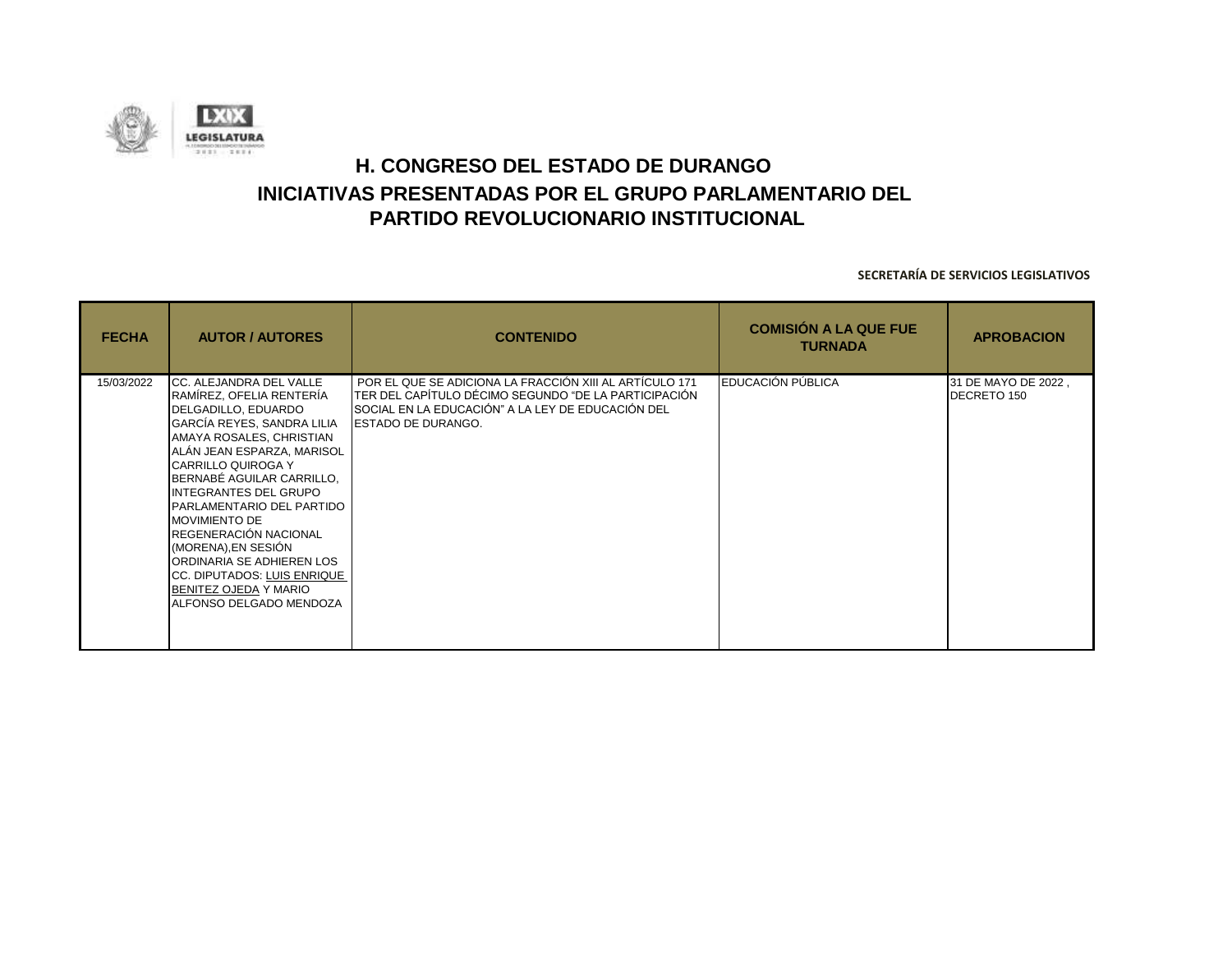# H. CONGRESO DEL ESTADO DE DURANGO

## INICIATIVAS PRESENTADAS POR EL GRUPO PARLAMENTARIO DEL PARTIDO REVOLUCIONARIO INSTITUCIONAL

**SECRETARÍA DE SERVICIOS LEGISLATIVOS**

| FECHA | AUTOR / AUTORES | CONTENIDO | COMISIÓN A LA QUE FUE TURNADA | APROBACION |
|---|---|---|---|---|
| 15/03/2022 | CC. ALEJANDRA DEL VALLE RAMÍREZ, OFELIA RENTERÍA DELGADILLO, EDUARDO GARCÍA REYES, SANDRA LILIA AMAYA ROSALES, CHRISTIAN ALÁN JEAN ESPARZA, MARISOL CARRILLO QUIROGA Y BERNABÉ AGUILAR CARRILLO, INTEGRANTES DEL GRUPO PARLAMENTARIO DEL PARTIDO MOVIMIENTO DE REGENERACIÓN NACIONAL (MORENA),EN SESIÓN ORDINARIA SE ADHIEREN LOS CC. DIPUTADOS: LUIS ENRIQUE BENITEZ OJEDA Y MARIO ALFONSO DELGADO MENDOZA | POR EL QUE SE ADICIONA LA FRACCIÓN XIII AL ARTÍCULO 171 TER DEL CAPÍTULO DÉCIMO SEGUNDO "DE LA PARTICIPACIÓN SOCIAL EN LA EDUCACIÓN" A LA LEY DE EDUCACIÓN DEL ESTADO DE DURANGO. | EDUCACIÓN PÚBLICA | 31 DE MAYO DE 2022 , DECRETO 150 |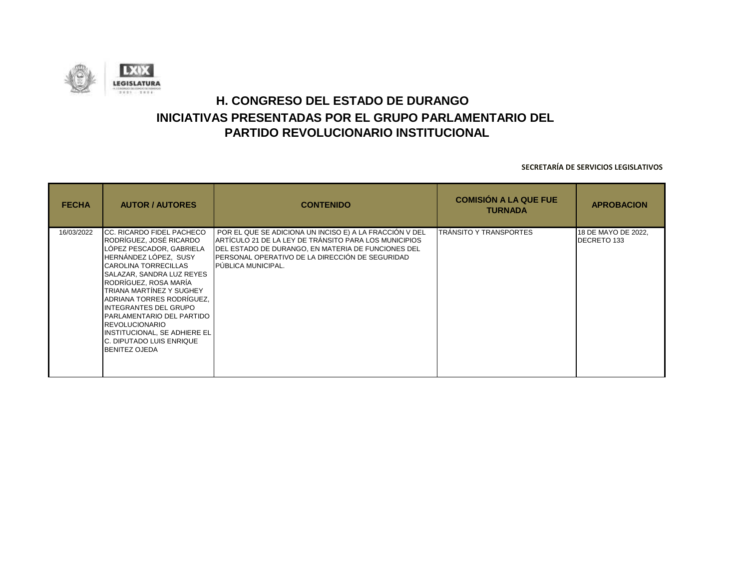# H. CONGRESO DEL ESTADO DE DURANGO

## INICIATIVAS PRESENTADAS POR EL GRUPO PARLAMENTARIO DEL PARTIDO REVOLUCIONARIO INSTITUCIONAL

**SECRETARÍA DE SERVICIOS LEGISLATIVOS**

| FECHA | AUTOR / AUTORES | CONTENIDO | COMISIÓN A LA QUE FUE TURNADA | APROBACION |
|---|---|---|---|---|
| 16/03/2022 | CC. RICARDO FIDEL PACHECO RODRÍGUEZ, JOSÉ RICARDO LÓPEZ PESCADOR, GABRIELA HERNÁNDEZ LÓPEZ, SUSY CAROLINA TORRECILLAS SALAZAR, SANDRA LUZ REYES RODRÍGUEZ, ROSA MARÍA TRIANA MARTÍNEZ Y SUGHEY ADRIANA TORRES RODRÍGUEZ, INTEGRANTES DEL GRUPO PARLAMENTARIO DEL PARTIDO REVOLUCIONARIO INSTITUCIONAL, SE ADHIERE EL C. DIPUTADO LUIS ENRIQUE BENITEZ OJEDA | POR EL QUE SE ADICIONA UN INCISO E) A LA FRACCIÓN V DEL ARTÍCULO 21 DE LA LEY DE TRÁNSITO PARA LOS MUNICIPIOS DEL ESTADO DE DURANGO, EN MATERIA DE FUNCIONES DEL PERSONAL OPERATIVO DE LA DIRECCIÓN DE SEGURIDAD PÚBLICA MUNICIPAL. | TRÁNSITO Y TRANSPORTES | 18 DE MAYO DE 2022, DECRETO 133 |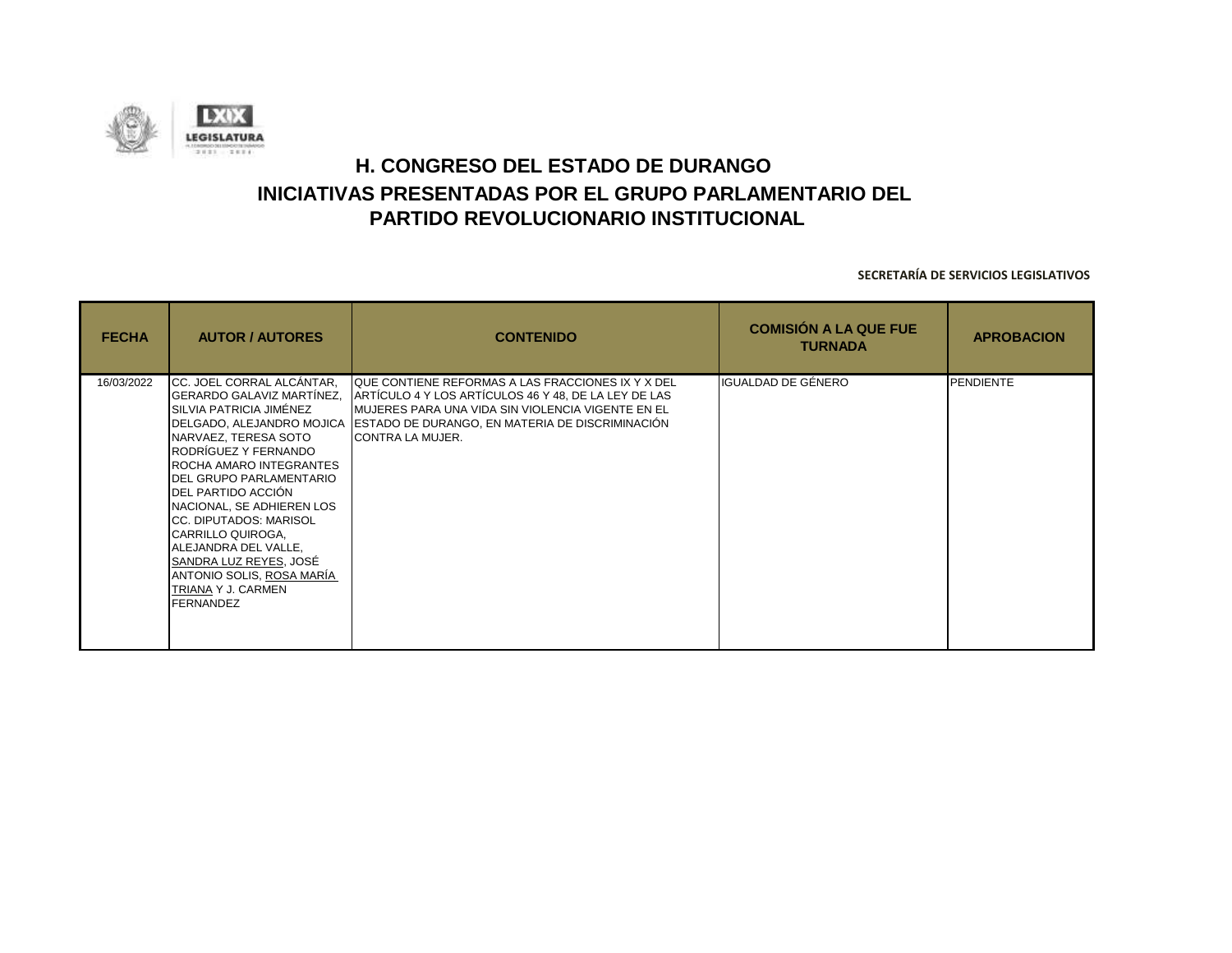# H. CONGRESO DEL ESTADO DE DURANGO

## INICIATIVAS PRESENTADAS POR EL GRUPO PARLAMENTARIO DEL PARTIDO REVOLUCIONARIO INSTITUCIONAL

**SECRETARÍA DE SERVICIOS LEGISLATIVOS**

| FECHA | AUTOR / AUTORES | CONTENIDO | COMISIÓN A LA QUE FUE TURNADA | APROBACION |
|---|---|---|---|---|
| 16/03/2022 | CC. JOEL CORRAL ALCÁNTAR, GERARDO GALAVIZ MARTÍNEZ, SILVIA PATRICIA JIMÉNEZ DELGADO, ALEJANDRO MOJICA NARVAEZ, TERESA SOTO RODRÍGUEZ Y FERNANDO ROCHA AMARO INTEGRANTES DEL GRUPO PARLAMENTARIO DEL PARTIDO ACCIÓN NACIONAL, SE ADHIEREN LOS CC. DIPUTADOS: MARISOL CARRILLO QUIROGA, ALEJANDRA DEL VALLE, SANDRA LUZ REYES, JOSÉ ANTONIO SOLIS, ROSA MARÍA TRIANA Y J. CARMEN FERNANDEZ | QUE CONTIENE REFORMAS A LAS FRACCIONES IX Y X DEL ARTÍCULO 4 Y LOS ARTÍCULOS 46 Y 48, DE LA LEY DE LAS MUJERES PARA UNA VIDA SIN VIOLENCIA VIGENTE EN EL ESTADO DE DURANGO, EN MATERIA DE DISCRIMINACIÓN CONTRA LA MUJER. | IGUALDAD DE GÉNERO | PENDIENTE |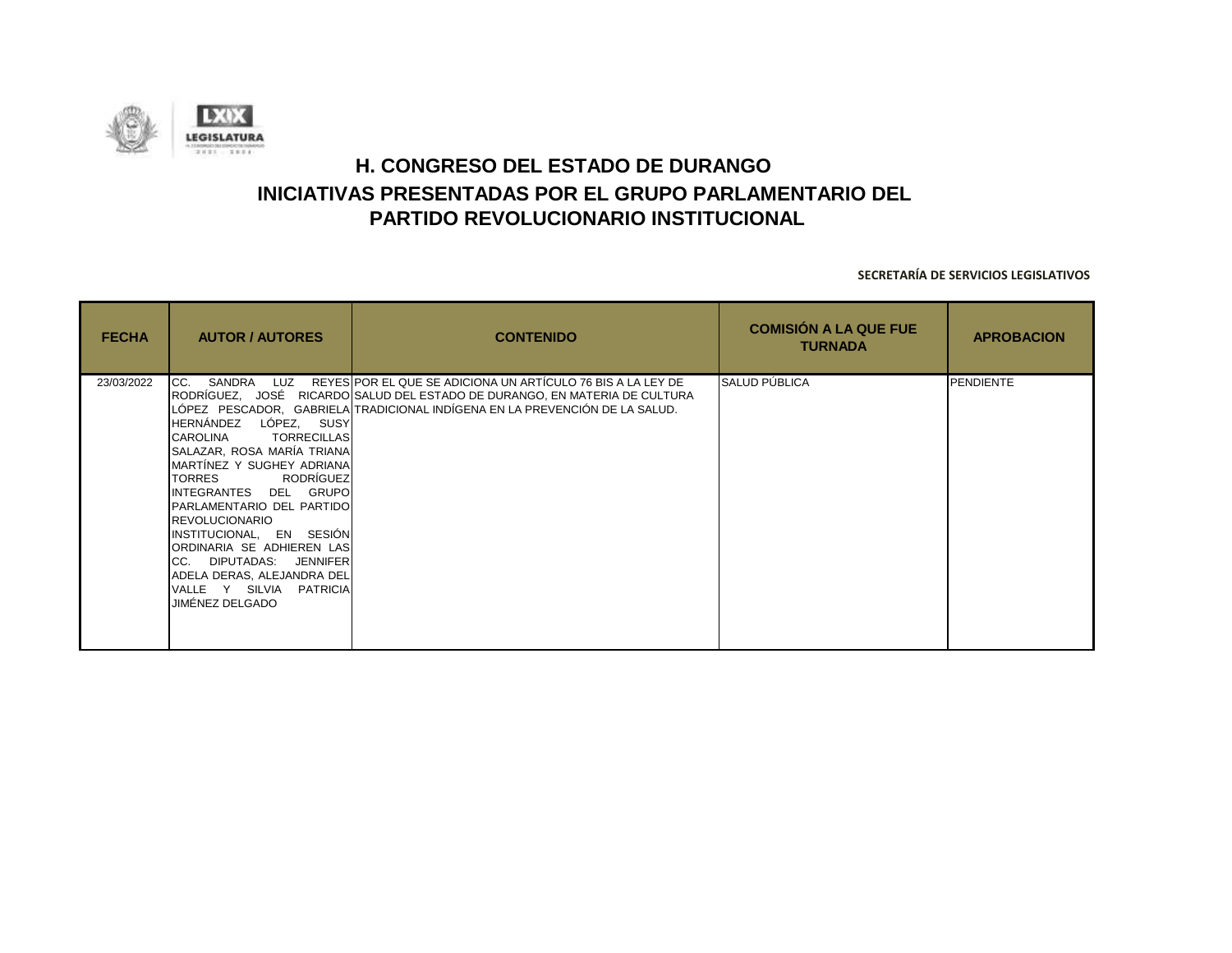# H. CONGRESO DEL ESTADO DE DURANGO

## INICIATIVAS PRESENTADAS POR EL GRUPO PARLAMENTARIO DEL PARTIDO REVOLUCIONARIO INSTITUCIONAL

**SECRETARÍA DE SERVICIOS LEGISLATIVOS**

| FECHA | AUTOR / AUTORES | CONTENIDO | COMISIÓN A LA QUE FUE TURNADA | APROBACION |
|---|---|---|---|---|
| 23/03/2022 | CC. SANDRA LUZ REYES RODRÍGUEZ, JOSÉ RICARDO LÓPEZ PESCADOR, GABRIELA HERNÁNDEZ LÓPEZ, SUSY CAROLINA TORRECILLAS SALAZAR, ROSA MARÍA TRIANA MARTÍNEZ Y SUGHEY ADRIANA TORRES RODRÍGUEZ INTEGRANTES DEL GRUPO PARLAMENTARIO DEL PARTIDO REVOLUCIONARIO INSTITUCIONAL, EN SESIÓN ORDINARIA SE ADHIEREN LAS CC. DIPUTADAS: JENNIFER ADELA DERAS, ALEJANDRA DEL VALLE Y SILVIA PATRICIA JIMÉNEZ DELGADO | POR EL QUE SE ADICIONA UN ARTÍCULO 76 BIS A LA LEY DE SALUD DEL ESTADO DE DURANGO, EN MATERIA DE CULTURA TRADICIONAL INDÍGENA EN LA PREVENCIÓN DE LA SALUD. | SALUD PÚBLICA | PENDIENTE |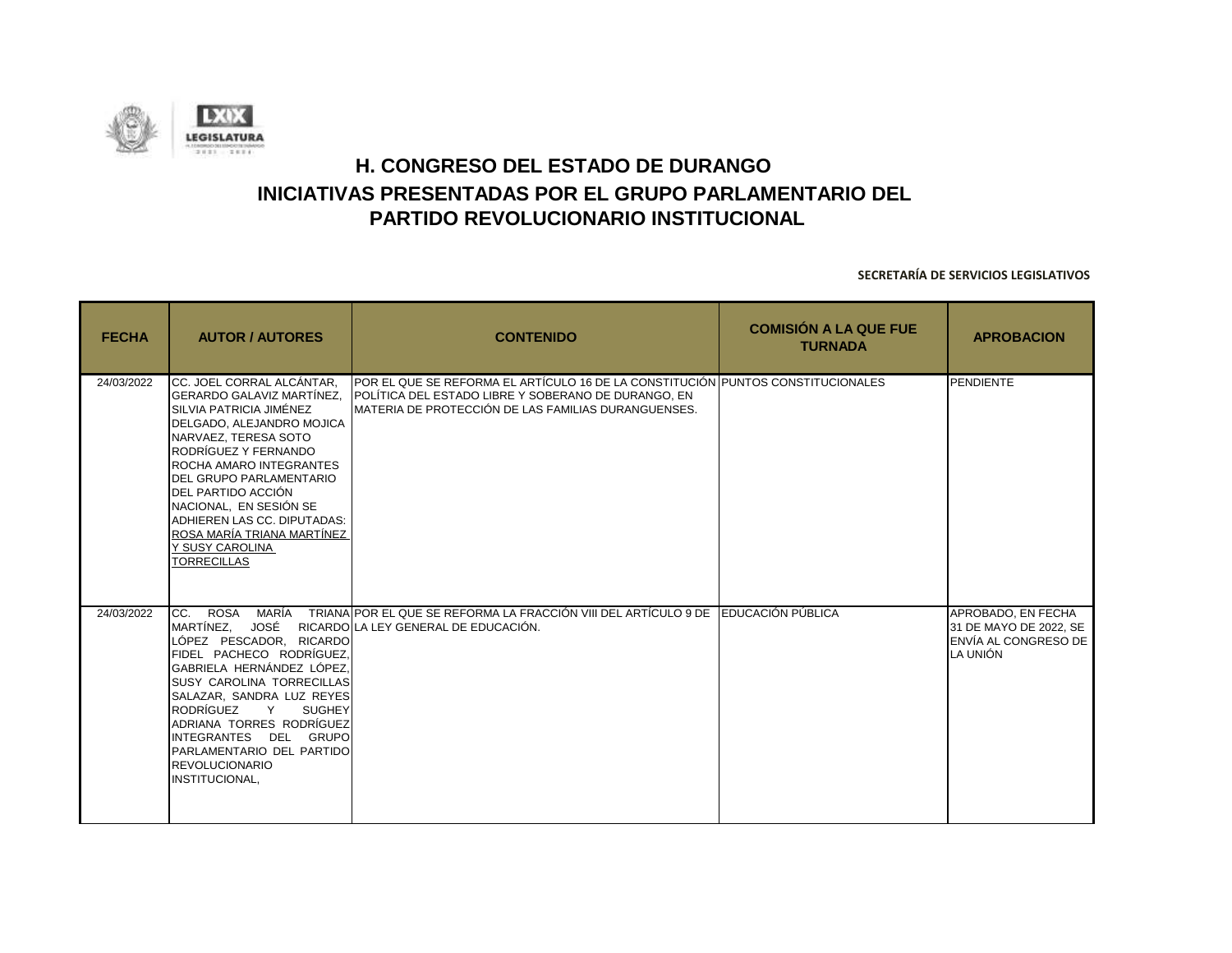# H. CONGRESO DEL ESTADO DE DURANGO

## INICIATIVAS PRESENTADAS POR EL GRUPO PARLAMENTARIO DEL PARTIDO REVOLUCIONARIO INSTITUCIONAL

**SECRETARÍA DE SERVICIOS LEGISLATIVOS**

| FECHA | AUTOR / AUTORES | CONTENIDO | COMISIÓN A LA QUE FUE TURNADA | APROBACION |
|---|---|---|---|---|
| 24/03/2022 | CC. JOEL CORRAL ALCÁNTAR, GERARDO GALAVIZ MARTÍNEZ, SILVIA PATRICIA JIMÉNEZ DELGADO, ALEJANDRO MOJICA NARVAEZ, TERESA SOTO RODRÍGUEZ Y FERNANDO ROCHA AMARO INTEGRANTES DEL GRUPO PARLAMENTARIO DEL PARTIDO ACCIÓN NACIONAL, EN SESIÓN SE ADHIEREN LAS CC. DIPUTADAS: ROSA MARÍA TRIANA MARTÍNEZ Y SUSY CAROLINA TORRECILLAS | POR EL QUE SE REFORMA EL ARTÍCULO 16 DE LA CONSTITUCIÓN POLÍTICA DEL ESTADO LIBRE Y SOBERANO DE DURANGO, EN MATERIA DE PROTECCIÓN DE LAS FAMILIAS DURANGUENSES. | PUNTOS CONSTITUCIONALES | PENDIENTE |
| 24/03/2022 | CC. ROSA MARÍA TRIANA MARTÍNEZ, JOSÉ RICARDO LÓPEZ PESCADOR, RICARDO FIDEL PACHECO RODRÍGUEZ, GABRIELA HERNÁNDEZ LÓPEZ, SUSY CAROLINA TORRECILLAS SALAZAR, SANDRA LUZ REYES RODRÍGUEZ Y SUGHEY ADRIANA TORRES RODRÍGUEZ INTEGRANTES DEL GRUPO PARLAMENTARIO DEL PARTIDO REVOLUCIONARIO INSTITUCIONAL, | POR EL QUE SE REFORMA LA FRACCIÓN VIII DEL ARTÍCULO 9 DE LA LEY GENERAL DE EDUCACIÓN. | EDUCACIÓN PÚBLICA | APROBADO, EN FECHA 31 DE MAYO DE 2022, SE ENVÍA AL CONGRESO DE LA UNIÓN |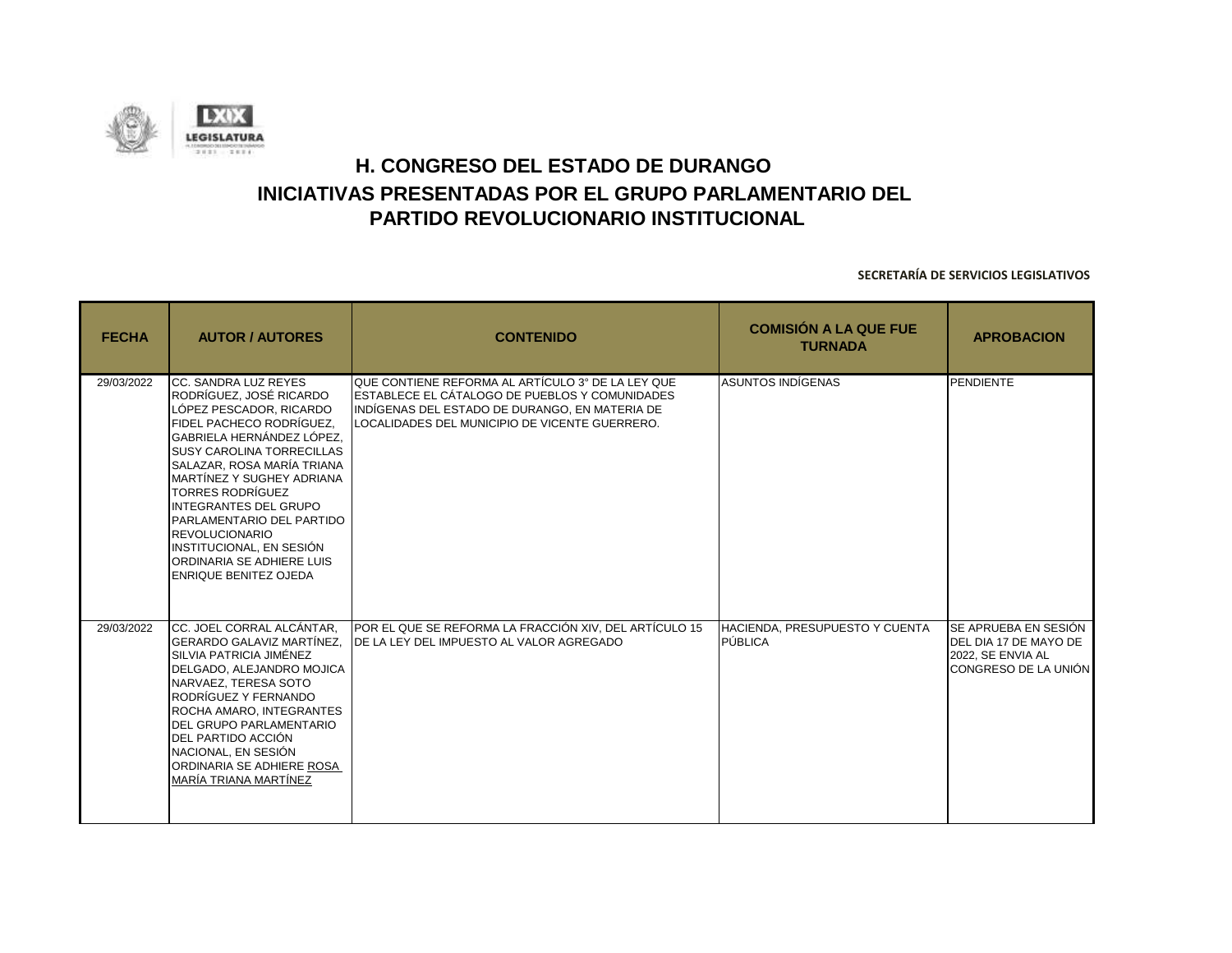# H. CONGRESO DEL ESTADO DE DURANGO

## INICIATIVAS PRESENTADAS POR EL GRUPO PARLAMENTARIO DEL PARTIDO REVOLUCIONARIO INSTITUCIONAL

**SECRETARÍA DE SERVICIOS LEGISLATIVOS**

| FECHA | AUTOR / AUTORES | CONTENIDO | COMISIÓN A LA QUE FUE TURNADA | APROBACION |
|---|---|---|---|---|
| 29/03/2022 | CC. SANDRA LUZ REYES RODRÍGUEZ, JOSÉ RICARDO LÓPEZ PESCADOR, RICARDO FIDEL PACHECO RODRÍGUEZ, GABRIELA HERNÁNDEZ LÓPEZ, SUSY CAROLINA TORRECILLAS SALAZAR, ROSA MARÍA TRIANA MARTÍNEZ Y SUGHEY ADRIANA TORRES RODRÍGUEZ INTEGRANTES DEL GRUPO PARLAMENTARIO DEL PARTIDO REVOLUCIONARIO INSTITUCIONAL, EN SESIÓN ORDINARIA SE ADHIERE LUIS ENRIQUE BENITEZ OJEDA | QUE CONTIENE REFORMA AL ARTÍCULO 3° DE LA LEY QUE ESTABLECE EL CÁTALOGO DE PUEBLOS Y COMUNIDADES INDÍGENAS DEL ESTADO DE DURANGO, EN MATERIA DE LOCALIDADES DEL MUNICIPIO DE VICENTE GUERRERO. | ASUNTOS INDÍGENAS | PENDIENTE |
| 29/03/2022 | CC. JOEL CORRAL ALCÁNTAR, GERARDO GALAVIZ MARTÍNEZ, SILVIA PATRICIA JIMÉNEZ DELGADO, ALEJANDRO MOJICA NARVAEZ, TERESA SOTO RODRÍGUEZ Y FERNANDO ROCHA AMARO, INTEGRANTES DEL GRUPO PARLAMENTARIO DEL PARTIDO ACCIÓN NACIONAL, EN SESIÓN ORDINARIA SE ADHIERE ROSA MARÍA TRIANA MARTÍNEZ | POR EL QUE SE REFORMA LA FRACCIÓN XIV, DEL ARTÍCULO 15 DE LA LEY DEL IMPUESTO AL VALOR AGREGADO | HACIENDA, PRESUPUESTO Y CUENTA PÚBLICA | SE APRUEBA EN SESIÓN DEL DIA 17 DE MAYO DE 2022, SE ENVIA AL CONGRESO DE LA UNIÓN |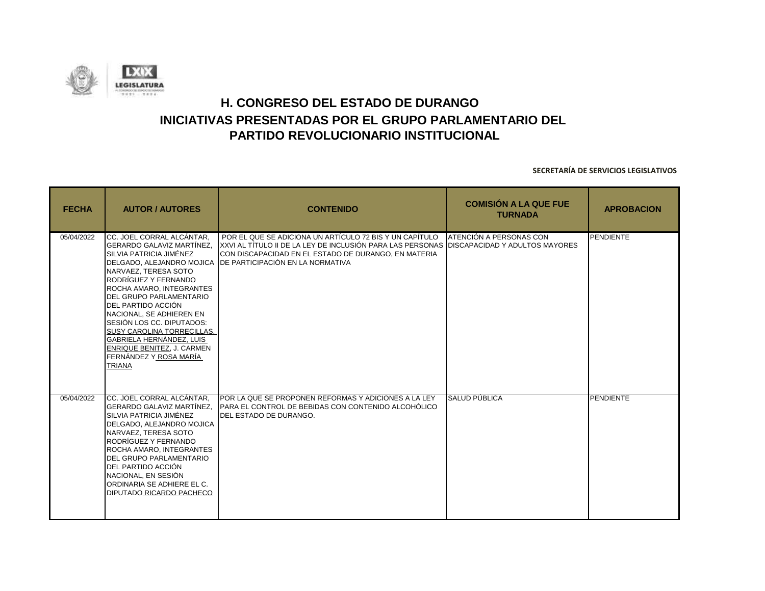# H. CONGRESO DEL ESTADO DE DURANGO

## INICIATIVAS PRESENTADAS POR EL GRUPO PARLAMENTARIO DEL PARTIDO REVOLUCIONARIO INSTITUCIONAL

**SECRETARÍA DE SERVICIOS LEGISLATIVOS**

| FECHA | AUTOR / AUTORES | CONTENIDO | COMISIÓN A LA QUE FUE TURNADA | APROBACION |
|---|---|---|---|---|
| 05/04/2022 | CC. JOEL CORRAL ALCÁNTAR, GERARDO GALAVIZ MARTÍNEZ, SILVIA PATRICIA JIMÉNEZ DELGADO, ALEJANDRO MOJICA NARVAEZ, TERESA SOTO RODRÍGUEZ Y FERNANDO ROCHA AMARO, INTEGRANTES DEL GRUPO PARLAMENTARIO DEL PARTIDO ACCIÓN NACIONAL, SE ADHIEREN EN SESIÓN LOS CC. DIPUTADOS: SUSY CAROLINA TORRECILLAS, GABRIELA HERNÁNDEZ, LUIS ENRIQUE BENITEZ, J. CARMEN FERNÁNDEZ Y ROSA MARÍA TRIANA | POR EL QUE SE ADICIONA UN ARTÍCULO 72 BIS Y UN CAPÍTULO XXVI AL TÍTULO II DE LA LEY DE INCLUSIÓN PARA LAS PERSONAS CON DISCAPACIDAD EN EL ESTADO DE DURANGO, EN MATERIA DE PARTICIPACIÓN EN LA NORMATIVA | ATENCIÓN A PERSONAS CON DISCAPACIDAD Y ADULTOS MAYORES | PENDIENTE |
| 05/04/2022 | CC. JOEL CORRAL ALCÁNTAR, GERARDO GALAVIZ MARTÍNEZ, SILVIA PATRICIA JIMÉNEZ DELGADO, ALEJANDRO MOJICA NARVAEZ, TERESA SOTO RODRÍGUEZ Y FERNANDO ROCHA AMARO, INTEGRANTES DEL GRUPO PARLAMENTARIO DEL PARTIDO ACCIÓN NACIONAL, EN SESIÓN ORDINARIA SE ADHIERE EL C. DIPUTADO RICARDO PACHECO | POR LA QUE SE PROPONEN REFORMAS Y ADICIONES A LA LEY PARA EL CONTROL DE BEBIDAS CON CONTENIDO ALCOHÓLICO DEL ESTADO DE DURANGO. | SALUD PÚBLICA | PENDIENTE |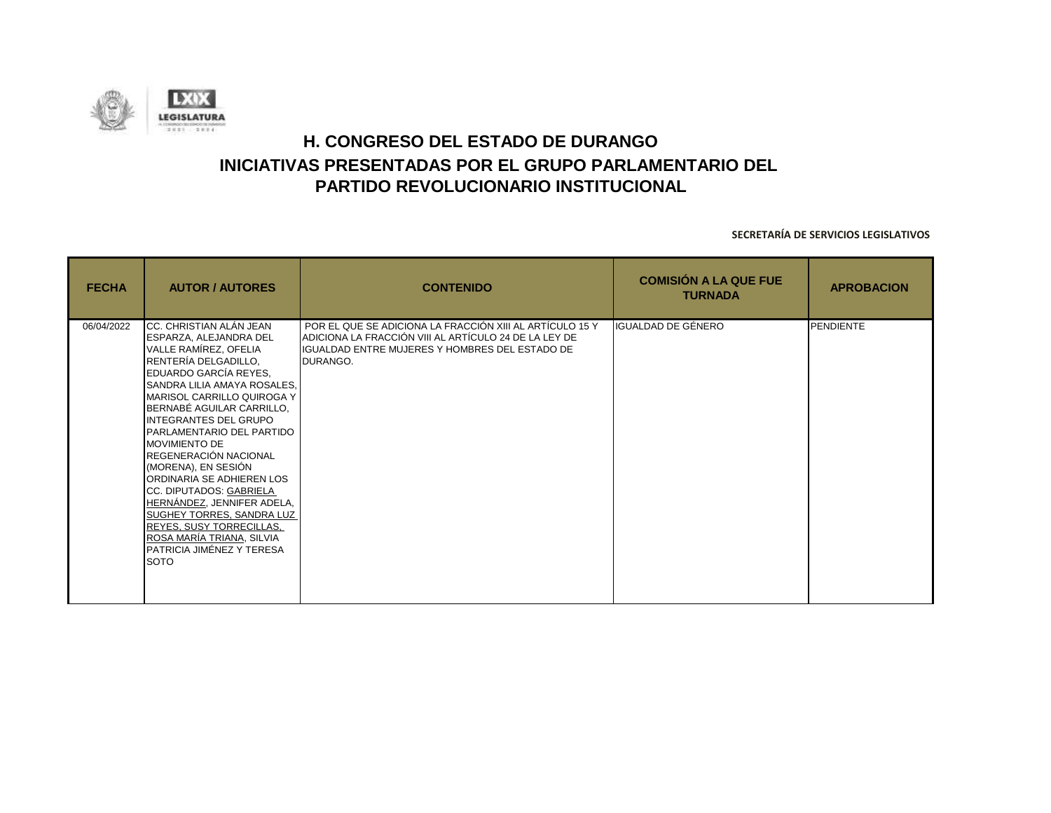# H. CONGRESO DEL ESTADO DE DURANGO

## INICIATIVAS PRESENTADAS POR EL GRUPO PARLAMENTARIO DEL PARTIDO REVOLUCIONARIO INSTITUCIONAL

**SECRETARÍA DE SERVICIOS LEGISLATIVOS**

| FECHA | AUTOR / AUTORES | CONTENIDO | COMISIÓN A LA QUE FUE TURNADA | APROBACION |
|---|---|---|---|---|
| 06/04/2022 | CC. CHRISTIAN ALÁN JEAN ESPARZA, ALEJANDRA DEL VALLE RAMÍREZ, OFELIA RENTERÍA DELGADILLO, EDUARDO GARCÍA REYES, SANDRA LILIA AMAYA ROSALES, MARISOL CARRILLO QUIROGA Y BERNABÉ AGUILAR CARRILLO, INTEGRANTES DEL GRUPO PARLAMENTARIO DEL PARTIDO MOVIMIENTO DE REGENERACIÓN NACIONAL (MORENA), EN SESIÓN ORDINARIA SE ADHIEREN LOS CC. DIPUTADOS: GABRIELA HERNÁNDEZ, JENNIFER ADELA, SUGHEY TORRES, SANDRA LUZ REYES, SUSY TORRECILLAS, ROSA MARÍA TRIANA, SILVIA PATRICIA JIMÉNEZ Y TERESA SOTO | POR EL QUE SE ADICIONA LA FRACCIÓN XIII AL ARTÍCULO 15 Y ADICIONA LA FRACCIÓN VIII AL ARTÍCULO 24 DE LA LEY DE IGUALDAD ENTRE MUJERES Y HOMBRES DEL ESTADO DE DURANGO. | IGUALDAD DE GÉNERO | PENDIENTE |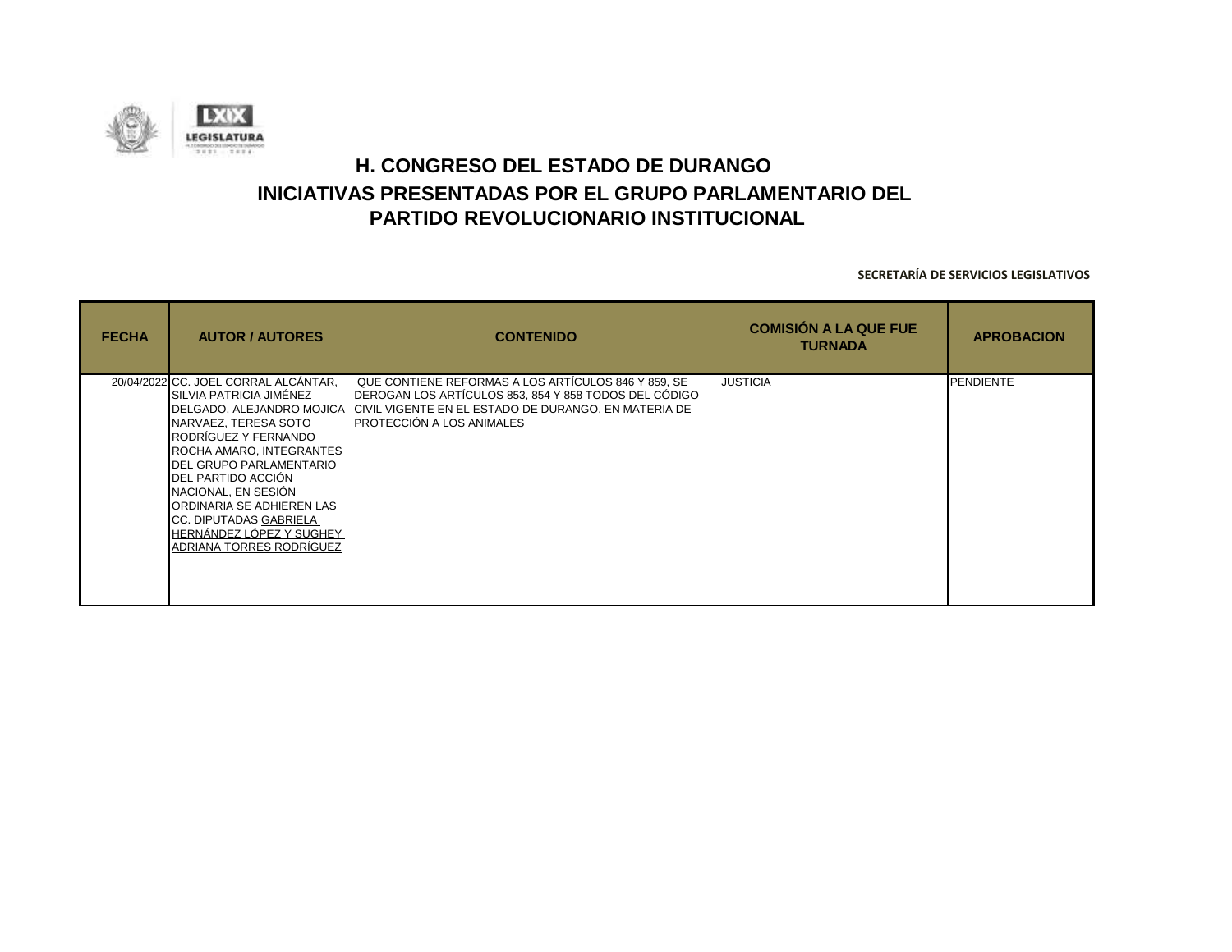# H. CONGRESO DEL ESTADO DE DURANGO

## INICIATIVAS PRESENTADAS POR EL GRUPO PARLAMENTARIO DEL PARTIDO REVOLUCIONARIO INSTITUCIONAL

**SECRETARÍA DE SERVICIOS LEGISLATIVOS**

| FECHA | AUTOR / AUTORES | CONTENIDO | COMISIÓN A LA QUE FUE TURNADA | APROBACION |
|---|---|---|---|---|
| 20/04/2022 | CC. JOEL CORRAL ALCÁNTAR, SILVIA PATRICIA JIMÉNEZ DELGADO, ALEJANDRO MOJICA NARVAEZ, TERESA SOTO RODRÍGUEZ Y FERNANDO ROCHA AMARO, INTEGRANTES DEL GRUPO PARLAMENTARIO DEL PARTIDO ACCIÓN NACIONAL, EN SESIÓN ORDINARIA SE ADHIEREN LAS CC. DIPUTADAS GABRIELA HERNÁNDEZ LÓPEZ Y SUGHEY ADRIANA TORRES RODRÍGUEZ | QUE CONTIENE REFORMAS A LOS ARTÍCULOS 846 Y 859, SE DEROGAN LOS ARTÍCULOS 853, 854 Y 858 TODOS DEL CÓDIGO CIVIL VIGENTE EN EL ESTADO DE DURANGO, EN MATERIA DE PROTECCIÓN A LOS ANIMALES | JUSTICIA | PENDIENTE |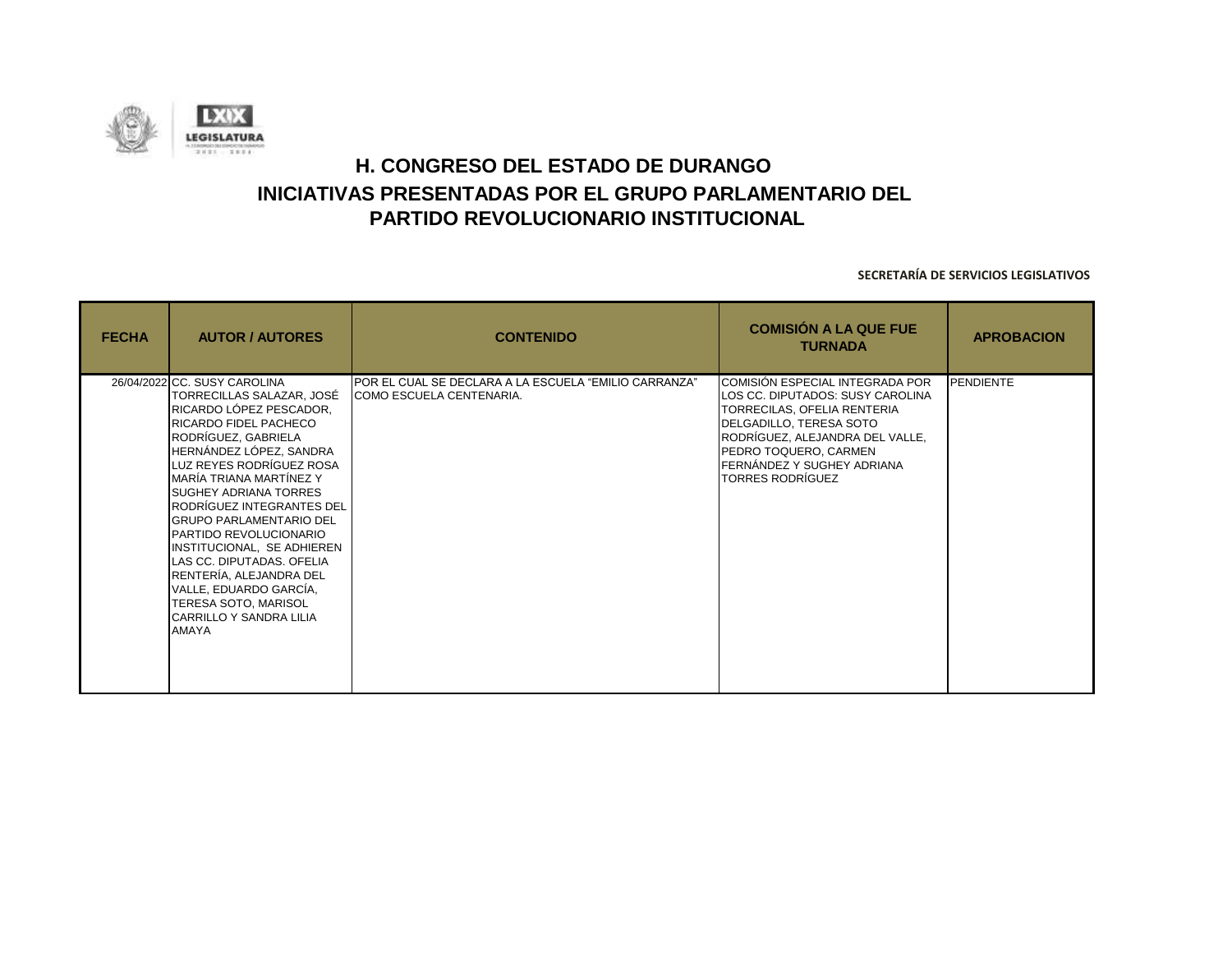# H. CONGRESO DEL ESTADO DE DURANGO

## INICIATIVAS PRESENTADAS POR EL GRUPO PARLAMENTARIO DEL PARTIDO REVOLUCIONARIO INSTITUCIONAL

**SECRETARÍA DE SERVICIOS LEGISLATIVOS**

| FECHA | AUTOR / AUTORES | CONTENIDO | COMISIÓN A LA QUE FUE TURNADA | APROBACION |
|---|---|---|---|---|
| 26/04/2022 | CC. SUSY CAROLINA TORRECILLAS SALAZAR, JOSÉ RICARDO LÓPEZ PESCADOR, RICARDO FIDEL PACHECO RODRÍGUEZ, GABRIELA HERNÁNDEZ LÓPEZ, SANDRA LUZ REYES RODRÍGUEZ ROSA MARÍA TRIANA MARTÍNEZ Y SUGHEY ADRIANA TORRES RODRÍGUEZ INTEGRANTES DEL GRUPO PARLAMENTARIO DEL PARTIDO REVOLUCIONARIO INSTITUCIONAL, SE ADHIEREN LAS CC. DIPUTADAS. OFELIA RENTERÍA, ALEJANDRA DEL VALLE, EDUARDO GARCÍA, TERESA SOTO, MARISOL CARRILLO Y SANDRA LILIA AMAYA | POR EL CUAL SE DECLARA A LA ESCUELA "EMILIO CARRANZA" COMO ESCUELA CENTENARIA. | COMISIÓN ESPECIAL INTEGRADA POR LOS CC. DIPUTADOS: SUSY CAROLINA TORRECILAS, OFELIA RENTERIA DELGADILLO, TERESA SOTO RODRÍGUEZ, ALEJANDRA DEL VALLE, PEDRO TOQUERO, CARMEN FERNÁNDEZ Y SUGHEY ADRIANA TORRES RODRÍGUEZ | PENDIENTE |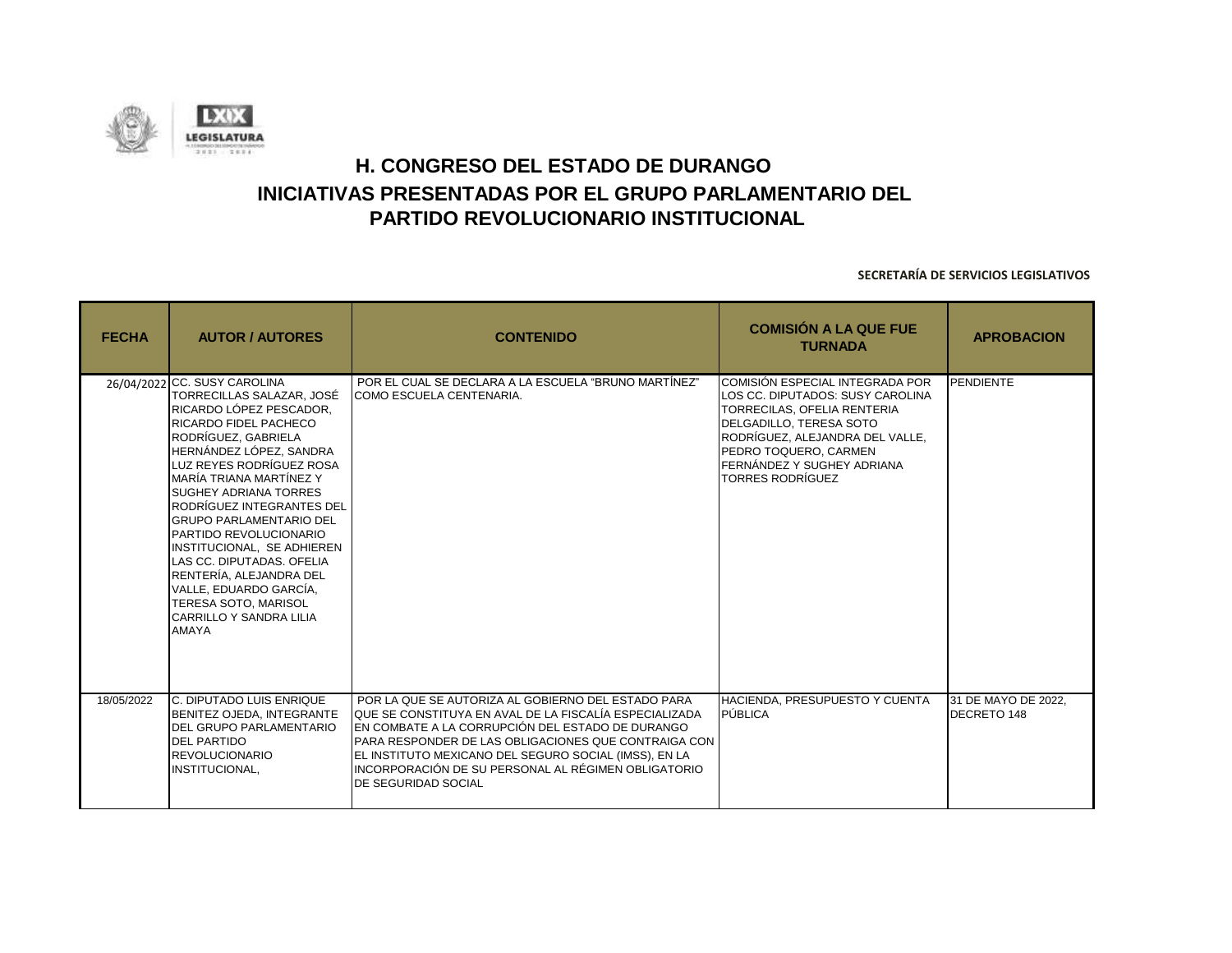# H. CONGRESO DEL ESTADO DE DURANGO

# INICIATIVAS PRESENTADAS POR EL GRUPO PARLAMENTARIO DEL PARTIDO REVOLUCIONARIO INSTITUCIONAL

**SECRETARÍA DE SERVICIOS LEGISLATIVOS**

| FECHA | AUTOR / AUTORES | CONTENIDO | COMISIÓN A LA QUE FUE TURNADA | APROBACION |
|---|---|---|---|---|
| 26/04/2022 | CC. SUSY CAROLINA TORRECILLAS SALAZAR, JOSÉ RICARDO LÓPEZ PESCADOR, RICARDO FIDEL PACHECO RODRÍGUEZ, GABRIELA HERNÁNDEZ LÓPEZ, SANDRA LUZ REYES RODRÍGUEZ ROSA MARÍA TRIANA MARTÍNEZ Y SUGHEY ADRIANA TORRES RODRÍGUEZ INTEGRANTES DEL GRUPO PARLAMENTARIO DEL PARTIDO REVOLUCIONARIO INSTITUCIONAL, SE ADHIEREN LAS CC. DIPUTADAS. OFELIA RENTERÍA, ALEJANDRA DEL VALLE, EDUARDO GARCÍA, TERESA SOTO, MARISOL CARRILLO Y SANDRA LILIA AMAYA | POR EL CUAL SE DECLARA A LA ESCUELA "BRUNO MARTÍNEZ" COMO ESCUELA CENTENARIA. | COMISIÓN ESPECIAL INTEGRADA POR LOS CC. DIPUTADOS: SUSY CAROLINA TORRECILAS, OFELIA RENTERIA DELGADILLO, TERESA SOTO RODRÍGUEZ, ALEJANDRA DEL VALLE, PEDRO TOQUERO, CARMEN FERNÁNDEZ Y SUGHEY ADRIANA TORRES RODRÍGUEZ | PENDIENTE |
| 18/05/2022 | C. DIPUTADO LUIS ENRIQUE BENITEZ OJEDA, INTEGRANTE DEL GRUPO PARLAMENTARIO DEL PARTIDO REVOLUCIONARIO INSTITUCIONAL, | POR LA QUE SE AUTORIZA AL GOBIERNO DEL ESTADO PARA QUE SE CONSTITUYA EN AVAL DE LA FISCALÍA ESPECIALIZADA EN COMBATE A LA CORRUPCIÓN DEL ESTADO DE DURANGO PARA RESPONDER DE LAS OBLIGACIONES QUE CONTRAIGA CON EL INSTITUTO MEXICANO DEL SEGURO SOCIAL (IMSS), EN LA INCORPORACIÓN DE SU PERSONAL AL RÉGIMEN OBLIGATORIO DE SEGURIDAD SOCIAL | HACIENDA, PRESUPUESTO Y CUENTA PÚBLICA | 31 DE MAYO DE 2022, DECRETO 148 |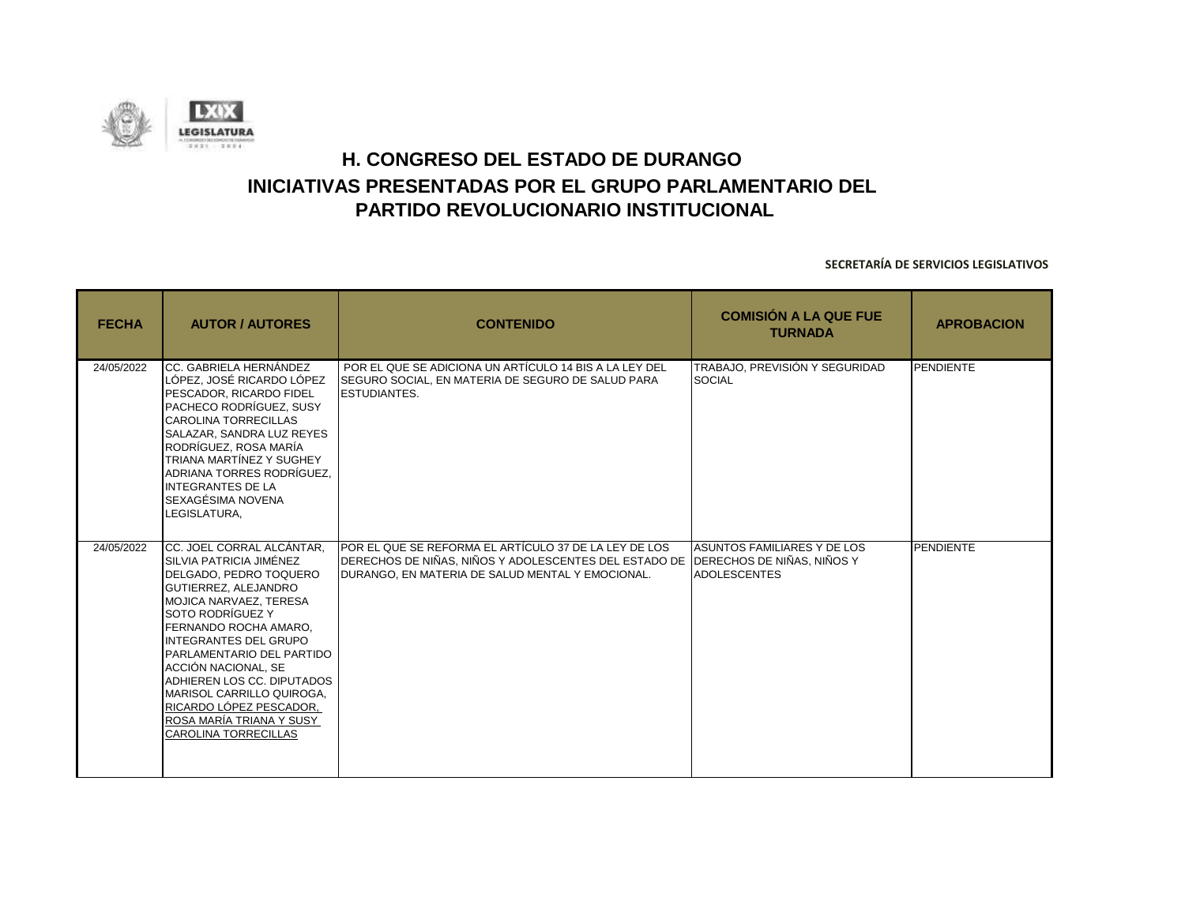# H. CONGRESO DEL ESTADO DE DURANGO
# INICIATIVAS PRESENTADAS POR EL GRUPO PARLAMENTARIO DEL PARTIDO REVOLUCIONARIO INSTITUCIONAL

**SECRETARÍA DE SERVICIOS LEGISLATIVOS**

| FECHA | AUTOR / AUTORES | CONTENIDO | COMISIÓN A LA QUE FUE TURNADA | APROBACION |
|---|---|---|---|---|
| 24/05/2022 | CC. GABRIELA HERNÁNDEZ LÓPEZ, JOSÉ RICARDO LÓPEZ PESCADOR, RICARDO FIDEL PACHECO RODRÍGUEZ, SUSY CAROLINA TORRECILLAS SALAZAR, SANDRA LUZ REYES RODRÍGUEZ, ROSA MARÍA TRIANA MARTÍNEZ Y SUGHEY ADRIANA TORRES RODRÍGUEZ, INTEGRANTES DE LA SEXAGÉSIMA NOVENA LEGISLATURA, | POR EL QUE SE ADICIONA UN ARTÍCULO 14 BIS A LA LEY DEL SEGURO SOCIAL, EN MATERIA DE SEGURO DE SALUD PARA ESTUDIANTES. | TRABAJO, PREVISIÓN Y SEGURIDAD SOCIAL | PENDIENTE |
| 24/05/2022 | CC. JOEL CORRAL ALCÁNTAR, SILVIA PATRICIA JIMÉNEZ DELGADO, PEDRO TOQUERO GUTIERREZ, ALEJANDRO MOJICA NARVAEZ, TERESA SOTO RODRÍGUEZ Y FERNANDO ROCHA AMARO, INTEGRANTES DEL GRUPO PARLAMENTARIO DEL PARTIDO ACCIÓN NACIONAL, SE ADHIEREN LOS CC. DIPUTADOS MARISOL CARRILLO QUIROGA, RICARDO LÓPEZ PESCADOR, ROSA MARÍA TRIANA Y SUSY CAROLINA TORRECILLAS | POR EL QUE SE REFORMA EL ARTÍCULO 37 DE LA LEY DE LOS DERECHOS DE NIÑAS, NIÑOS Y ADOLESCENTES DEL ESTADO DE DURANGO, EN MATERIA DE SALUD MENTAL Y EMOCIONAL. | ASUNTOS FAMILIARES Y DE LOS DERECHOS DE NIÑAS, NIÑOS Y ADOLESCENTES | PENDIENTE |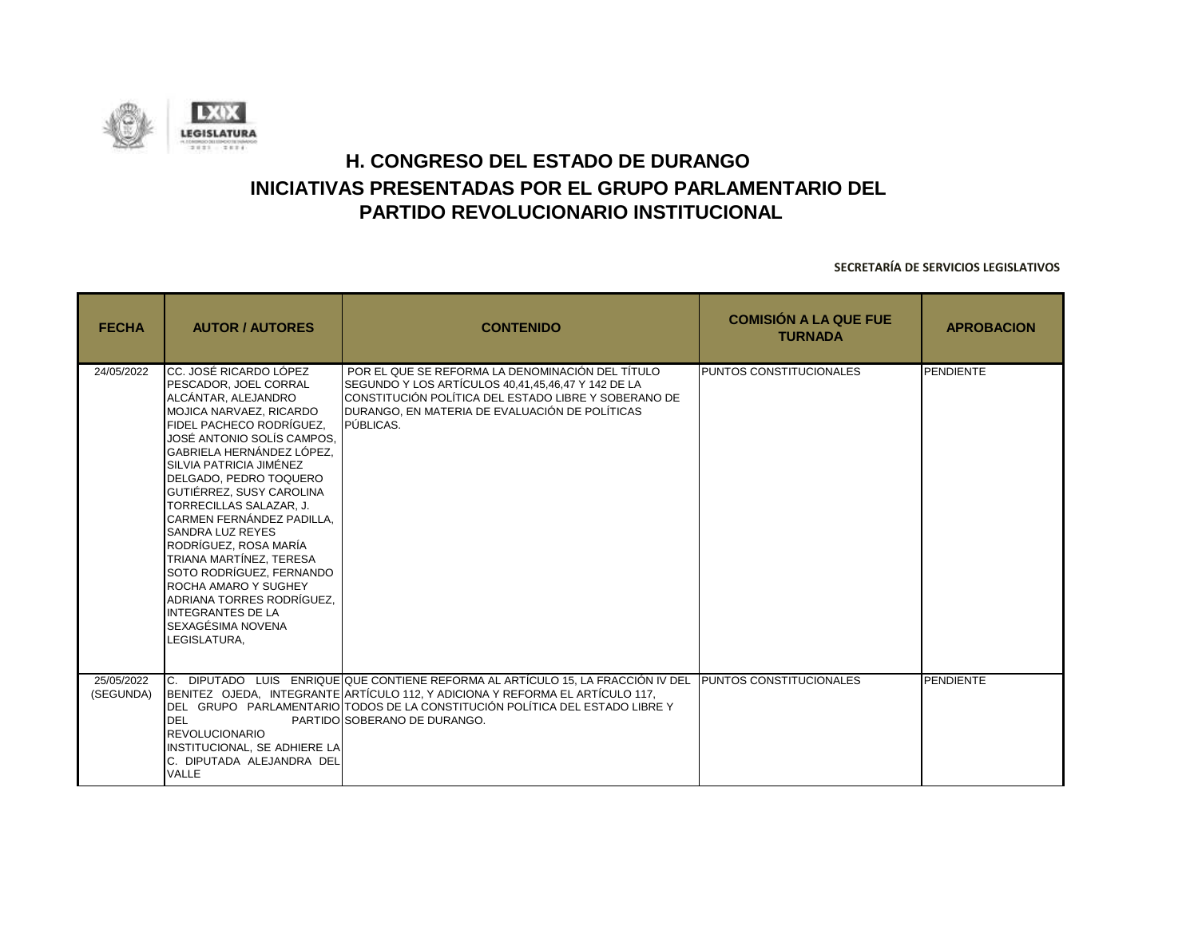# H. CONGRESO DEL ESTADO DE DURANGO

## INICIATIVAS PRESENTADAS POR EL GRUPO PARLAMENTARIO DEL PARTIDO REVOLUCIONARIO INSTITUCIONAL

**SECRETARÍA DE SERVICIOS LEGISLATIVOS**

| FECHA | AUTOR / AUTORES | CONTENIDO | COMISIÓN A LA QUE FUE TURNADA | APROBACION |
|---|---|---|---|---|
| 24/05/2022 | CC. JOSÉ RICARDO LÓPEZ PESCADOR, JOEL CORRAL ALCÁNTAR, ALEJANDRO MOJICA NARVAEZ, RICARDO FIDEL PACHECO RODRÍGUEZ, JOSÉ ANTONIO SOLÍS CAMPOS, GABRIELA HERNÁNDEZ LÓPEZ, SILVIA PATRICIA JIMÉNEZ DELGADO, PEDRO TOQUERO GUTIÉRREZ, SUSY CAROLINA TORRECILLAS SALAZAR, J. CARMEN FERNÁNDEZ PADILLA, SANDRA LUZ REYES RODRÍGUEZ, ROSA MARÍA TRIANA MARTÍNEZ, TERESA SOTO RODRÍGUEZ, FERNANDO ROCHA AMARO Y SUGHEY ADRIANA TORRES RODRÍGUEZ, INTEGRANTES DE LA SEXAGÉSIMA NOVENA LEGISLATURA, | POR EL QUE SE REFORMA LA DENOMINACIÓN DEL TÍTULO SEGUNDO Y LOS ARTÍCULOS 40,41,45,46,47 Y 142 DE LA CONSTITUCIÓN POLÍTICA DEL ESTADO LIBRE Y SOBERANO DE DURANGO, EN MATERIA DE EVALUACIÓN DE POLÍTICAS PÚBLICAS. | PUNTOS CONSTITUCIONALES | PENDIENTE |
| 25/05/2022 (SEGUNDA) | C. DIPUTADO LUIS ENRIQUE BENITEZ OJEDA, INTEGRANTE DEL GRUPO PARLAMENTARIO DEL PARTIDO REVOLUCIONARIO INSTITUCIONAL, SE ADHIERE LA C. DIPUTADA ALEJANDRA DEL VALLE | QUE CONTIENE REFORMA AL ARTÍCULO 15, LA FRACCIÓN IV DEL ARTÍCULO 112, Y ADICIONA Y REFORMA EL ARTÍCULO 117, TODOS DE LA CONSTITUCIÓN POLÍTICA DEL ESTADO LIBRE Y SOBERANO DE DURANGO. | PUNTOS CONSTITUCIONALES | PENDIENTE |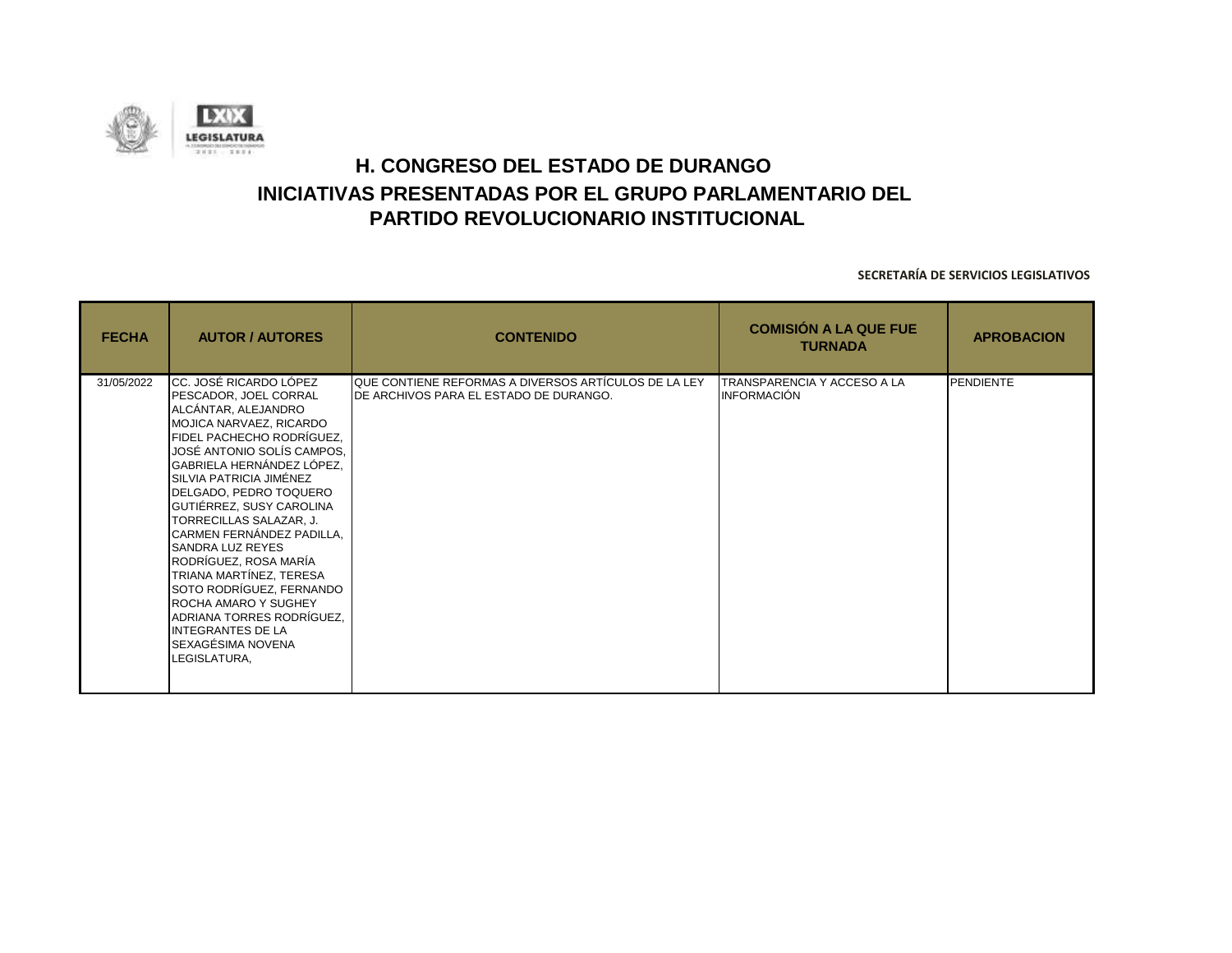# H. CONGRESO DEL ESTADO DE DURANGO

## INICIATIVAS PRESENTADAS POR EL GRUPO PARLAMENTARIO DEL PARTIDO REVOLUCIONARIO INSTITUCIONAL

**SECRETARÍA DE SERVICIOS LEGISLATIVOS**

| FECHA | AUTOR / AUTORES | CONTENIDO | COMISIÓN A LA QUE FUE TURNADA | APROBACION |
|---|---|---|---|---|
| 31/05/2022 | CC. JOSÉ RICARDO LÓPEZ PESCADOR, JOEL CORRAL ALCÁNTAR, ALEJANDRO MOJICA NARVAEZ, RICARDO FIDEL PACHECHO RODRÍGUEZ, JOSÉ ANTONIO SOLÍS CAMPOS, GABRIELA HERNÁNDEZ LÓPEZ, SILVIA PATRICIA JIMÉNEZ DELGADO, PEDRO TOQUERO GUTIÉRREZ, SUSY CAROLINA TORRECILLAS SALAZAR, J. CARMEN FERNÁNDEZ PADILLA, SANDRA LUZ REYES RODRÍGUEZ, ROSA MARÍA TRIANA MARTÍNEZ, TERESA SOTO RODRÍGUEZ, FERNANDO ROCHA AMARO Y SUGHEY ADRIANA TORRES RODRÍGUEZ, INTEGRANTES DE LA SEXAGÉSIMA NOVENA LEGISLATURA, | QUE CONTIENE REFORMAS A DIVERSOS ARTÍCULOS DE LA LEY DE ARCHIVOS PARA EL ESTADO DE DURANGO. | TRANSPARENCIA Y ACCESO A LA INFORMACIÓN | PENDIENTE |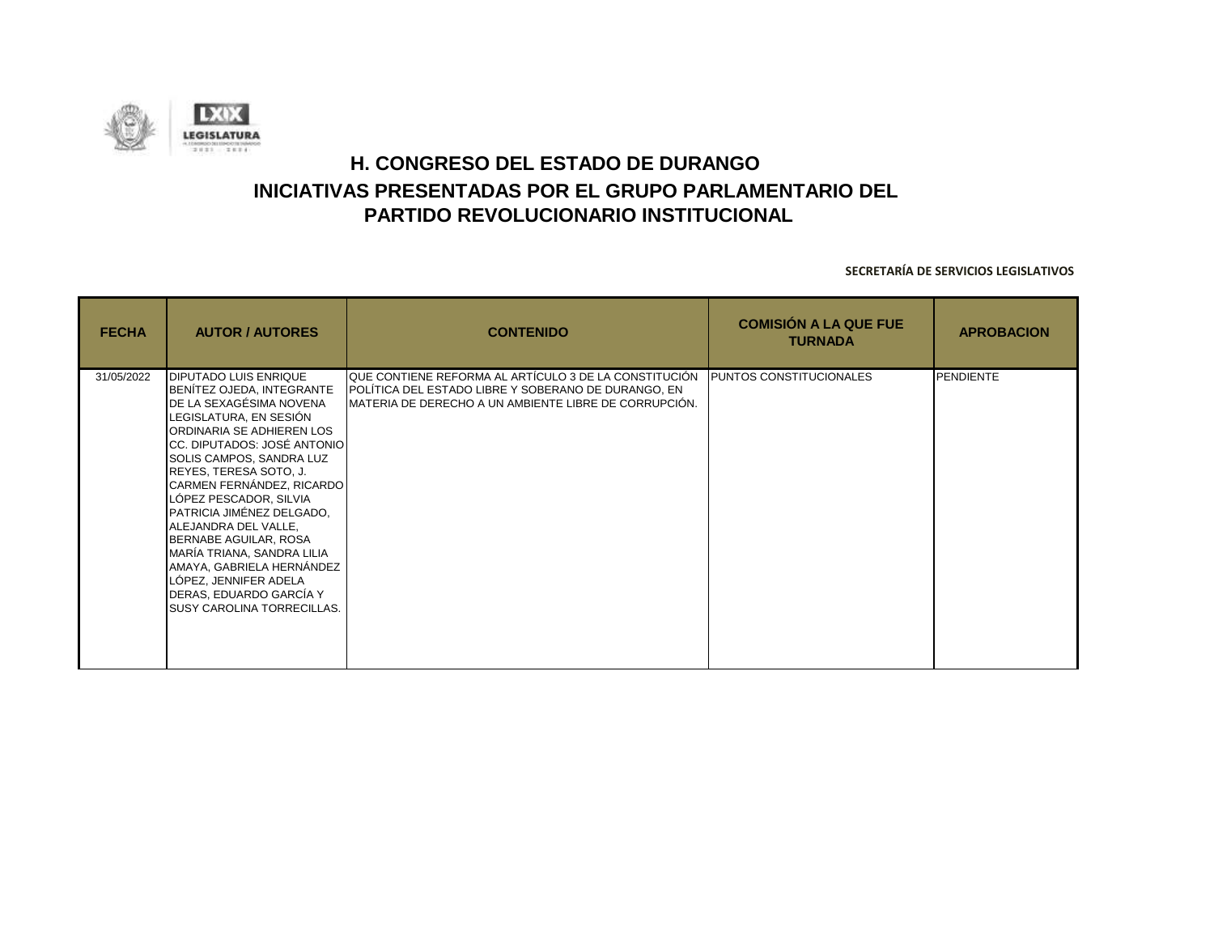# H. CONGRESO DEL ESTADO DE DURANGO

## INICIATIVAS PRESENTADAS POR EL GRUPO PARLAMENTARIO DEL PARTIDO REVOLUCIONARIO INSTITUCIONAL

**SECRETARÍA DE SERVICIOS LEGISLATIVOS**

| FECHA | AUTOR / AUTORES | CONTENIDO | COMISIÓN A LA QUE FUE TURNADA | APROBACION |
|---|---|---|---|---|
| 31/05/2022 | DIPUTADO LUIS ENRIQUE BENÍTEZ OJEDA, INTEGRANTE DE LA SEXAGÉSIMA NOVENA LEGISLATURA, EN SESIÓN ORDINARIA SE ADHIEREN LOS CC. DIPUTADOS: JOSÉ ANTONIO SOLIS CAMPOS, SANDRA LUZ REYES, TERESA SOTO, J. CARMEN FERNÁNDEZ, RICARDO LÓPEZ PESCADOR, SILVIA PATRICIA JIMÉNEZ DELGADO, ALEJANDRA DEL VALLE, BERNABE AGUILAR, ROSA MARÍA TRIANA, SANDRA LILIA AMAYA, GABRIELA HERNÁNDEZ LÓPEZ, JENNIFER ADELA DERAS, EDUARDO GARCÍA Y SUSY CAROLINA TORRECILLAS. | QUE CONTIENE REFORMA AL ARTÍCULO 3 DE LA CONSTITUCIÓN POLÍTICA DEL ESTADO LIBRE Y SOBERANO DE DURANGO, EN MATERIA DE DERECHO A UN AMBIENTE LIBRE DE CORRUPCIÓN. | PUNTOS CONSTITUCIONALES | PENDIENTE |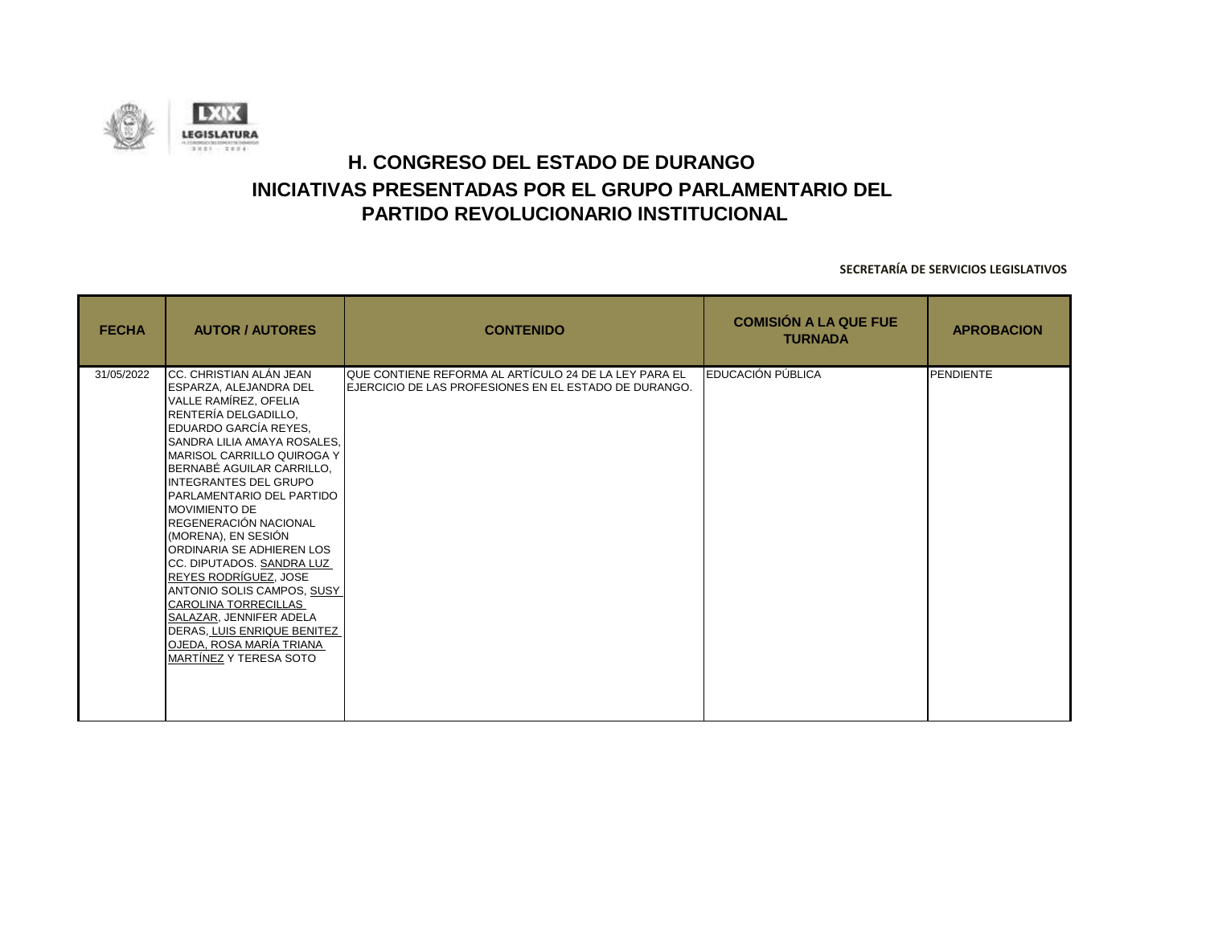# H. CONGRESO DEL ESTADO DE DURANGO
## INICIATIVAS PRESENTADAS POR EL GRUPO PARLAMENTARIO DEL PARTIDO REVOLUCIONARIO INSTITUCIONAL

**SECRETARÍA DE SERVICIOS LEGISLATIVOS**

| FECHA | AUTOR / AUTORES | CONTENIDO | COMISIÓN A LA QUE FUE TURNADA | APROBACION |
|---|---|---|---|---|
| 31/05/2022 | CC. CHRISTIAN ALÁN JEAN ESPARZA, ALEJANDRA DEL VALLE RAMÍREZ, OFELIA RENTERÍA DELGADILLO, EDUARDO GARCÍA REYES, SANDRA LILIA AMAYA ROSALES, MARISOL CARRILLO QUIROGA Y BERNABÉ AGUILAR CARRILLO, INTEGRANTES DEL GRUPO PARLAMENTARIO DEL PARTIDO MOVIMIENTO DE REGENERACIÓN NACIONAL (MORENA), EN SESIÓN ORDINARIA SE ADHIEREN LOS CC. DIPUTADOS. SANDRA LUZ REYES RODRÍGUEZ, JOSE ANTONIO SOLIS CAMPOS, SUSY CAROLINA TORRECILLAS SALAZAR, JENNIFER ADELA DERAS, LUIS ENRIQUE BENITEZ OJEDA, ROSA MARÍA TRIANA MARTÍNEZ Y TERESA SOTO | QUE CONTIENE REFORMA AL ARTÍCULO 24 DE LA LEY PARA EL EJERCICIO DE LAS PROFESIONES EN EL ESTADO DE DURANGO. | EDUCACIÓN PÚBLICA | PENDIENTE |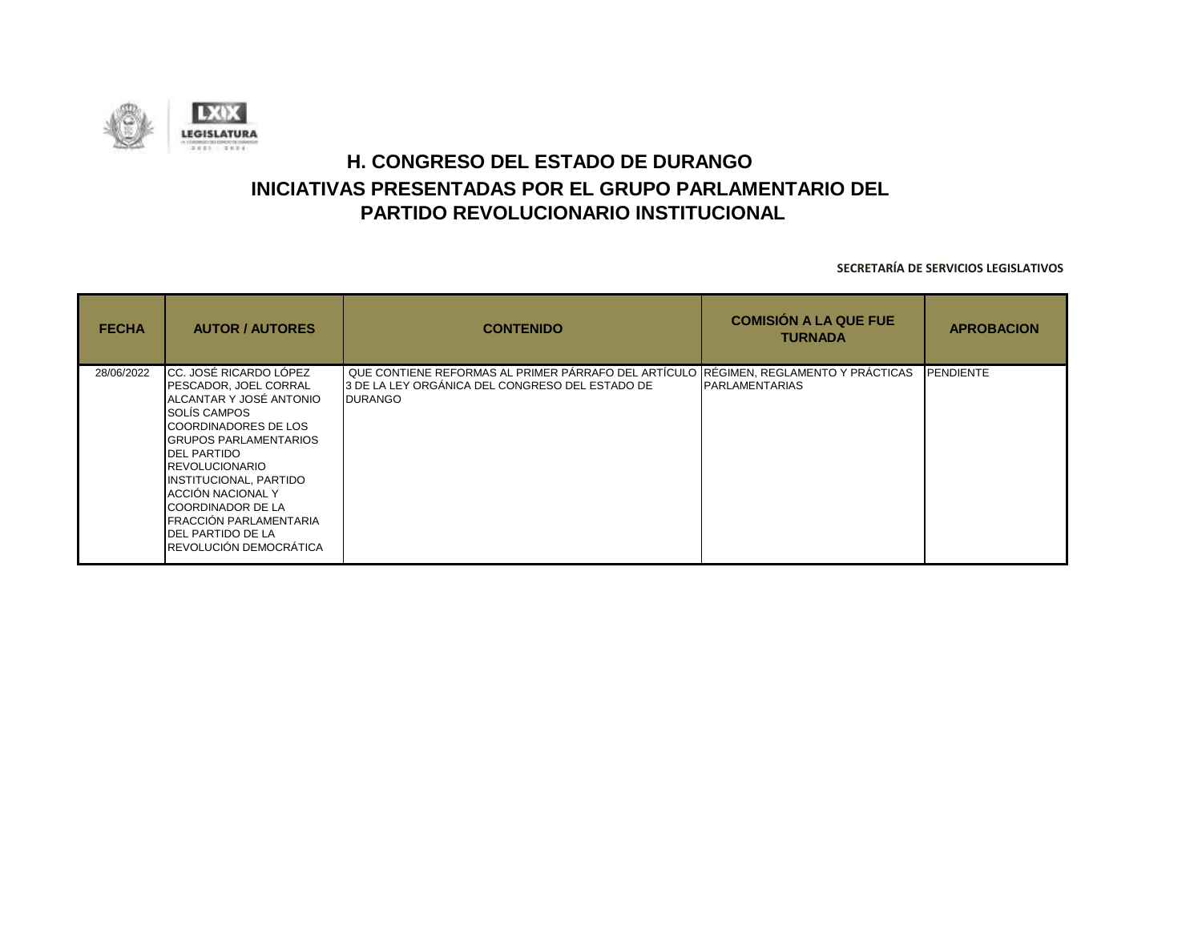# H. CONGRESO DEL ESTADO DE DURANGO

## INICIATIVAS PRESENTADAS POR EL GRUPO PARLAMENTARIO DEL PARTIDO REVOLUCIONARIO INSTITUCIONAL

**SECRETARÍA DE SERVICIOS LEGISLATIVOS**

| FECHA | AUTOR / AUTORES | CONTENIDO | COMISIÓN A LA QUE FUE TURNADA | APROBACION |
|---|---|---|---|---|
| 28/06/2022 | CC. JOSÉ RICARDO LÓPEZ PESCADOR, JOEL CORRAL ALCANTAR Y JOSÉ ANTONIO SOLÍS CAMPOS COORDINADORES DE LOS GRUPOS PARLAMENTARIOS DEL PARTIDO REVOLUCIONARIO INSTITUCIONAL, PARTIDO ACCIÓN NACIONAL Y COORDINADOR DE LA FRACCIÓN PARLAMENTARIA DEL PARTIDO DE LA REVOLUCIÓN DEMOCRÁTICA | QUE CONTIENE REFORMAS AL PRIMER PÁRRAFO DEL ARTÍCULO 3 DE LA LEY ORGÁNICA DEL CONGRESO DEL ESTADO DE DURANGO | RÉGIMEN, REGLAMENTO Y PRÁCTICAS PARLAMENTARIAS | PENDIENTE |